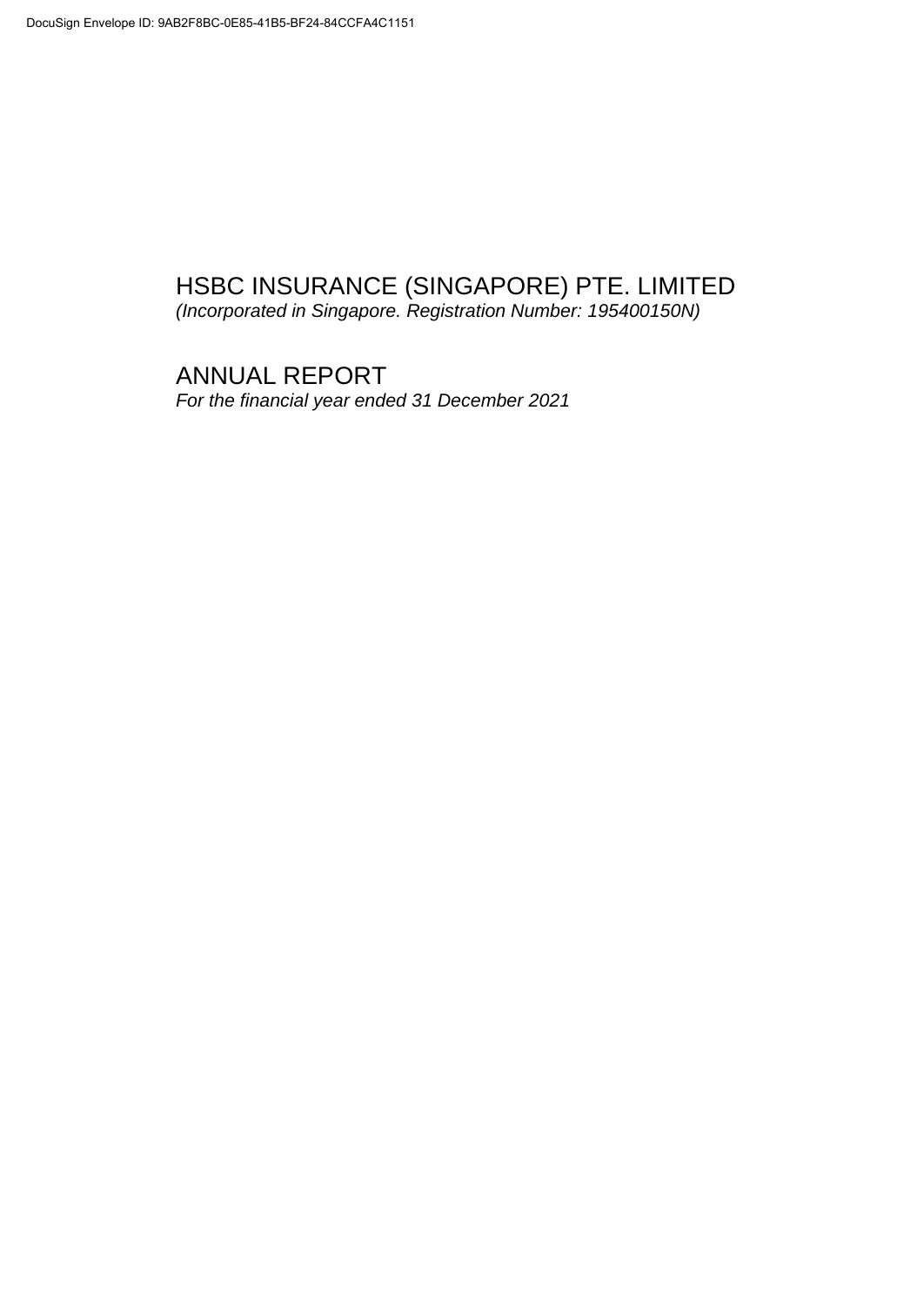# HSBC INSURANCE (SINGAPORE) PTE. LIMITED

*(Incorporated in Singapore. Registration Number: 195400150N)*

## ANNUAL REPORT

*For the financial year ended 31 December 2021*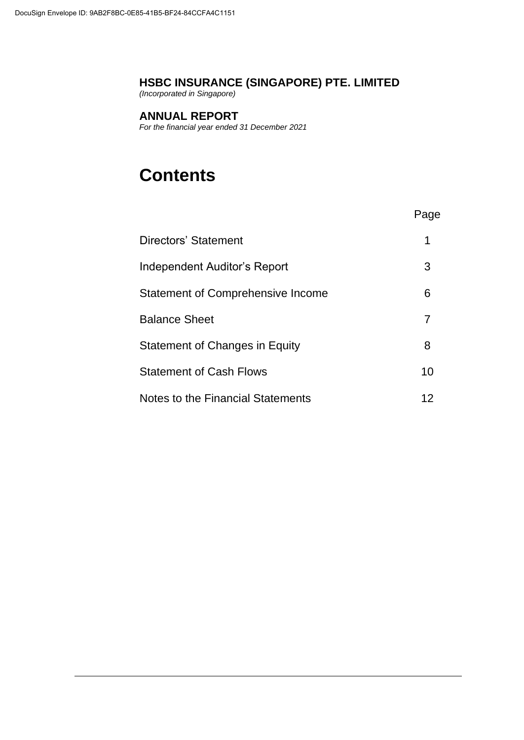**HSBC INSURANCE (SINGAPORE) PTE. LIMITED**
*(Incorporated in Singapore)*

**ANNUAL REPORT**
*For the financial year ended 31 December 2021*

# Contents

| | Page |
|---|---|
| Directors' Statement | 1 |
| Independent Auditor's Report | 3 |
| Statement of Comprehensive Income | 6 |
| Balance Sheet | 7 |
| Statement of Changes in Equity | 8 |
| Statement of Cash Flows | 10 |
| Notes to the Financial Statements | 12 |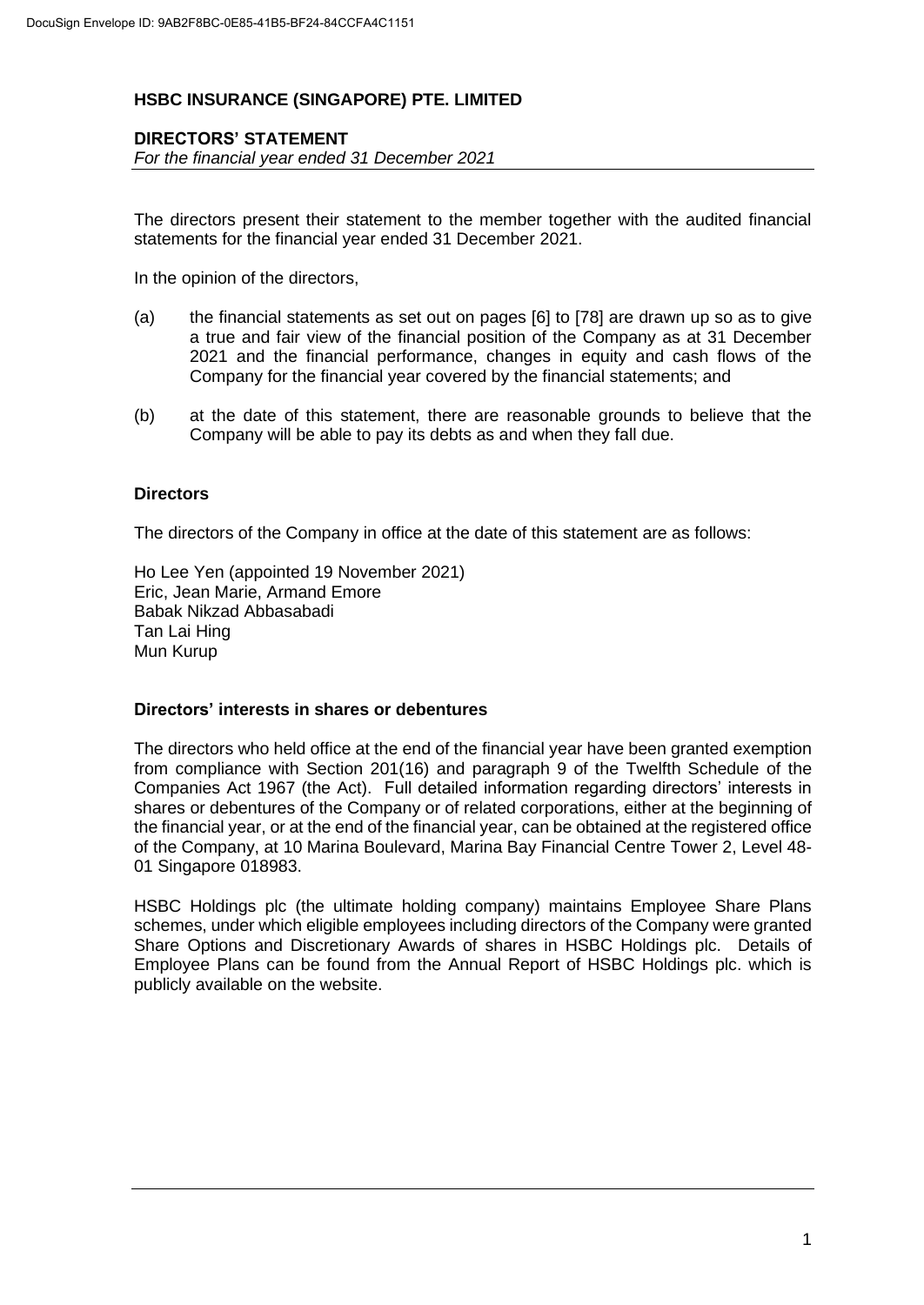# HSBC INSURANCE (SINGAPORE) PTE. LIMITED

## DIRECTORS' STATEMENT

*For the financial year ended 31 December 2021*

The directors present their statement to the member together with the audited financial statements for the financial year ended 31 December 2021.

In the opinion of the directors,

(a) the financial statements as set out on pages [6] to [78] are drawn up so as to give a true and fair view of the financial position of the Company as at 31 December 2021 and the financial performance, changes in equity and cash flows of the Company for the financial year covered by the financial statements; and

(b) at the date of this statement, there are reasonable grounds to believe that the Company will be able to pay its debts as and when they fall due.

### Directors

The directors of the Company in office at the date of this statement are as follows:

Ho Lee Yen (appointed 19 November 2021)
Eric, Jean Marie, Armand Emore
Babak Nikzad Abbasabadi
Tan Lai Hing
Mun Kurup

### Directors' interests in shares or debentures

The directors who held office at the end of the financial year have been granted exemption from compliance with Section 201(16) and paragraph 9 of the Twelfth Schedule of the Companies Act 1967 (the Act). Full detailed information regarding directors' interests in shares or debentures of the Company or of related corporations, either at the beginning of the financial year, or at the end of the financial year, can be obtained at the registered office of the Company, at 10 Marina Boulevard, Marina Bay Financial Centre Tower 2, Level 48-01 Singapore 018983.

HSBC Holdings plc (the ultimate holding company) maintains Employee Share Plans schemes, under which eligible employees including directors of the Company were granted Share Options and Discretionary Awards of shares in HSBC Holdings plc. Details of Employee Plans can be found from the Annual Report of HSBC Holdings plc. which is publicly available on the website.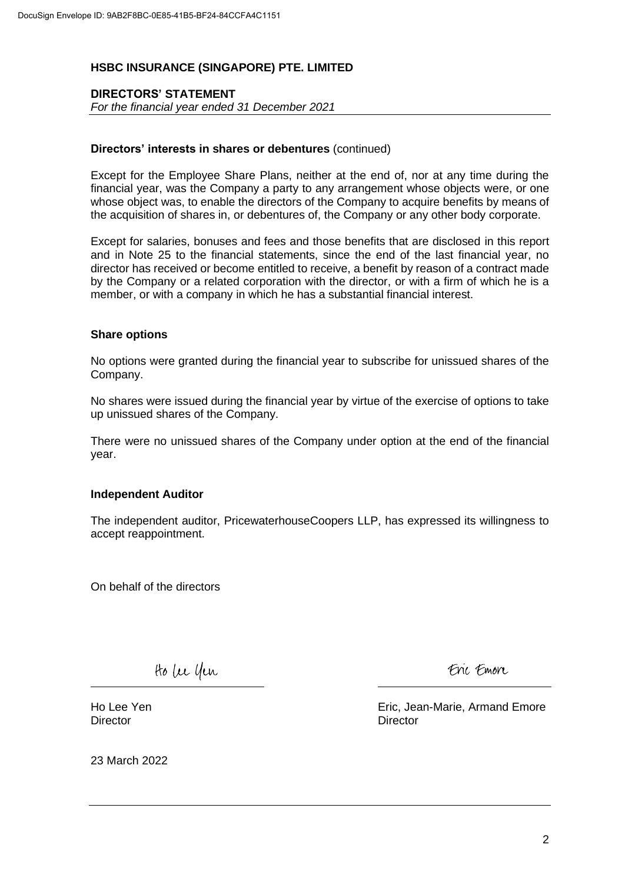# HSBC INSURANCE (SINGAPORE) PTE. LIMITED

## DIRECTORS' STATEMENT

*For the financial year ended 31 December 2021*

**Directors' interests in shares or debentures** (continued)

Except for the Employee Share Plans, neither at the end of, nor at any time during the financial year, was the Company a party to any arrangement whose objects were, or one whose object was, to enable the directors of the Company to acquire benefits by means of the acquisition of shares in, or debentures of, the Company or any other body corporate.

Except for salaries, bonuses and fees and those benefits that are disclosed in this report and in Note 25 to the financial statements, since the end of the last financial year, no director has received or become entitled to receive, a benefit by reason of a contract made by the Company or a related corporation with the director, or with a firm of which he is a member, or with a company in which he has a substantial financial interest.

**Share options**

No options were granted during the financial year to subscribe for unissued shares of the Company.

No shares were issued during the financial year by virtue of the exercise of options to take up unissued shares of the Company.

There were no unissued shares of the Company under option at the end of the financial year.

**Independent Auditor**

The independent auditor, PricewaterhouseCoopers LLP, has expressed its willingness to accept reappointment.

On behalf of the directors

Ho Lee Yen
Director

Eric, Jean-Marie, Armand Emore
Director

23 March 2022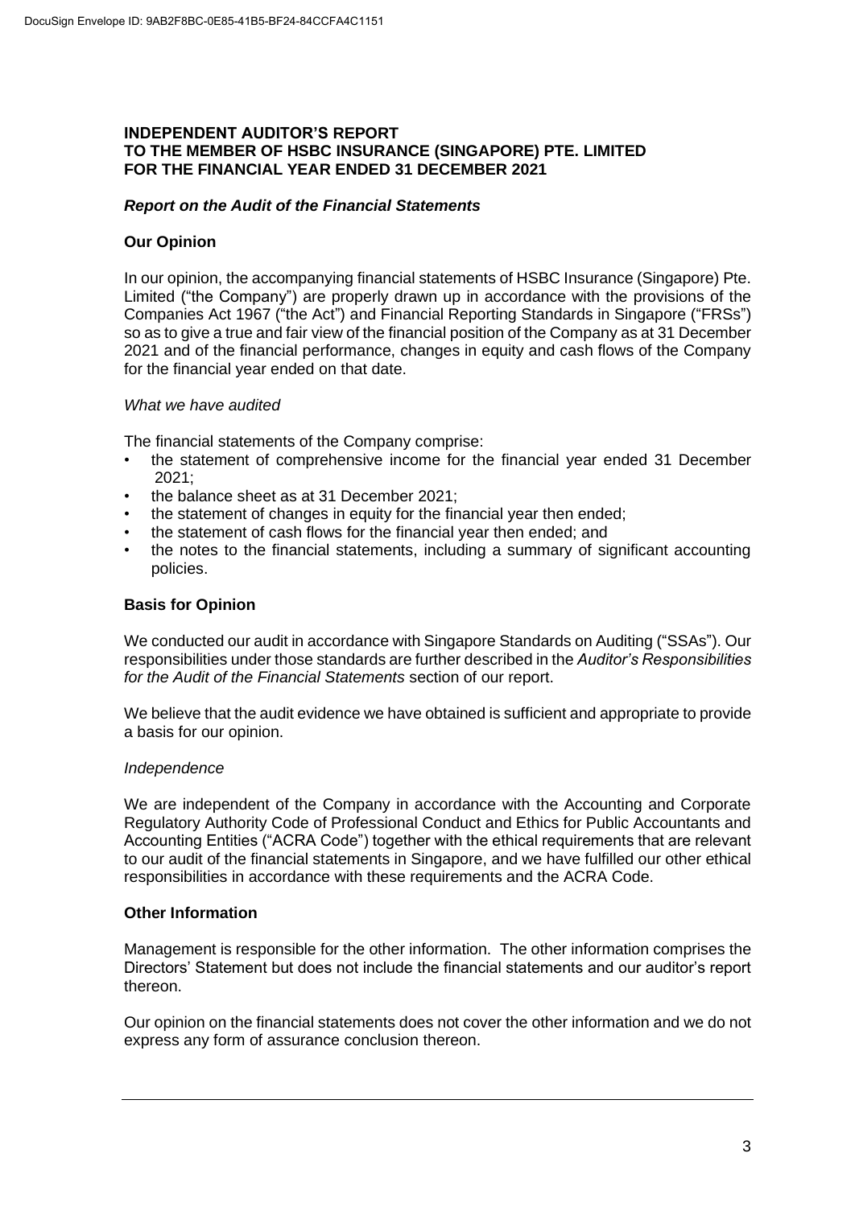**INDEPENDENT AUDITOR'S REPORT**
**TO THE MEMBER OF HSBC INSURANCE (SINGAPORE) PTE. LIMITED**
**FOR THE FINANCIAL YEAR ENDED 31 DECEMBER 2021**

***Report on the Audit of the Financial Statements***

**Our Opinion**

In our opinion, the accompanying financial statements of HSBC Insurance (Singapore) Pte. Limited ("the Company") are properly drawn up in accordance with the provisions of the Companies Act 1967 ("the Act") and Financial Reporting Standards in Singapore ("FRSs") so as to give a true and fair view of the financial position of the Company as at 31 December 2021 and of the financial performance, changes in equity and cash flows of the Company for the financial year ended on that date.

*What we have audited*

The financial statements of the Company comprise:

- the statement of comprehensive income for the financial year ended 31 December 2021;
- the balance sheet as at 31 December 2021;
- the statement of changes in equity for the financial year then ended;
- the statement of cash flows for the financial year then ended; and
- the notes to the financial statements, including a summary of significant accounting policies.

**Basis for Opinion**

We conducted our audit in accordance with Singapore Standards on Auditing ("SSAs"). Our responsibilities under those standards are further described in the *Auditor's Responsibilities for the Audit of the Financial Statements* section of our report.

We believe that the audit evidence we have obtained is sufficient and appropriate to provide a basis for our opinion.

*Independence*

We are independent of the Company in accordance with the Accounting and Corporate Regulatory Authority Code of Professional Conduct and Ethics for Public Accountants and Accounting Entities ("ACRA Code") together with the ethical requirements that are relevant to our audit of the financial statements in Singapore, and we have fulfilled our other ethical responsibilities in accordance with these requirements and the ACRA Code.

**Other Information**

Management is responsible for the other information. The other information comprises the Directors' Statement but does not include the financial statements and our auditor's report thereon.

Our opinion on the financial statements does not cover the other information and we do not express any form of assurance conclusion thereon.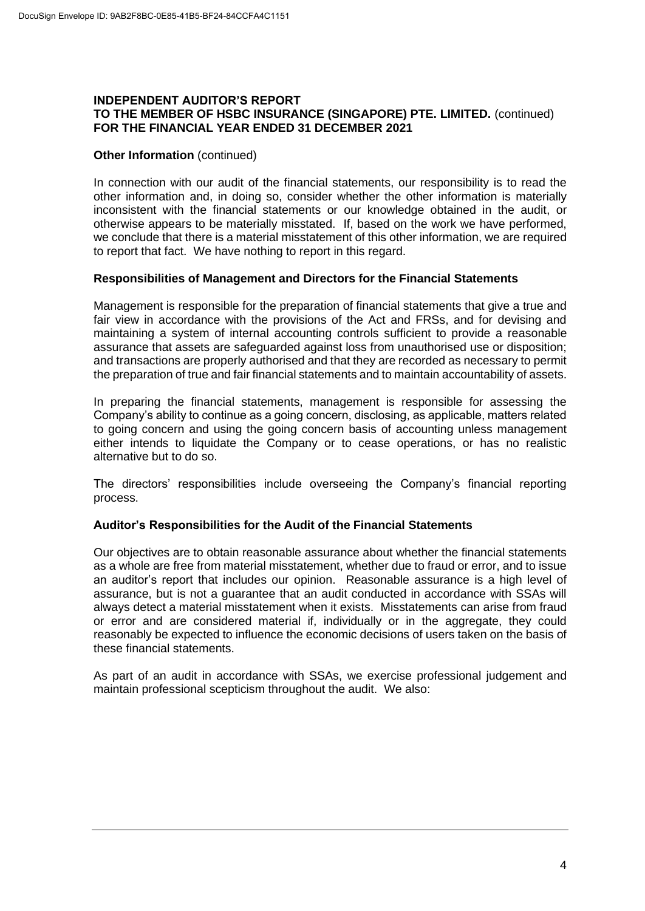**INDEPENDENT AUDITOR'S REPORT**
**TO THE MEMBER OF HSBC INSURANCE (SINGAPORE) PTE. LIMITED.** (continued)
**FOR THE FINANCIAL YEAR ENDED 31 DECEMBER 2021**

**Other Information** (continued)

In connection with our audit of the financial statements, our responsibility is to read the other information and, in doing so, consider whether the other information is materially inconsistent with the financial statements or our knowledge obtained in the audit, or otherwise appears to be materially misstated. If, based on the work we have performed, we conclude that there is a material misstatement of this other information, we are required to report that fact. We have nothing to report in this regard.

**Responsibilities of Management and Directors for the Financial Statements**

Management is responsible for the preparation of financial statements that give a true and fair view in accordance with the provisions of the Act and FRSs, and for devising and maintaining a system of internal accounting controls sufficient to provide a reasonable assurance that assets are safeguarded against loss from unauthorised use or disposition; and transactions are properly authorised and that they are recorded as necessary to permit the preparation of true and fair financial statements and to maintain accountability of assets.

In preparing the financial statements, management is responsible for assessing the Company's ability to continue as a going concern, disclosing, as applicable, matters related to going concern and using the going concern basis of accounting unless management either intends to liquidate the Company or to cease operations, or has no realistic alternative but to do so.

The directors' responsibilities include overseeing the Company's financial reporting process.

**Auditor's Responsibilities for the Audit of the Financial Statements**

Our objectives are to obtain reasonable assurance about whether the financial statements as a whole are free from material misstatement, whether due to fraud or error, and to issue an auditor's report that includes our opinion. Reasonable assurance is a high level of assurance, but is not a guarantee that an audit conducted in accordance with SSAs will always detect a material misstatement when it exists. Misstatements can arise from fraud or error and are considered material if, individually or in the aggregate, they could reasonably be expected to influence the economic decisions of users taken on the basis of these financial statements.

As part of an audit in accordance with SSAs, we exercise professional judgement and maintain professional scepticism throughout the audit. We also: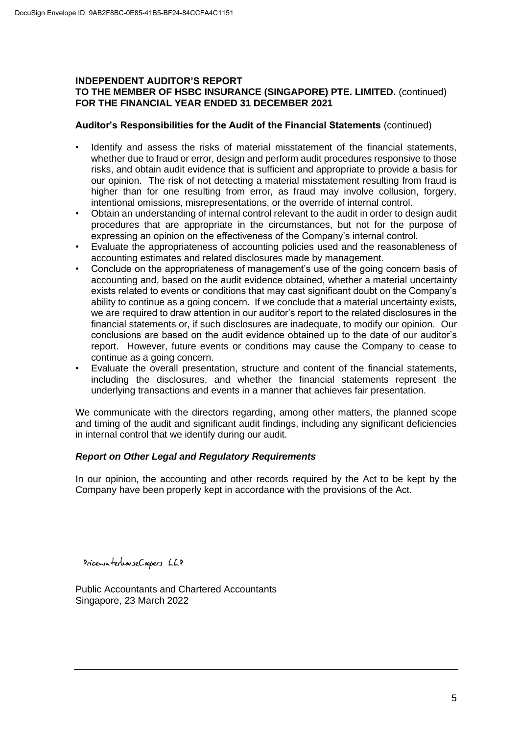**INDEPENDENT AUDITOR'S REPORT**
**TO THE MEMBER OF HSBC INSURANCE (SINGAPORE) PTE. LIMITED.** (continued)
**FOR THE FINANCIAL YEAR ENDED 31 DECEMBER 2021**

**Auditor's Responsibilities for the Audit of the Financial Statements** (continued)

- Identify and assess the risks of material misstatement of the financial statements, whether due to fraud or error, design and perform audit procedures responsive to those risks, and obtain audit evidence that is sufficient and appropriate to provide a basis for our opinion. The risk of not detecting a material misstatement resulting from fraud is higher than for one resulting from error, as fraud may involve collusion, forgery, intentional omissions, misrepresentations, or the override of internal control.
- Obtain an understanding of internal control relevant to the audit in order to design audit procedures that are appropriate in the circumstances, but not for the purpose of expressing an opinion on the effectiveness of the Company's internal control.
- Evaluate the appropriateness of accounting policies used and the reasonableness of accounting estimates and related disclosures made by management.
- Conclude on the appropriateness of management's use of the going concern basis of accounting and, based on the audit evidence obtained, whether a material uncertainty exists related to events or conditions that may cast significant doubt on the Company's ability to continue as a going concern. If we conclude that a material uncertainty exists, we are required to draw attention in our auditor's report to the related disclosures in the financial statements or, if such disclosures are inadequate, to modify our opinion. Our conclusions are based on the audit evidence obtained up to the date of our auditor's report. However, future events or conditions may cause the Company to cease to continue as a going concern.
- Evaluate the overall presentation, structure and content of the financial statements, including the disclosures, and whether the financial statements represent the underlying transactions and events in a manner that achieves fair presentation.

We communicate with the directors regarding, among other matters, the planned scope and timing of the audit and significant audit findings, including any significant deficiencies in internal control that we identify during our audit.

***Report on Other Legal and Regulatory Requirements***

In our opinion, the accounting and other records required by the Act to be kept by the Company have been properly kept in accordance with the provisions of the Act.

PricewaterhouseCoopers LLP

Public Accountants and Chartered Accountants
Singapore, 23 March 2022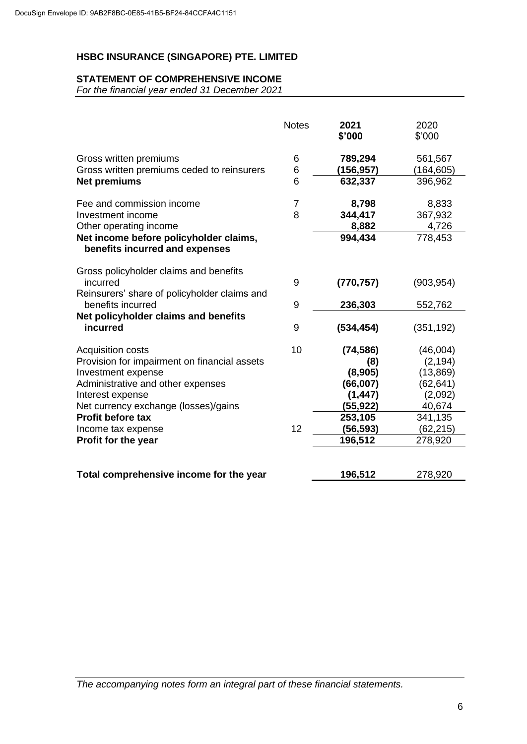**HSBC INSURANCE (SINGAPORE) PTE. LIMITED**

**STATEMENT OF COMPREHENSIVE INCOME**
*For the financial year ended 31 December 2021*

| | Notes | 2021<br>$'000 | 2020<br>$'000 |
|---|---|---|---|
| Gross written premiums | 6 | **789,294** | 561,567 |
| Gross written premiums ceded to reinsurers | 6 | **(156,957)** | (164,605) |
| **Net premiums** | 6 | **632,337** | 396,962 |
| | | | |
| Fee and commission income | 7 | **8,798** | 8,833 |
| Investment income | 8 | **344,417** | 367,932 |
| Other operating income | | **8,882** | 4,726 |
| **Net income before policyholder claims, benefits incurred and expenses** | | **994,434** | 778,453 |
| | | | |
| Gross policyholder claims and benefits incurred | 9 | **(770,757)** | (903,954) |
| Reinsurers' share of policyholder claims and benefits incurred | 9 | **236,303** | 552,762 |
| **Net policyholder claims and benefits incurred** | 9 | **(534,454)** | (351,192) |
| | | | |
| Acquisition costs | 10 | **(74,586)** | (46,004) |
| Provision for impairment on financial assets | | **(8)** | (2,194) |
| Investment expense | | **(8,905)** | (13,869) |
| Administrative and other expenses | | **(66,007)** | (62,641) |
| Interest expense | | **(1,447)** | (2,092) |
| Net currency exchange (losses)/gains | | **(55,922)** | 40,674 |
| **Profit before tax** | | **253,105** | 341,135 |
| Income tax expense | 12 | **(56,593)** | (62,215) |
| **Profit for the year** | | **196,512** | 278,920 |
| | | | |
| **Total comprehensive income for the year** | | **196,512** | 278,920 |

*The accompanying notes form an integral part of these financial statements.*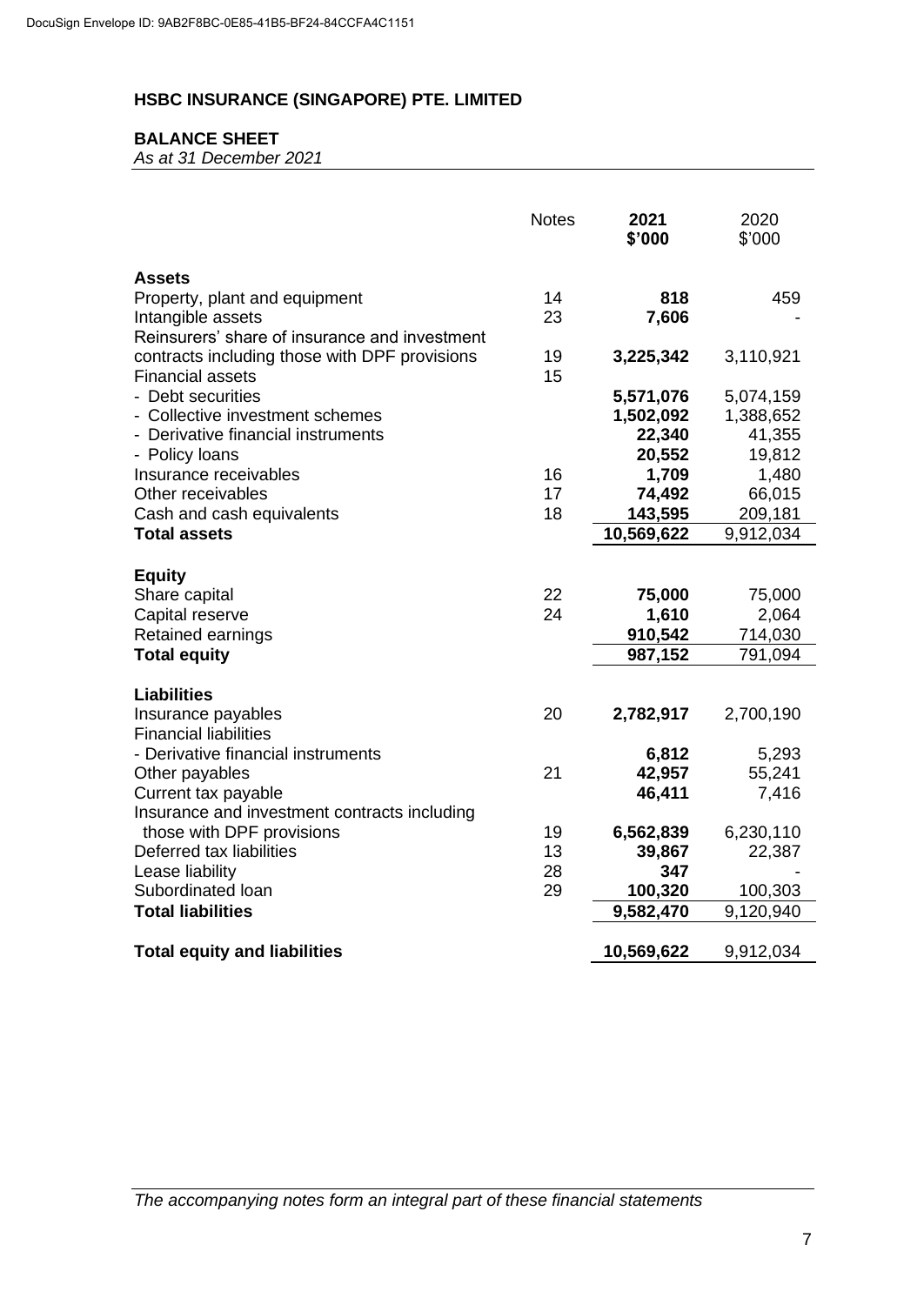DocuSign Envelope ID: 9AB2F8BC-0E85-41B5-BF24-84CCFA4C1151

# HSBC INSURANCE (SINGAPORE) PTE. LIMITED

## BALANCE SHEET

*As at 31 December 2021*

| | Notes | **2021 $'000** | 2020 $'000 |
|---|---|---|---|
| **Assets** | | | |
| Property, plant and equipment | 14 | **818** | 459 |
| Intangible assets | 23 | **7,606** | - |
| Reinsurers' share of insurance and investment contracts including those with DPF provisions | 19 | **3,225,342** | 3,110,921 |
| Financial assets | 15 | | |
| - Debt securities | | **5,571,076** | 5,074,159 |
| - Collective investment schemes | | **1,502,092** | 1,388,652 |
| - Derivative financial instruments | | **22,340** | 41,355 |
| - Policy loans | | **20,552** | 19,812 |
| Insurance receivables | 16 | **1,709** | 1,480 |
| Other receivables | 17 | **74,492** | 66,015 |
| Cash and cash equivalents | 18 | **143,595** | 209,181 |
| **Total assets** | | **10,569,622** | 9,912,034 |
| | | | |
| **Equity** | | | |
| Share capital | 22 | **75,000** | 75,000 |
| Capital reserve | 24 | **1,610** | 2,064 |
| Retained earnings | | **910,542** | 714,030 |
| **Total equity** | | **987,152** | 791,094 |
| | | | |
| **Liabilities** | | | |
| Insurance payables | 20 | **2,782,917** | 2,700,190 |
| Financial liabilities | | | |
| - Derivative financial instruments | | **6,812** | 5,293 |
| Other payables | 21 | **42,957** | 55,241 |
| Current tax payable | | **46,411** | 7,416 |
| Insurance and investment contracts including those with DPF provisions | 19 | **6,562,839** | 6,230,110 |
| Deferred tax liabilities | 13 | **39,867** | 22,387 |
| Lease liability | 28 | **347** | - |
| Subordinated loan | 29 | **100,320** | 100,303 |
| **Total liabilities** | | **9,582,470** | 9,120,940 |
| | | | |
| **Total equity and liabilities** | | **10,569,622** | 9,912,034 |

*The accompanying notes form an integral part of these financial statements*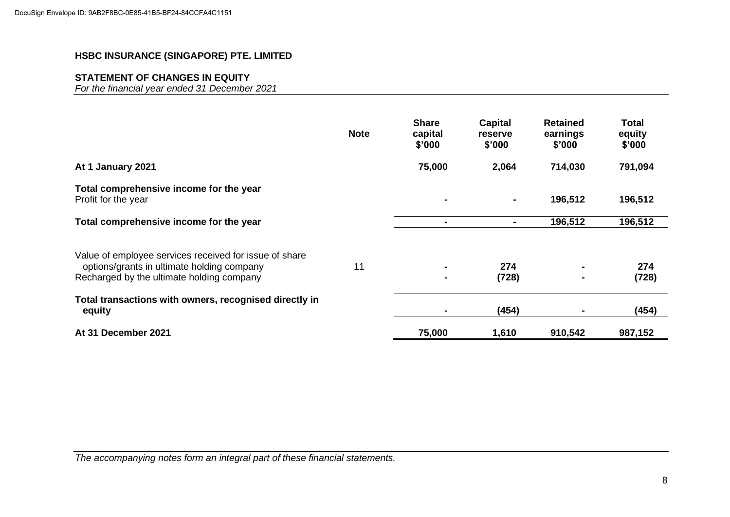**HSBC INSURANCE (SINGAPORE) PTE. LIMITED**

**STATEMENT OF CHANGES IN EQUITY**
*For the financial year ended 31 December 2021*

| | Note | Share capital $'000 | Capital reserve $'000 | Retained earnings $'000 | Total equity $'000 |
|---|---|---|---|---|---|
| **At 1 January 2021** | | **75,000** | **2,064** | **714,030** | **791,094** |
| **Total comprehensive income for the year** | | | | | |
| Profit for the year | | **-** | **-** | **196,512** | **196,512** |
| **Total comprehensive income for the year** | | **-** | **-** | **196,512** | **196,512** |
| Value of employee services received for issue of share options/grants in ultimate holding company | 11 | **-** | **274** | **-** | **274** |
| Recharged by the ultimate holding company | | **-** | **(728)** | **-** | **(728)** |
| **Total transactions with owners, recognised directly in equity** | | **-** | **(454)** | **-** | **(454)** |
| **At 31 December 2021** | | **75,000** | **1,610** | **910,542** | **987,152** |

*The accompanying notes form an integral part of these financial statements.*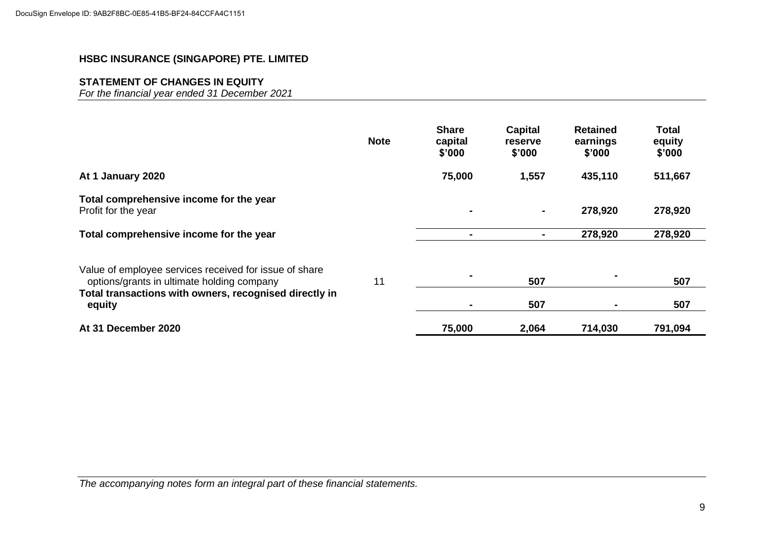**HSBC INSURANCE (SINGAPORE) PTE. LIMITED**

**STATEMENT OF CHANGES IN EQUITY**
*For the financial year ended 31 December 2021*

| | Note | Share capital $'000 | Capital reserve $'000 | Retained earnings $'000 | Total equity $'000 |
|---|---|---|---|---|---|
| **At 1 January 2020** | | **75,000** | **1,557** | **435,110** | **511,667** |
| **Total comprehensive income for the year** | | | | | |
| Profit for the year | | **-** | **-** | **278,920** | **278,920** |
| **Total comprehensive income for the year** | | **-** | **-** | **278,920** | **278,920** |
| Value of employee services received for issue of share options/grants in ultimate holding company | 11 | **-** | **507** | **-** | **507** |
| **Total transactions with owners, recognised directly in equity** | | **-** | **507** | **-** | **507** |
| **At 31 December 2020** | | **75,000** | **2,064** | **714,030** | **791,094** |

*The accompanying notes form an integral part of these financial statements.*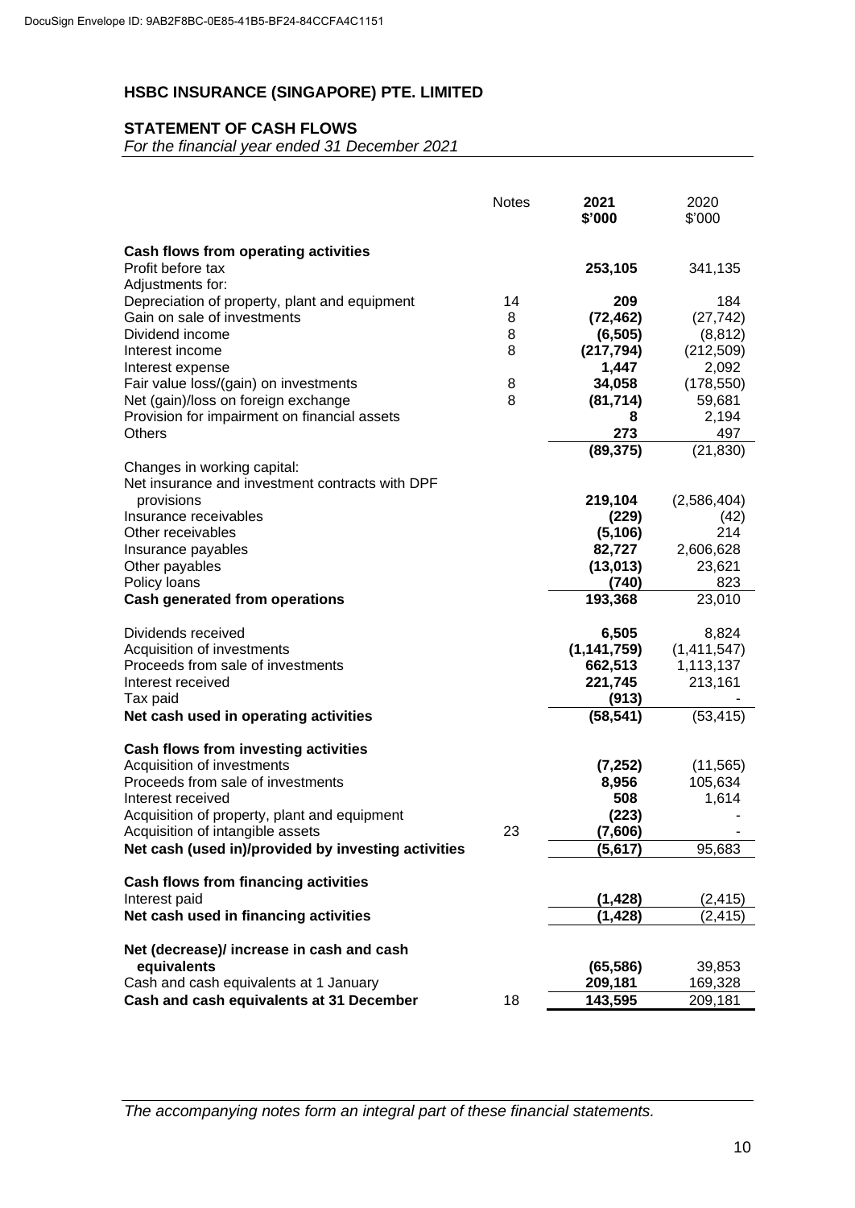DocuSign Envelope ID: 9AB2F8BC-0E85-41B5-BF24-84CCFA4C1151

# HSBC INSURANCE (SINGAPORE) PTE. LIMITED

## STATEMENT OF CASH FLOWS

*For the financial year ended 31 December 2021*

| | Notes | **2021 $'000** | 2020 $'000 |
|---|---|---|---|
| **Cash flows from operating activities** | | | |
| Profit before tax | | **253,105** | 341,135 |
| Adjustments for: | | | |
| Depreciation of property, plant and equipment | 14 | **209** | 184 |
| Gain on sale of investments | 8 | **(72,462)** | (27,742) |
| Dividend income | 8 | **(6,505)** | (8,812) |
| Interest income | 8 | **(217,794)** | (212,509) |
| Interest expense | | **1,447** | 2,092 |
| Fair value loss/(gain) on investments | 8 | **34,058** | (178,550) |
| Net (gain)/loss on foreign exchange | 8 | **(81,714)** | 59,681 |
| Provision for impairment on financial assets | | **8** | 2,194 |
| Others | | **273** | 497 |
| | | **(89,375)** | (21,830) |
| Changes in working capital: | | | |
| Net insurance and investment contracts with DPF provisions | | **219,104** | (2,586,404) |
| Insurance receivables | | **(229)** | (42) |
| Other receivables | | **(5,106)** | 214 |
| Insurance payables | | **82,727** | 2,606,628 |
| Other payables | | **(13,013)** | 23,621 |
| Policy loans | | **(740)** | 823 |
| **Cash generated from operations** | | **193,368** | 23,010 |
| Dividends received | | **6,505** | 8,824 |
| Acquisition of investments | | **(1,141,759)** | (1,411,547) |
| Proceeds from sale of investments | | **662,513** | 1,113,137 |
| Interest received | | **221,745** | 213,161 |
| Tax paid | | **(913)** | - |
| **Net cash used in operating activities** | | **(58,541)** | (53,415) |
| **Cash flows from investing activities** | | | |
| Acquisition of investments | | **(7,252)** | (11,565) |
| Proceeds from sale of investments | | **8,956** | 105,634 |
| Interest received | | **508** | 1,614 |
| Acquisition of property, plant and equipment | | **(223)** | - |
| Acquisition of intangible assets | 23 | **(7,606)** | - |
| **Net cash (used in)/provided by investing activities** | | **(5,617)** | 95,683 |
| **Cash flows from financing activities** | | | |
| Interest paid | | **(1,428)** | (2,415) |
| **Net cash used in financing activities** | | **(1,428)** | (2,415) |
| **Net (decrease)/ increase in cash and cash equivalents** | | **(65,586)** | 39,853 |
| Cash and cash equivalents at 1 January | | **209,181** | 169,328 |
| **Cash and cash equivalents at 31 December** | 18 | **143,595** | 209,181 |

*The accompanying notes form an integral part of these financial statements.*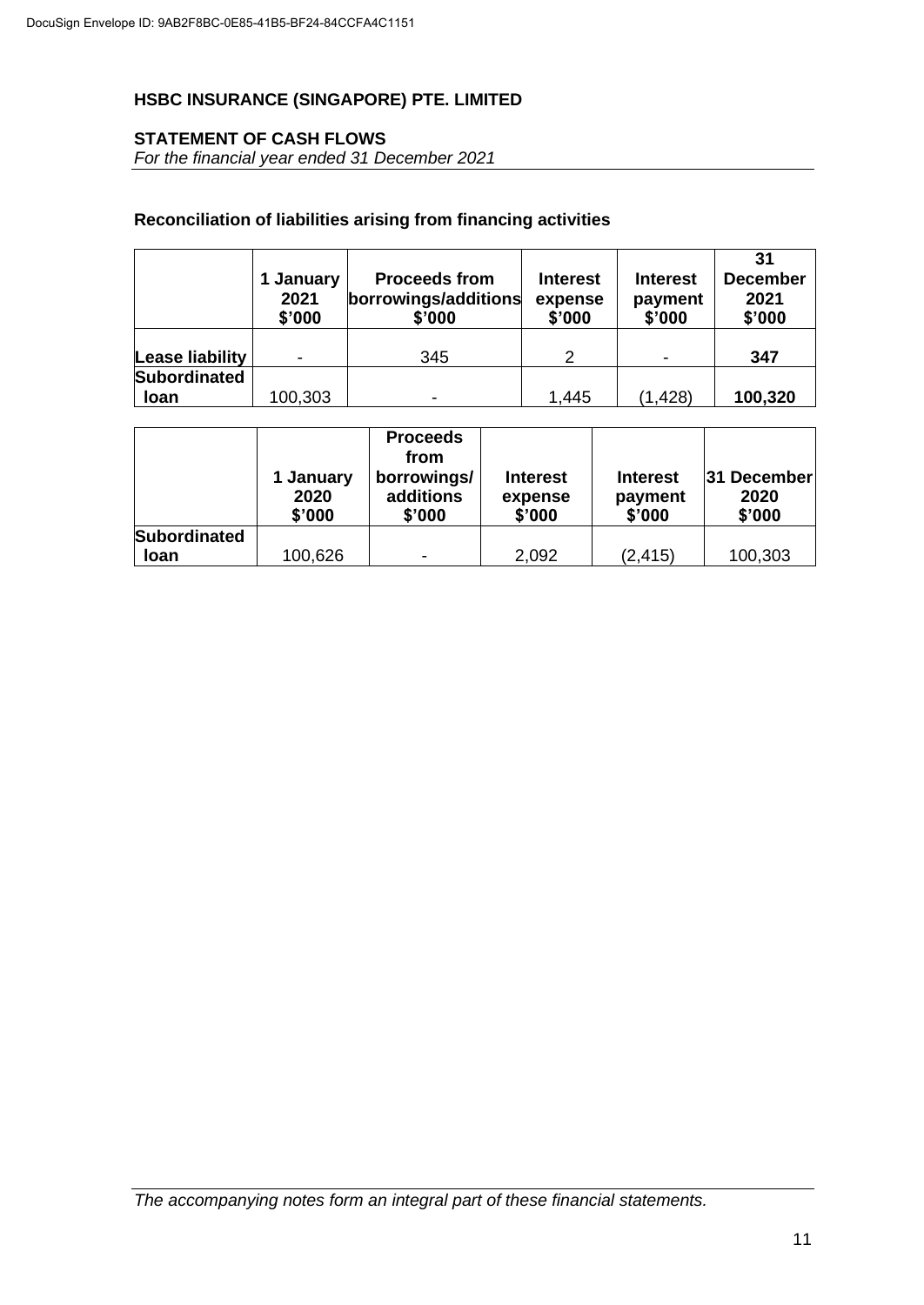## HSBC INSURANCE (SINGAPORE) PTE. LIMITED

### STATEMENT OF CASH FLOWS

*For the financial year ended 31 December 2021*

#### Reconciliation of liabilities arising from financing activities

| | 1 January 2021 $'000 | Proceeds from borrowings/additions $'000 | Interest expense $'000 | Interest payment $'000 | 31 December 2021 $'000 |
|---|---|---|---|---|---|
| Lease liability | - | 345 | 2 | - | **347** |
| Subordinated loan | 100,303 | - | 1,445 | (1,428) | **100,320** |

| | 1 January 2020 $'000 | Proceeds from borrowings/ additions $'000 | Interest expense $'000 | Interest payment $'000 | 31 December 2020 $'000 |
|---|---|---|---|---|---|
| Subordinated loan | 100,626 | - | 2,092 | (2,415) | 100,303 |

*The accompanying notes form an integral part of these financial statements.*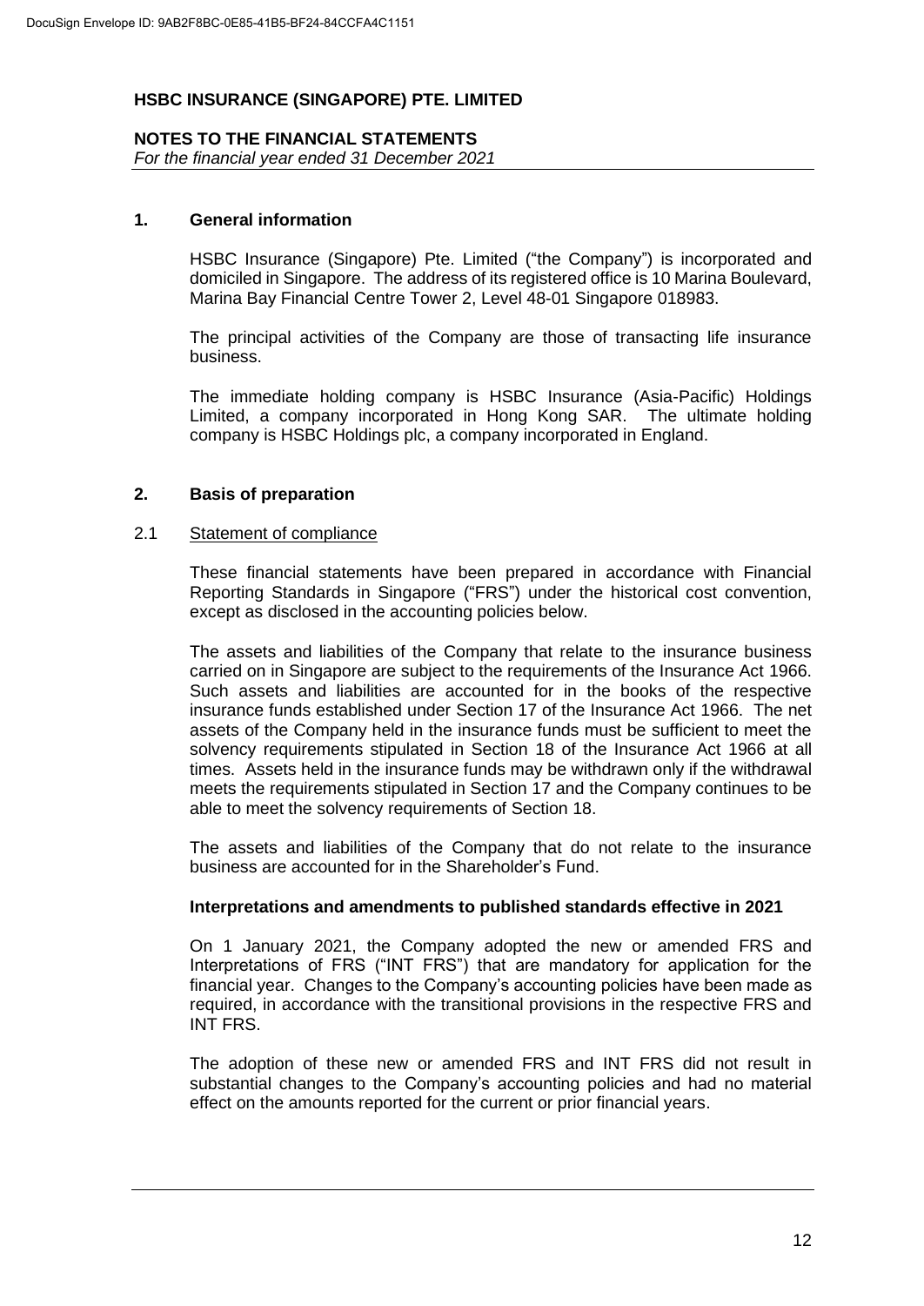**HSBC INSURANCE (SINGAPORE) PTE. LIMITED**

**NOTES TO THE FINANCIAL STATEMENTS**
*For the financial year ended 31 December 2021*

## 1. General information

HSBC Insurance (Singapore) Pte. Limited ("the Company") is incorporated and domiciled in Singapore. The address of its registered office is 10 Marina Boulevard, Marina Bay Financial Centre Tower 2, Level 48-01 Singapore 018983.

The principal activities of the Company are those of transacting life insurance business.

The immediate holding company is HSBC Insurance (Asia-Pacific) Holdings Limited, a company incorporated in Hong Kong SAR. The ultimate holding company is HSBC Holdings plc, a company incorporated in England.

## 2. Basis of preparation

### 2.1 Statement of compliance

These financial statements have been prepared in accordance with Financial Reporting Standards in Singapore ("FRS") under the historical cost convention, except as disclosed in the accounting policies below.

The assets and liabilities of the Company that relate to the insurance business carried on in Singapore are subject to the requirements of the Insurance Act 1966. Such assets and liabilities are accounted for in the books of the respective insurance funds established under Section 17 of the Insurance Act 1966. The net assets of the Company held in the insurance funds must be sufficient to meet the solvency requirements stipulated in Section 18 of the Insurance Act 1966 at all times. Assets held in the insurance funds may be withdrawn only if the withdrawal meets the requirements stipulated in Section 17 and the Company continues to be able to meet the solvency requirements of Section 18.

The assets and liabilities of the Company that do not relate to the insurance business are accounted for in the Shareholder's Fund.

**Interpretations and amendments to published standards effective in 2021**

On 1 January 2021, the Company adopted the new or amended FRS and Interpretations of FRS ("INT FRS") that are mandatory for application for the financial year. Changes to the Company's accounting policies have been made as required, in accordance with the transitional provisions in the respective FRS and INT FRS.

The adoption of these new or amended FRS and INT FRS did not result in substantial changes to the Company's accounting policies and had no material effect on the amounts reported for the current or prior financial years.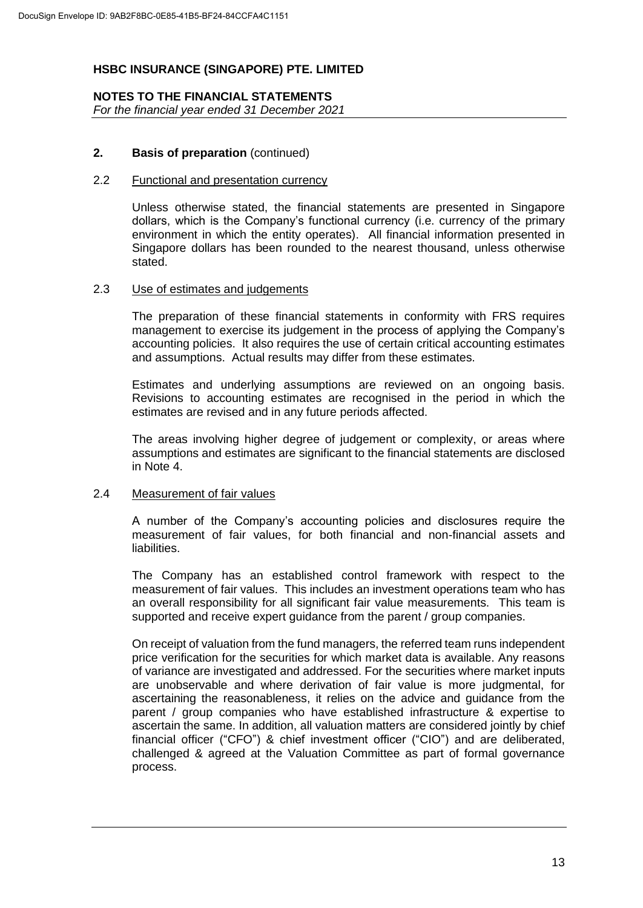# HSBC INSURANCE (SINGAPORE) PTE. LIMITED

**NOTES TO THE FINANCIAL STATEMENTS**
*For the financial year ended 31 December 2021*

## 2. Basis of preparation (continued)

### 2.2 Functional and presentation currency

Unless otherwise stated, the financial statements are presented in Singapore dollars, which is the Company's functional currency (i.e. currency of the primary environment in which the entity operates). All financial information presented in Singapore dollars has been rounded to the nearest thousand, unless otherwise stated.

### 2.3 Use of estimates and judgements

The preparation of these financial statements in conformity with FRS requires management to exercise its judgement in the process of applying the Company's accounting policies. It also requires the use of certain critical accounting estimates and assumptions. Actual results may differ from these estimates.

Estimates and underlying assumptions are reviewed on an ongoing basis. Revisions to accounting estimates are recognised in the period in which the estimates are revised and in any future periods affected.

The areas involving higher degree of judgement or complexity, or areas where assumptions and estimates are significant to the financial statements are disclosed in Note 4.

### 2.4 Measurement of fair values

A number of the Company's accounting policies and disclosures require the measurement of fair values, for both financial and non-financial assets and liabilities.

The Company has an established control framework with respect to the measurement of fair values. This includes an investment operations team who has an overall responsibility for all significant fair value measurements. This team is supported and receive expert guidance from the parent / group companies.

On receipt of valuation from the fund managers, the referred team runs independent price verification for the securities for which market data is available. Any reasons of variance are investigated and addressed. For the securities where market inputs are unobservable and where derivation of fair value is more judgmental, for ascertaining the reasonableness, it relies on the advice and guidance from the parent / group companies who have established infrastructure & expertise to ascertain the same. In addition, all valuation matters are considered jointly by chief financial officer ("CFO") & chief investment officer ("CIO") and are deliberated, challenged & agreed at the Valuation Committee as part of formal governance process.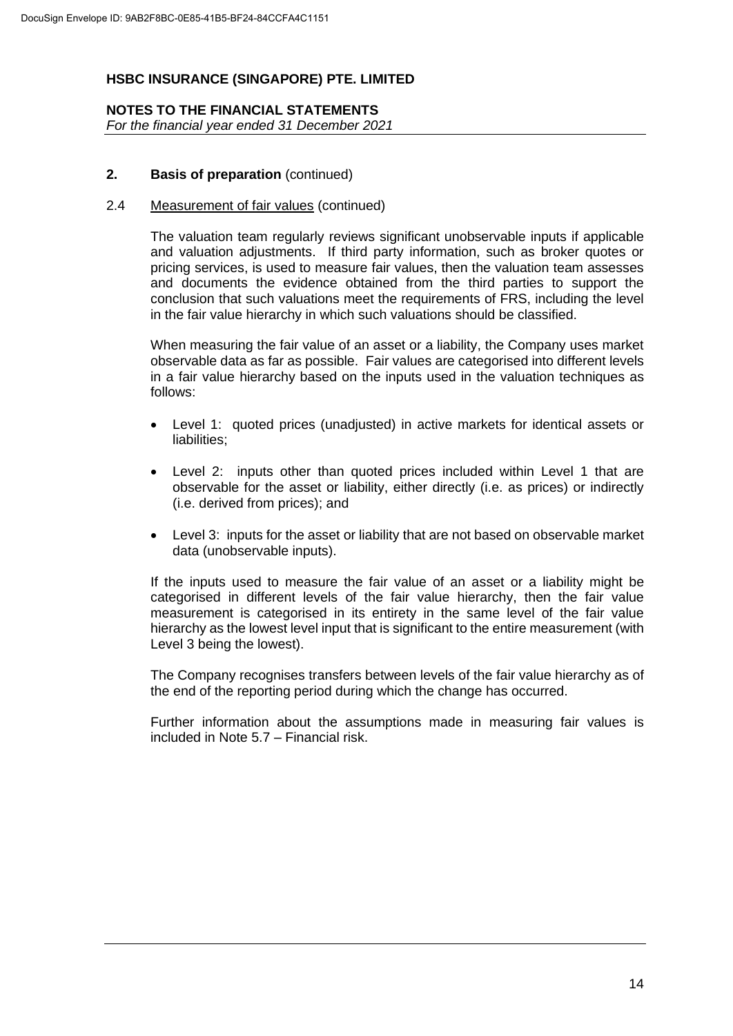# HSBC INSURANCE (SINGAPORE) PTE. LIMITED

## NOTES TO THE FINANCIAL STATEMENTS

*For the financial year ended 31 December 2021*

### 2. Basis of preparation (continued)

2.4 Measurement of fair values (continued)

The valuation team regularly reviews significant unobservable inputs if applicable and valuation adjustments. If third party information, such as broker quotes or pricing services, is used to measure fair values, then the valuation team assesses and documents the evidence obtained from the third parties to support the conclusion that such valuations meet the requirements of FRS, including the level in the fair value hierarchy in which such valuations should be classified.

When measuring the fair value of an asset or a liability, the Company uses market observable data as far as possible. Fair values are categorised into different levels in a fair value hierarchy based on the inputs used in the valuation techniques as follows:

- Level 1: quoted prices (unadjusted) in active markets for identical assets or liabilities;
- Level 2: inputs other than quoted prices included within Level 1 that are observable for the asset or liability, either directly (i.e. as prices) or indirectly (i.e. derived from prices); and
- Level 3: inputs for the asset or liability that are not based on observable market data (unobservable inputs).

If the inputs used to measure the fair value of an asset or a liability might be categorised in different levels of the fair value hierarchy, then the fair value measurement is categorised in its entirety in the same level of the fair value hierarchy as the lowest level input that is significant to the entire measurement (with Level 3 being the lowest).

The Company recognises transfers between levels of the fair value hierarchy as of the end of the reporting period during which the change has occurred.

Further information about the assumptions made in measuring fair values is included in Note 5.7 – Financial risk.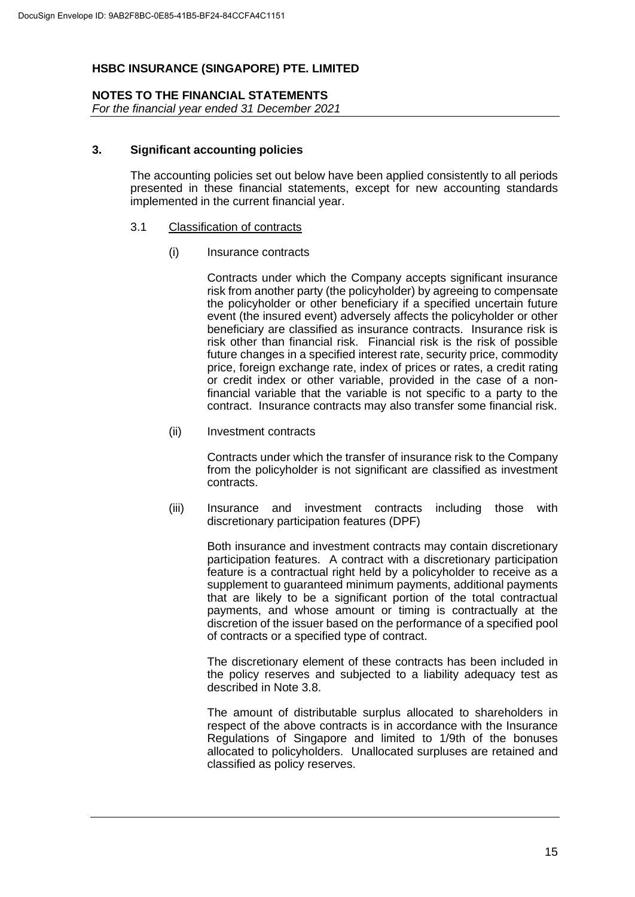**HSBC INSURANCE (SINGAPORE) PTE. LIMITED**

**NOTES TO THE FINANCIAL STATEMENTS**
*For the financial year ended 31 December 2021*

## 3. Significant accounting policies

The accounting policies set out below have been applied consistently to all periods presented in these financial statements, except for new accounting standards implemented in the current financial year.

### 3.1 Classification of contracts

(i) Insurance contracts

Contracts under which the Company accepts significant insurance risk from another party (the policyholder) by agreeing to compensate the policyholder or other beneficiary if a specified uncertain future event (the insured event) adversely affects the policyholder or other beneficiary are classified as insurance contracts. Insurance risk is risk other than financial risk. Financial risk is the risk of possible future changes in a specified interest rate, security price, commodity price, foreign exchange rate, index of prices or rates, a credit rating or credit index or other variable, provided in the case of a non-financial variable that the variable is not specific to a party to the contract. Insurance contracts may also transfer some financial risk.

(ii) Investment contracts

Contracts under which the transfer of insurance risk to the Company from the policyholder is not significant are classified as investment contracts.

(iii) Insurance and investment contracts including those with discretionary participation features (DPF)

Both insurance and investment contracts may contain discretionary participation features. A contract with a discretionary participation feature is a contractual right held by a policyholder to receive as a supplement to guaranteed minimum payments, additional payments that are likely to be a significant portion of the total contractual payments, and whose amount or timing is contractually at the discretion of the issuer based on the performance of a specified pool of contracts or a specified type of contract.

The discretionary element of these contracts has been included in the policy reserves and subjected to a liability adequacy test as described in Note 3.8.

The amount of distributable surplus allocated to shareholders in respect of the above contracts is in accordance with the Insurance Regulations of Singapore and limited to 1/9th of the bonuses allocated to policyholders. Unallocated surpluses are retained and classified as policy reserves.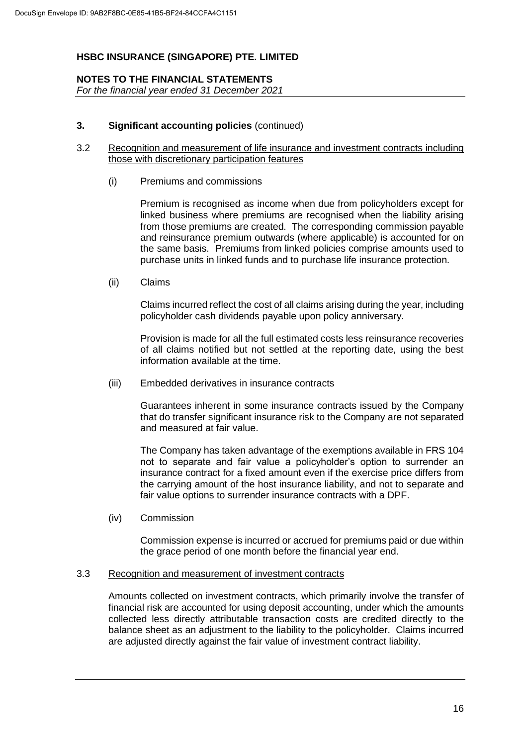**HSBC INSURANCE (SINGAPORE) PTE. LIMITED**

**NOTES TO THE FINANCIAL STATEMENTS**
*For the financial year ended 31 December 2021*

**3. Significant accounting policies** (continued)

3.2 Recognition and measurement of life insurance and investment contracts including those with discretionary participation features

(i) Premiums and commissions

Premium is recognised as income when due from policyholders except for linked business where premiums are recognised when the liability arising from those premiums are created. The corresponding commission payable and reinsurance premium outwards (where applicable) is accounted for on the same basis. Premiums from linked policies comprise amounts used to purchase units in linked funds and to purchase life insurance protection.

(ii) Claims

Claims incurred reflect the cost of all claims arising during the year, including policyholder cash dividends payable upon policy anniversary.

Provision is made for all the full estimated costs less reinsurance recoveries of all claims notified but not settled at the reporting date, using the best information available at the time.

(iii) Embedded derivatives in insurance contracts

Guarantees inherent in some insurance contracts issued by the Company that do transfer significant insurance risk to the Company are not separated and measured at fair value.

The Company has taken advantage of the exemptions available in FRS 104 not to separate and fair value a policyholder's option to surrender an insurance contract for a fixed amount even if the exercise price differs from the carrying amount of the host insurance liability, and not to separate and fair value options to surrender insurance contracts with a DPF.

(iv) Commission

Commission expense is incurred or accrued for premiums paid or due within the grace period of one month before the financial year end.

3.3 Recognition and measurement of investment contracts

Amounts collected on investment contracts, which primarily involve the transfer of financial risk are accounted for using deposit accounting, under which the amounts collected less directly attributable transaction costs are credited directly to the balance sheet as an adjustment to the liability to the policyholder. Claims incurred are adjusted directly against the fair value of investment contract liability.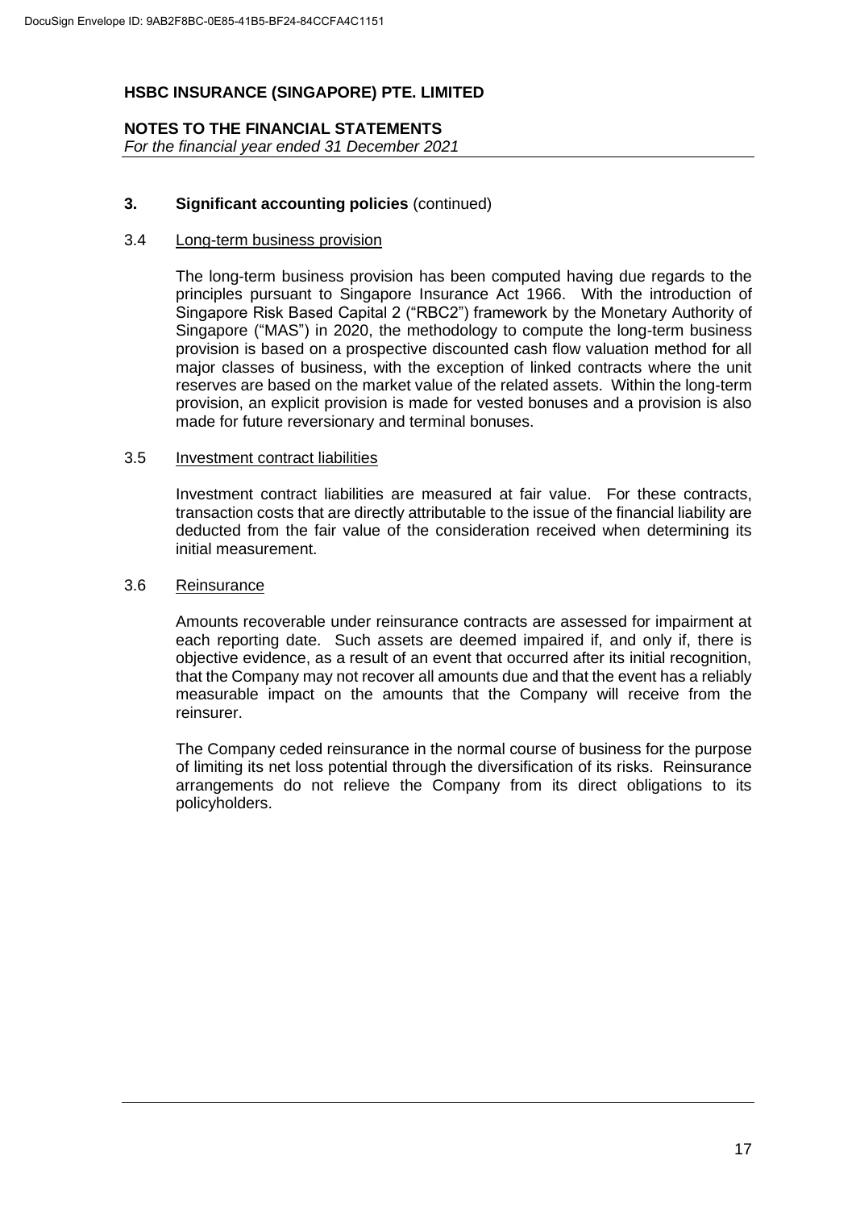**HSBC INSURANCE (SINGAPORE) PTE. LIMITED**

**NOTES TO THE FINANCIAL STATEMENTS**
*For the financial year ended 31 December 2021*

## 3. Significant accounting policies (continued)

### 3.4 Long-term business provision

The long-term business provision has been computed having due regards to the principles pursuant to Singapore Insurance Act 1966. With the introduction of Singapore Risk Based Capital 2 ("RBC2") framework by the Monetary Authority of Singapore ("MAS") in 2020, the methodology to compute the long-term business provision is based on a prospective discounted cash flow valuation method for all major classes of business, with the exception of linked contracts where the unit reserves are based on the market value of the related assets. Within the long-term provision, an explicit provision is made for vested bonuses and a provision is also made for future reversionary and terminal bonuses.

### 3.5 Investment contract liabilities

Investment contract liabilities are measured at fair value. For these contracts, transaction costs that are directly attributable to the issue of the financial liability are deducted from the fair value of the consideration received when determining its initial measurement.

### 3.6 Reinsurance

Amounts recoverable under reinsurance contracts are assessed for impairment at each reporting date. Such assets are deemed impaired if, and only if, there is objective evidence, as a result of an event that occurred after its initial recognition, that the Company may not recover all amounts due and that the event has a reliably measurable impact on the amounts that the Company will receive from the reinsurer.

The Company ceded reinsurance in the normal course of business for the purpose of limiting its net loss potential through the diversification of its risks. Reinsurance arrangements do not relieve the Company from its direct obligations to its policyholders.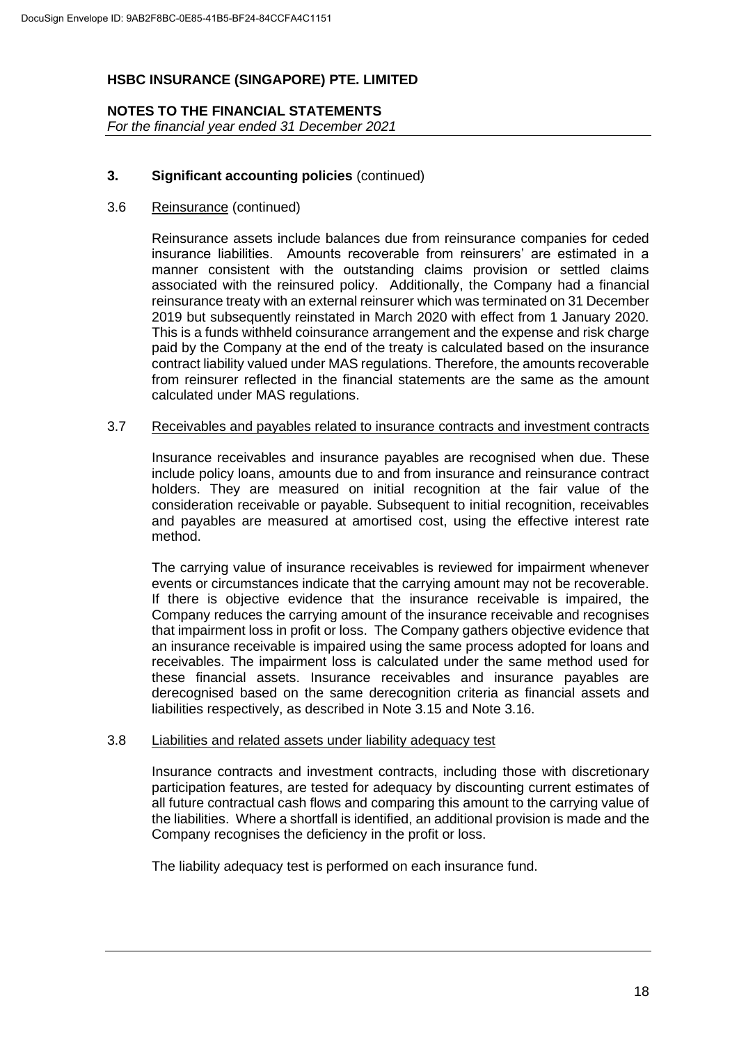**HSBC INSURANCE (SINGAPORE) PTE. LIMITED**

**NOTES TO THE FINANCIAL STATEMENTS**
*For the financial year ended 31 December 2021*

## 3. Significant accounting policies (continued)

### 3.6 Reinsurance (continued)

Reinsurance assets include balances due from reinsurance companies for ceded insurance liabilities. Amounts recoverable from reinsurers' are estimated in a manner consistent with the outstanding claims provision or settled claims associated with the reinsured policy. Additionally, the Company had a financial reinsurance treaty with an external reinsurer which was terminated on 31 December 2019 but subsequently reinstated in March 2020 with effect from 1 January 2020. This is a funds withheld coinsurance arrangement and the expense and risk charge paid by the Company at the end of the treaty is calculated based on the insurance contract liability valued under MAS regulations. Therefore, the amounts recoverable from reinsurer reflected in the financial statements are the same as the amount calculated under MAS regulations.

### 3.7 Receivables and payables related to insurance contracts and investment contracts

Insurance receivables and insurance payables are recognised when due. These include policy loans, amounts due to and from insurance and reinsurance contract holders. They are measured on initial recognition at the fair value of the consideration receivable or payable. Subsequent to initial recognition, receivables and payables are measured at amortised cost, using the effective interest rate method.

The carrying value of insurance receivables is reviewed for impairment whenever events or circumstances indicate that the carrying amount may not be recoverable. If there is objective evidence that the insurance receivable is impaired, the Company reduces the carrying amount of the insurance receivable and recognises that impairment loss in profit or loss. The Company gathers objective evidence that an insurance receivable is impaired using the same process adopted for loans and receivables. The impairment loss is calculated under the same method used for these financial assets. Insurance receivables and insurance payables are derecognised based on the same derecognition criteria as financial assets and liabilities respectively, as described in Note 3.15 and Note 3.16.

### 3.8 Liabilities and related assets under liability adequacy test

Insurance contracts and investment contracts, including those with discretionary participation features, are tested for adequacy by discounting current estimates of all future contractual cash flows and comparing this amount to the carrying value of the liabilities. Where a shortfall is identified, an additional provision is made and the Company recognises the deficiency in the profit or loss.

The liability adequacy test is performed on each insurance fund.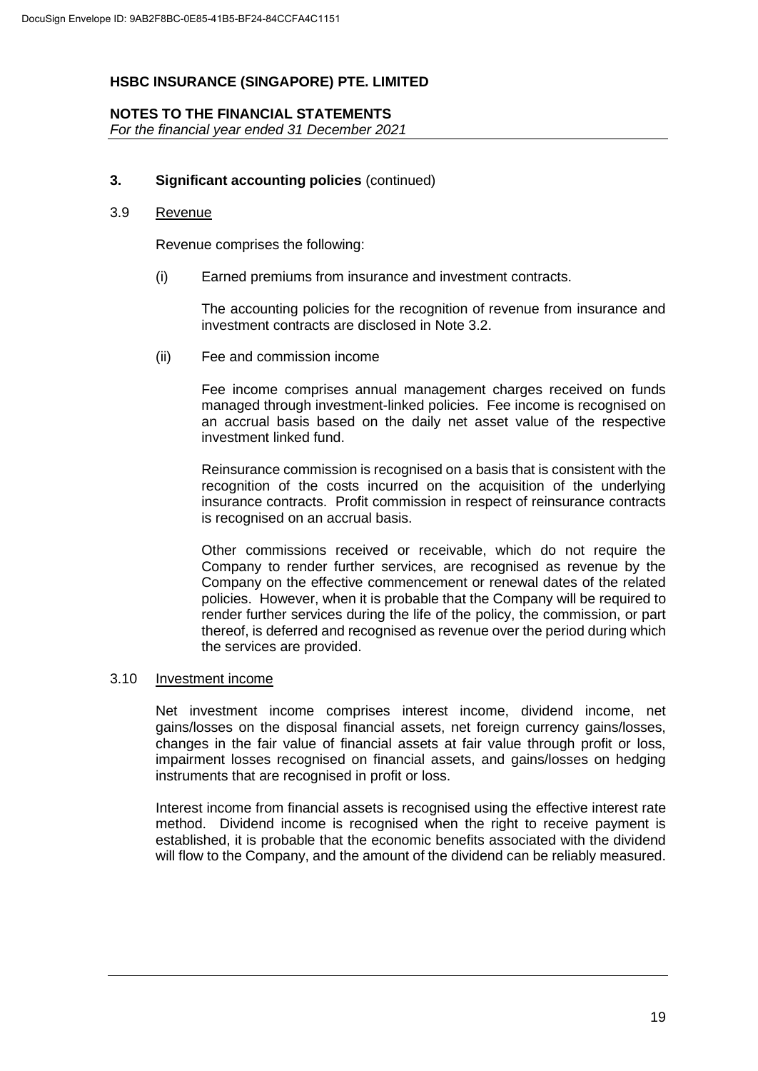## HSBC INSURANCE (SINGAPORE) PTE. LIMITED

**NOTES TO THE FINANCIAL STATEMENTS**
*For the financial year ended 31 December 2021*

### 3. Significant accounting policies (continued)

#### 3.9 Revenue

Revenue comprises the following:

(i) Earned premiums from insurance and investment contracts.

The accounting policies for the recognition of revenue from insurance and investment contracts are disclosed in Note 3.2.

(ii) Fee and commission income

Fee income comprises annual management charges received on funds managed through investment-linked policies. Fee income is recognised on an accrual basis based on the daily net asset value of the respective investment linked fund.

Reinsurance commission is recognised on a basis that is consistent with the recognition of the costs incurred on the acquisition of the underlying insurance contracts. Profit commission in respect of reinsurance contracts is recognised on an accrual basis.

Other commissions received or receivable, which do not require the Company to render further services, are recognised as revenue by the Company on the effective commencement or renewal dates of the related policies. However, when it is probable that the Company will be required to render further services during the life of the policy, the commission, or part thereof, is deferred and recognised as revenue over the period during which the services are provided.

#### 3.10 Investment income

Net investment income comprises interest income, dividend income, net gains/losses on the disposal financial assets, net foreign currency gains/losses, changes in the fair value of financial assets at fair value through profit or loss, impairment losses recognised on financial assets, and gains/losses on hedging instruments that are recognised in profit or loss.

Interest income from financial assets is recognised using the effective interest rate method. Dividend income is recognised when the right to receive payment is established, it is probable that the economic benefits associated with the dividend will flow to the Company, and the amount of the dividend can be reliably measured.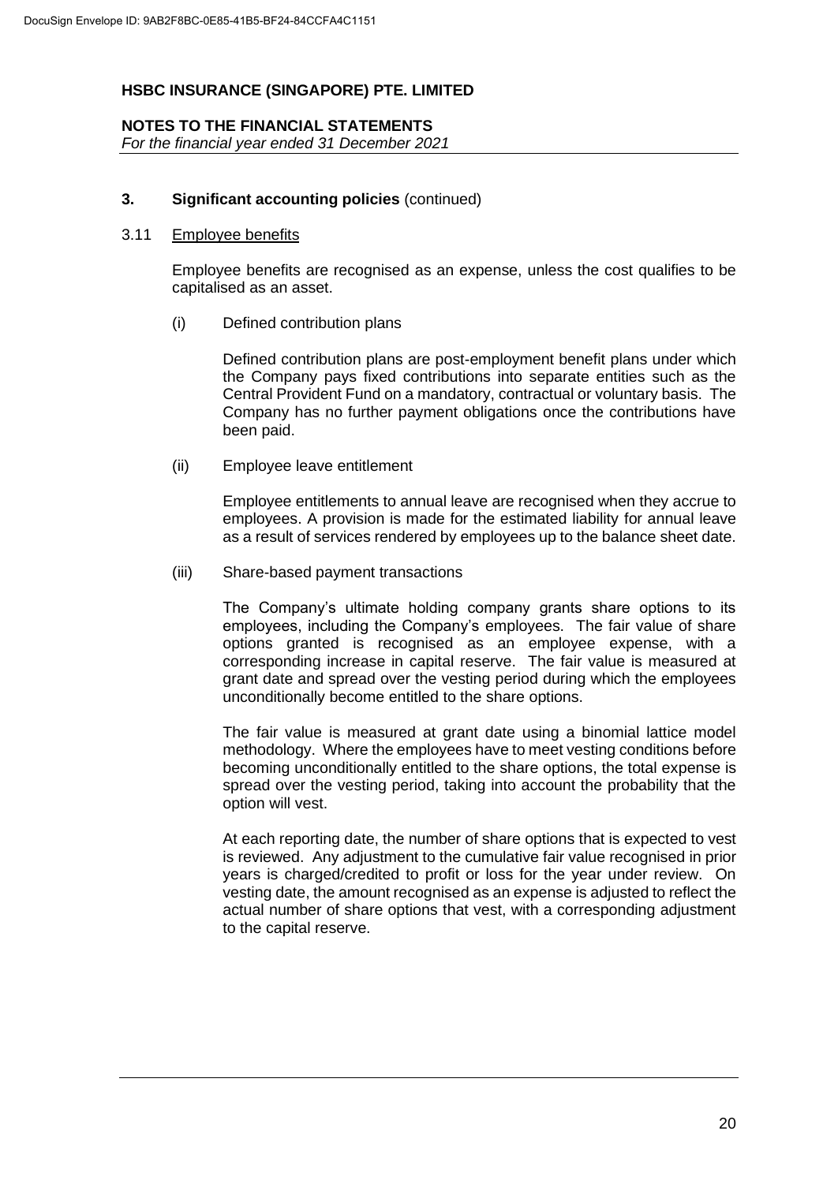## 3. Significant accounting policies (continued)

### 3.11 Employee benefits

Employee benefits are recognised as an expense, unless the cost qualifies to be capitalised as an asset.

(i) Defined contribution plans

Defined contribution plans are post-employment benefit plans under which the Company pays fixed contributions into separate entities such as the Central Provident Fund on a mandatory, contractual or voluntary basis. The Company has no further payment obligations once the contributions have been paid.

(ii) Employee leave entitlement

Employee entitlements to annual leave are recognised when they accrue to employees. A provision is made for the estimated liability for annual leave as a result of services rendered by employees up to the balance sheet date.

(iii) Share-based payment transactions

The Company's ultimate holding company grants share options to its employees, including the Company's employees. The fair value of share options granted is recognised as an employee expense, with a corresponding increase in capital reserve. The fair value is measured at grant date and spread over the vesting period during which the employees unconditionally become entitled to the share options.

The fair value is measured at grant date using a binomial lattice model methodology. Where the employees have to meet vesting conditions before becoming unconditionally entitled to the share options, the total expense is spread over the vesting period, taking into account the probability that the option will vest.

At each reporting date, the number of share options that is expected to vest is reviewed. Any adjustment to the cumulative fair value recognised in prior years is charged/credited to profit or loss for the year under review. On vesting date, the amount recognised as an expense is adjusted to reflect the actual number of share options that vest, with a corresponding adjustment to the capital reserve.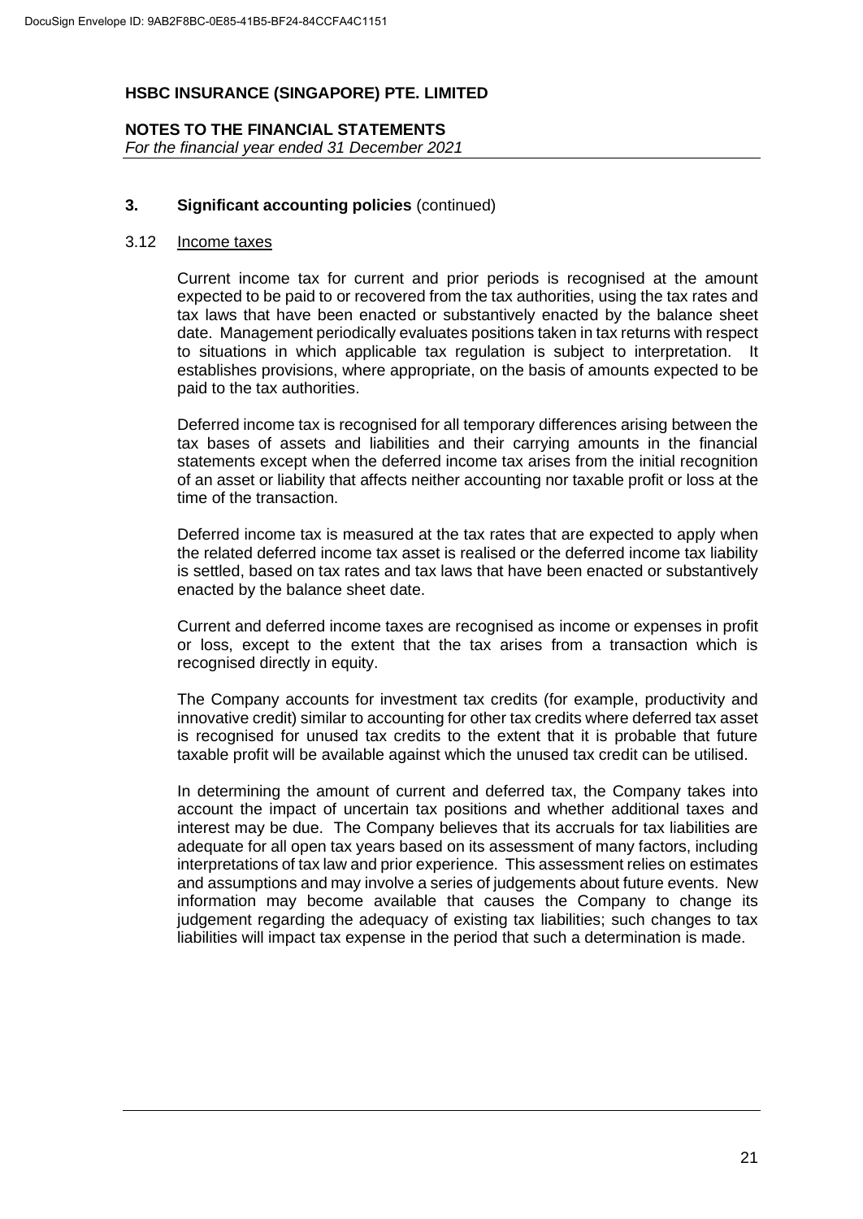## 3. Significant accounting policies (continued)

### 3.12 Income taxes

Current income tax for current and prior periods is recognised at the amount expected to be paid to or recovered from the tax authorities, using the tax rates and tax laws that have been enacted or substantively enacted by the balance sheet date. Management periodically evaluates positions taken in tax returns with respect to situations in which applicable tax regulation is subject to interpretation. It establishes provisions, where appropriate, on the basis of amounts expected to be paid to the tax authorities.

Deferred income tax is recognised for all temporary differences arising between the tax bases of assets and liabilities and their carrying amounts in the financial statements except when the deferred income tax arises from the initial recognition of an asset or liability that affects neither accounting nor taxable profit or loss at the time of the transaction.

Deferred income tax is measured at the tax rates that are expected to apply when the related deferred income tax asset is realised or the deferred income tax liability is settled, based on tax rates and tax laws that have been enacted or substantively enacted by the balance sheet date.

Current and deferred income taxes are recognised as income or expenses in profit or loss, except to the extent that the tax arises from a transaction which is recognised directly in equity.

The Company accounts for investment tax credits (for example, productivity and innovative credit) similar to accounting for other tax credits where deferred tax asset is recognised for unused tax credits to the extent that it is probable that future taxable profit will be available against which the unused tax credit can be utilised.

In determining the amount of current and deferred tax, the Company takes into account the impact of uncertain tax positions and whether additional taxes and interest may be due. The Company believes that its accruals for tax liabilities are adequate for all open tax years based on its assessment of many factors, including interpretations of tax law and prior experience. This assessment relies on estimates and assumptions and may involve a series of judgements about future events. New information may become available that causes the Company to change its judgement regarding the adequacy of existing tax liabilities; such changes to tax liabilities will impact tax expense in the period that such a determination is made.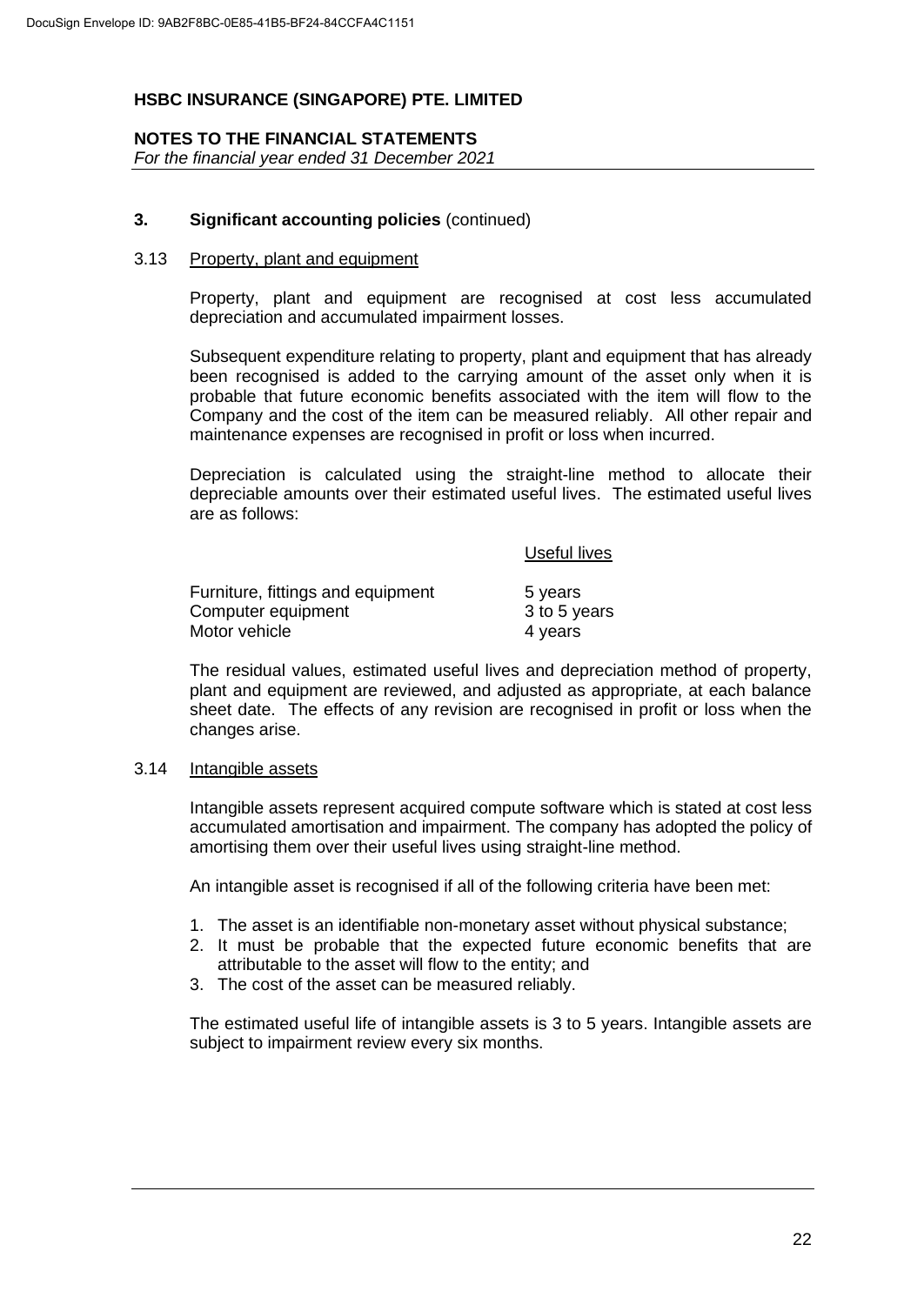## 3. Significant accounting policies (continued)

### 3.13 Property, plant and equipment

Property, plant and equipment are recognised at cost less accumulated depreciation and accumulated impairment losses.

Subsequent expenditure relating to property, plant and equipment that has already been recognised is added to the carrying amount of the asset only when it is probable that future economic benefits associated with the item will flow to the Company and the cost of the item can be measured reliably. All other repair and maintenance expenses are recognised in profit or loss when incurred.

Depreciation is calculated using the straight-line method to allocate their depreciable amounts over their estimated useful lives. The estimated useful lives are as follows:

| | Useful lives |
|---|---|
| Furniture, fittings and equipment | 5 years |
| Computer equipment | 3 to 5 years |
| Motor vehicle | 4 years |

The residual values, estimated useful lives and depreciation method of property, plant and equipment are reviewed, and adjusted as appropriate, at each balance sheet date. The effects of any revision are recognised in profit or loss when the changes arise.

### 3.14 Intangible assets

Intangible assets represent acquired compute software which is stated at cost less accumulated amortisation and impairment. The company has adopted the policy of amortising them over their useful lives using straight-line method.

An intangible asset is recognised if all of the following criteria have been met:

1. The asset is an identifiable non-monetary asset without physical substance;
2. It must be probable that the expected future economic benefits that are attributable to the asset will flow to the entity; and
3. The cost of the asset can be measured reliably.

The estimated useful life of intangible assets is 3 to 5 years. Intangible assets are subject to impairment review every six months.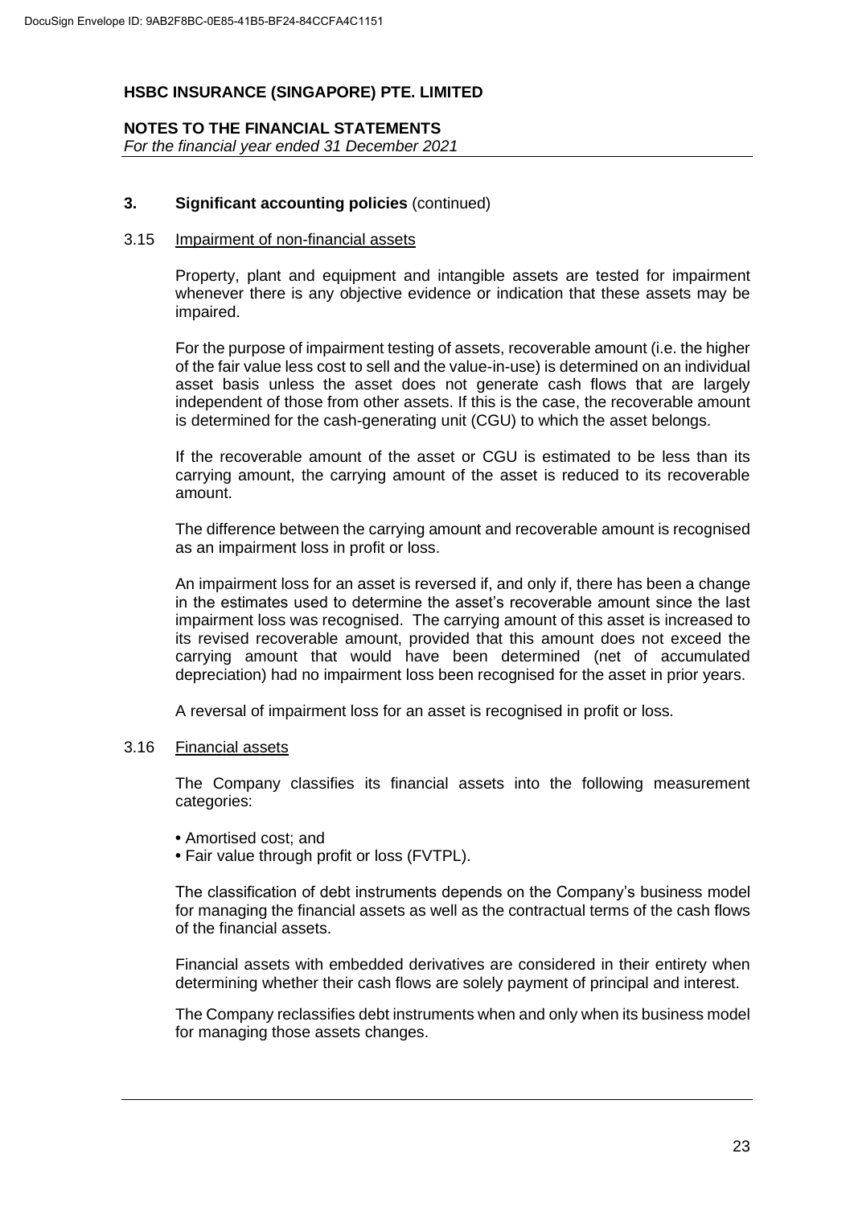### 3. Significant accounting policies (continued)

#### 3.15 Impairment of non-financial assets

Property, plant and equipment and intangible assets are tested for impairment whenever there is any objective evidence or indication that these assets may be impaired.

For the purpose of impairment testing of assets, recoverable amount (i.e. the higher of the fair value less cost to sell and the value-in-use) is determined on an individual asset basis unless the asset does not generate cash flows that are largely independent of those from other assets. If this is the case, the recoverable amount is determined for the cash-generating unit (CGU) to which the asset belongs.

If the recoverable amount of the asset or CGU is estimated to be less than its carrying amount, the carrying amount of the asset is reduced to its recoverable amount.

The difference between the carrying amount and recoverable amount is recognised as an impairment loss in profit or loss.

An impairment loss for an asset is reversed if, and only if, there has been a change in the estimates used to determine the asset's recoverable amount since the last impairment loss was recognised. The carrying amount of this asset is increased to its revised recoverable amount, provided that this amount does not exceed the carrying amount that would have been determined (net of accumulated depreciation) had no impairment loss been recognised for the asset in prior years.

A reversal of impairment loss for an asset is recognised in profit or loss.

#### 3.16 Financial assets

The Company classifies its financial assets into the following measurement categories:

- Amortised cost; and
- Fair value through profit or loss (FVTPL).

The classification of debt instruments depends on the Company's business model for managing the financial assets as well as the contractual terms of the cash flows of the financial assets.

Financial assets with embedded derivatives are considered in their entirety when determining whether their cash flows are solely payment of principal and interest.

The Company reclassifies debt instruments when and only when its business model for managing those assets changes.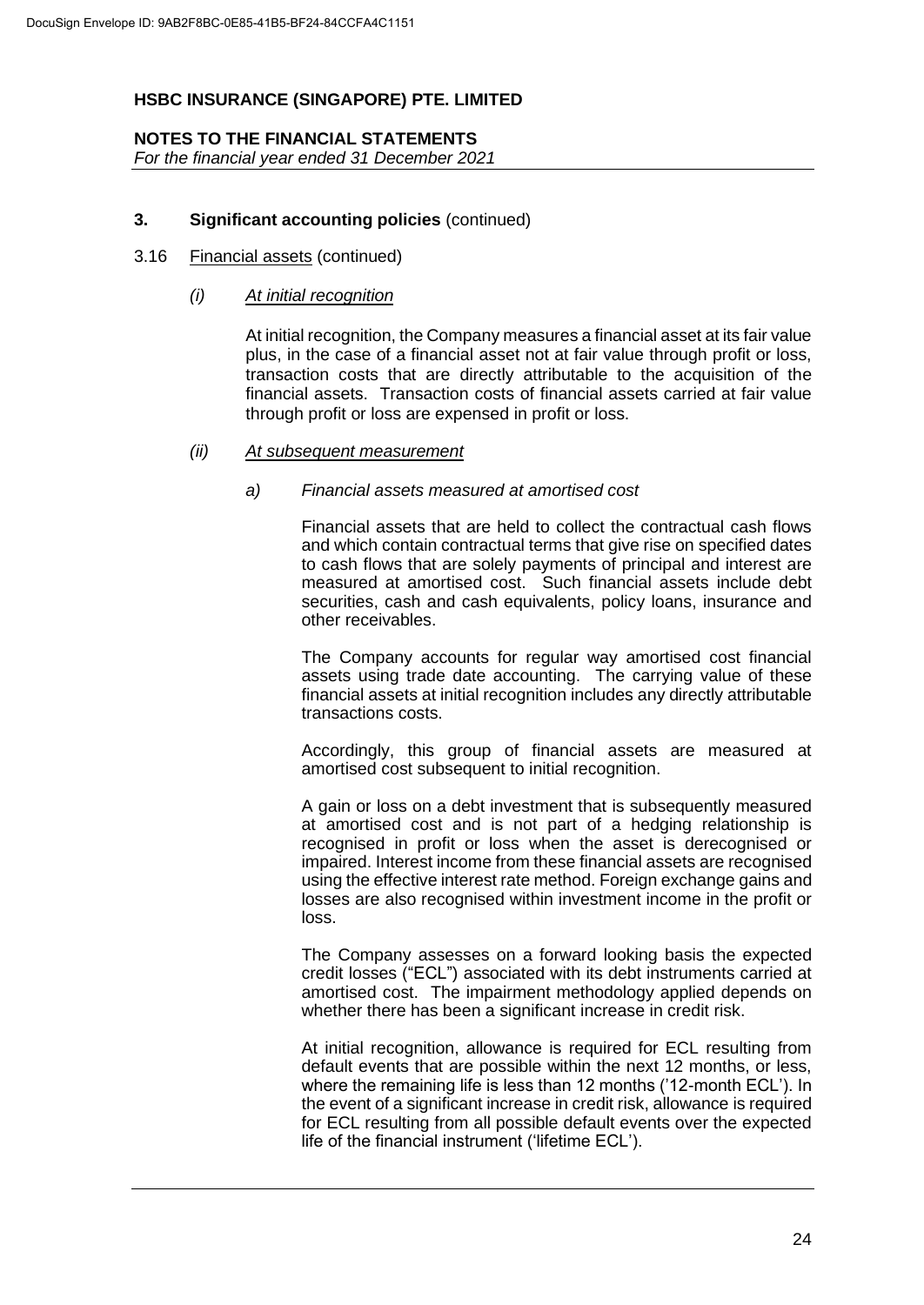**HSBC INSURANCE (SINGAPORE) PTE. LIMITED**

**NOTES TO THE FINANCIAL STATEMENTS**
*For the financial year ended 31 December 2021*

## 3. Significant accounting policies (continued)

### 3.16 Financial assets (continued)

#### (i) *At initial recognition*

At initial recognition, the Company measures a financial asset at its fair value plus, in the case of a financial asset not at fair value through profit or loss, transaction costs that are directly attributable to the acquisition of the financial assets. Transaction costs of financial assets carried at fair value through profit or loss are expensed in profit or loss.

#### (ii) *At subsequent measurement*

##### a) *Financial assets measured at amortised cost*

Financial assets that are held to collect the contractual cash flows and which contain contractual terms that give rise on specified dates to cash flows that are solely payments of principal and interest are measured at amortised cost. Such financial assets include debt securities, cash and cash equivalents, policy loans, insurance and other receivables.

The Company accounts for regular way amortised cost financial assets using trade date accounting. The carrying value of these financial assets at initial recognition includes any directly attributable transactions costs.

Accordingly, this group of financial assets are measured at amortised cost subsequent to initial recognition.

A gain or loss on a debt investment that is subsequently measured at amortised cost and is not part of a hedging relationship is recognised in profit or loss when the asset is derecognised or impaired. Interest income from these financial assets are recognised using the effective interest rate method. Foreign exchange gains and losses are also recognised within investment income in the profit or loss.

The Company assesses on a forward looking basis the expected credit losses ("ECL") associated with its debt instruments carried at amortised cost. The impairment methodology applied depends on whether there has been a significant increase in credit risk.

At initial recognition, allowance is required for ECL resulting from default events that are possible within the next 12 months, or less, where the remaining life is less than 12 months ('12-month ECL'). In the event of a significant increase in credit risk, allowance is required for ECL resulting from all possible default events over the expected life of the financial instrument ('lifetime ECL').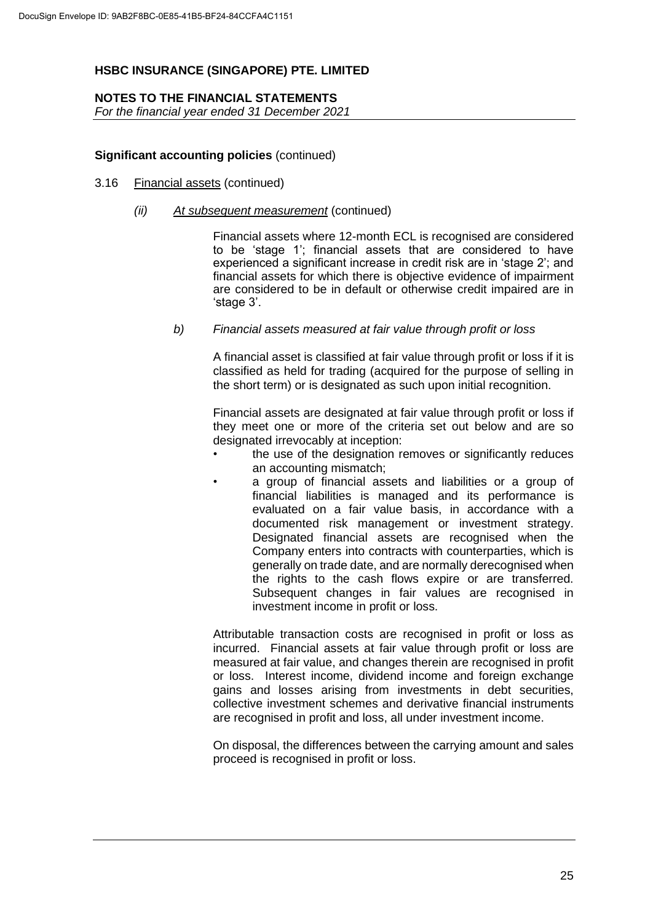**Significant accounting policies** (continued)

3.16 Financial assets (continued)

*(ii) At subsequent measurement* (continued)

Financial assets where 12-month ECL is recognised are considered to be 'stage 1'; financial assets that are considered to have experienced a significant increase in credit risk are in 'stage 2'; and financial assets for which there is objective evidence of impairment are considered to be in default or otherwise credit impaired are in 'stage 3'.

*b) Financial assets measured at fair value through profit or loss*

A financial asset is classified at fair value through profit or loss if it is classified as held for trading (acquired for the purpose of selling in the short term) or is designated as such upon initial recognition.

Financial assets are designated at fair value through profit or loss if they meet one or more of the criteria set out below and are so designated irrevocably at inception:

- the use of the designation removes or significantly reduces an accounting mismatch;
- a group of financial assets and liabilities or a group of financial liabilities is managed and its performance is evaluated on a fair value basis, in accordance with a documented risk management or investment strategy. Designated financial assets are recognised when the Company enters into contracts with counterparties, which is generally on trade date, and are normally derecognised when the rights to the cash flows expire or are transferred. Subsequent changes in fair values are recognised in investment income in profit or loss.

Attributable transaction costs are recognised in profit or loss as incurred. Financial assets at fair value through profit or loss are measured at fair value, and changes therein are recognised in profit or loss. Interest income, dividend income and foreign exchange gains and losses arising from investments in debt securities, collective investment schemes and derivative financial instruments are recognised in profit and loss, all under investment income.

On disposal, the differences between the carrying amount and sales proceed is recognised in profit or loss.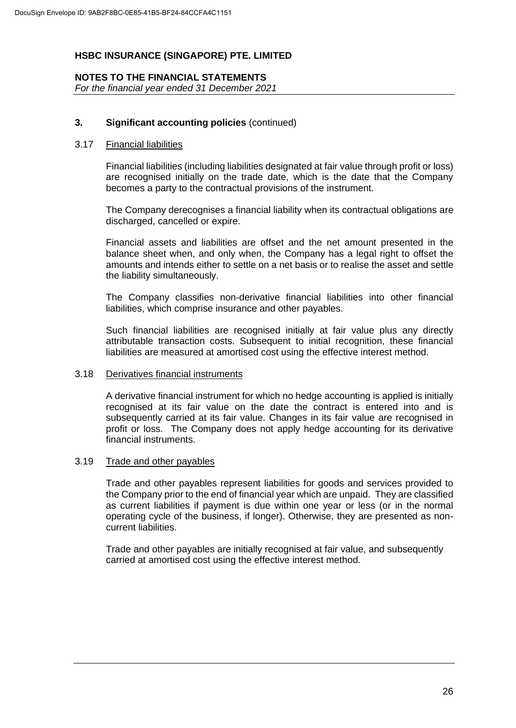### 3. Significant accounting policies (continued)

#### 3.17 Financial liabilities

Financial liabilities (including liabilities designated at fair value through profit or loss) are recognised initially on the trade date, which is the date that the Company becomes a party to the contractual provisions of the instrument.

The Company derecognises a financial liability when its contractual obligations are discharged, cancelled or expire.

Financial assets and liabilities are offset and the net amount presented in the balance sheet when, and only when, the Company has a legal right to offset the amounts and intends either to settle on a net basis or to realise the asset and settle the liability simultaneously.

The Company classifies non-derivative financial liabilities into other financial liabilities, which comprise insurance and other payables.

Such financial liabilities are recognised initially at fair value plus any directly attributable transaction costs. Subsequent to initial recognition, these financial liabilities are measured at amortised cost using the effective interest method.

#### 3.18 Derivatives financial instruments

A derivative financial instrument for which no hedge accounting is applied is initially recognised at its fair value on the date the contract is entered into and is subsequently carried at its fair value. Changes in its fair value are recognised in profit or loss. The Company does not apply hedge accounting for its derivative financial instruments.

#### 3.19 Trade and other payables

Trade and other payables represent liabilities for goods and services provided to the Company prior to the end of financial year which are unpaid. They are classified as current liabilities if payment is due within one year or less (or in the normal operating cycle of the business, if longer). Otherwise, they are presented as non-current liabilities.

Trade and other payables are initially recognised at fair value, and subsequently carried at amortised cost using the effective interest method.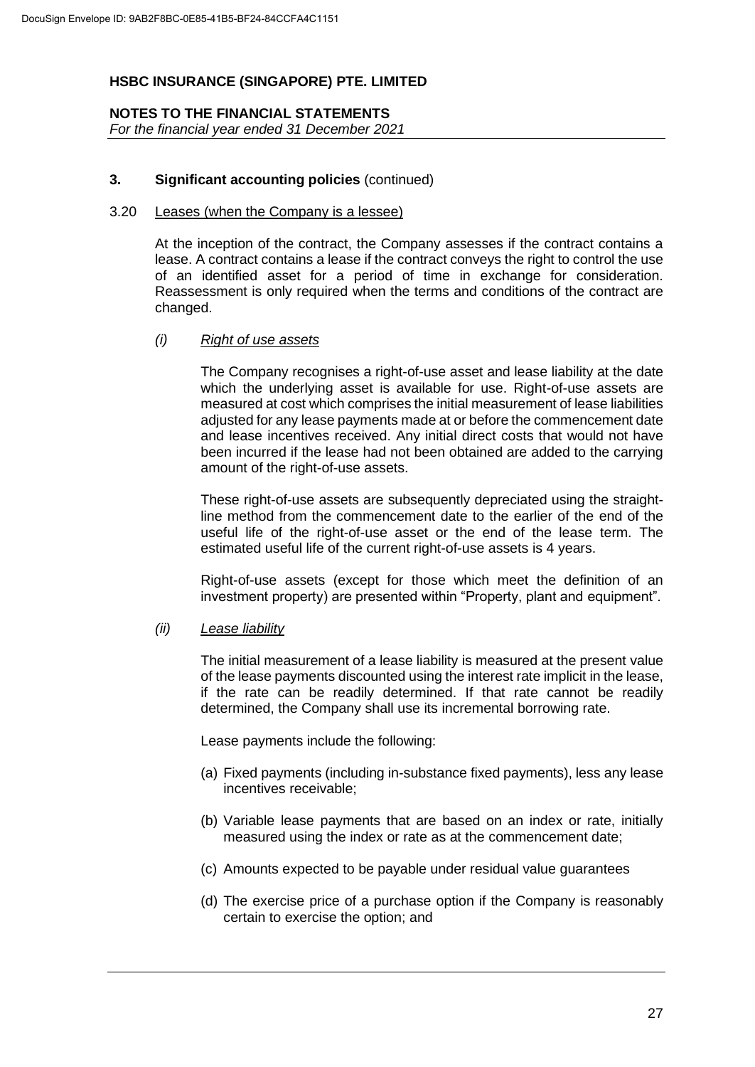**HSBC INSURANCE (SINGAPORE) PTE. LIMITED**

**NOTES TO THE FINANCIAL STATEMENTS**
*For the financial year ended 31 December 2021*

**3. Significant accounting policies** (continued)

3.20 Leases (when the Company is a lessee)

At the inception of the contract, the Company assesses if the contract contains a lease. A contract contains a lease if the contract conveys the right to control the use of an identified asset for a period of time in exchange for consideration. Reassessment is only required when the terms and conditions of the contract are changed.

*(i) Right of use assets*

The Company recognises a right-of-use asset and lease liability at the date which the underlying asset is available for use. Right-of-use assets are measured at cost which comprises the initial measurement of lease liabilities adjusted for any lease payments made at or before the commencement date and lease incentives received. Any initial direct costs that would not have been incurred if the lease had not been obtained are added to the carrying amount of the right-of-use assets.

These right-of-use assets are subsequently depreciated using the straight-line method from the commencement date to the earlier of the end of the useful life of the right-of-use asset or the end of the lease term. The estimated useful life of the current right-of-use assets is 4 years.

Right-of-use assets (except for those which meet the definition of an investment property) are presented within "Property, plant and equipment".

*(ii) Lease liability*

The initial measurement of a lease liability is measured at the present value of the lease payments discounted using the interest rate implicit in the lease, if the rate can be readily determined. If that rate cannot be readily determined, the Company shall use its incremental borrowing rate.

Lease payments include the following:

(a) Fixed payments (including in-substance fixed payments), less any lease incentives receivable;

(b) Variable lease payments that are based on an index or rate, initially measured using the index or rate as at the commencement date;

(c) Amounts expected to be payable under residual value guarantees

(d) The exercise price of a purchase option if the Company is reasonably certain to exercise the option; and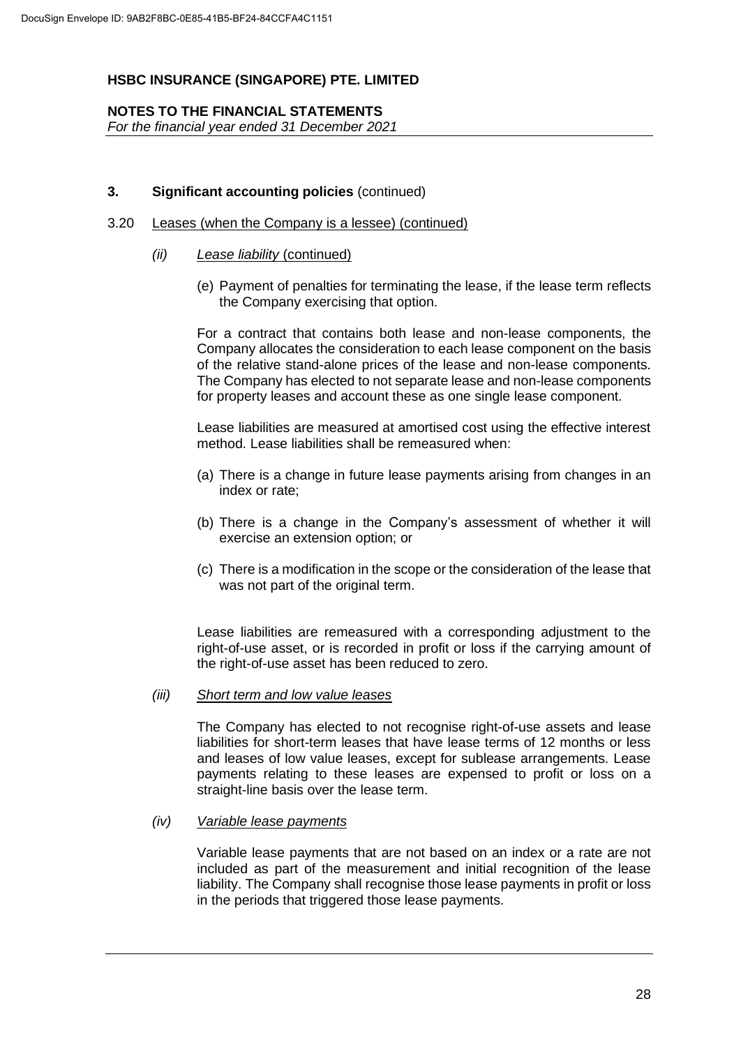### 3. Significant accounting policies (continued)

#### 3.20 Leases (when the Company is a lessee) (continued)

##### *(ii) Lease liability* (continued)

(e) Payment of penalties for terminating the lease, if the lease term reflects the Company exercising that option.

For a contract that contains both lease and non-lease components, the Company allocates the consideration to each lease component on the basis of the relative stand-alone prices of the lease and non-lease components. The Company has elected to not separate lease and non-lease components for property leases and account these as one single lease component.

Lease liabilities are measured at amortised cost using the effective interest method. Lease liabilities shall be remeasured when:

(a) There is a change in future lease payments arising from changes in an index or rate;

(b) There is a change in the Company's assessment of whether it will exercise an extension option; or

(c) There is a modification in the scope or the consideration of the lease that was not part of the original term.

Lease liabilities are remeasured with a corresponding adjustment to the right-of-use asset, or is recorded in profit or loss if the carrying amount of the right-of-use asset has been reduced to zero.

##### *(iii) Short term and low value leases*

The Company has elected to not recognise right-of-use assets and lease liabilities for short-term leases that have lease terms of 12 months or less and leases of low value leases, except for sublease arrangements. Lease payments relating to these leases are expensed to profit or loss on a straight-line basis over the lease term.

##### *(iv) Variable lease payments*

Variable lease payments that are not based on an index or a rate are not included as part of the measurement and initial recognition of the lease liability. The Company shall recognise those lease payments in profit or loss in the periods that triggered those lease payments.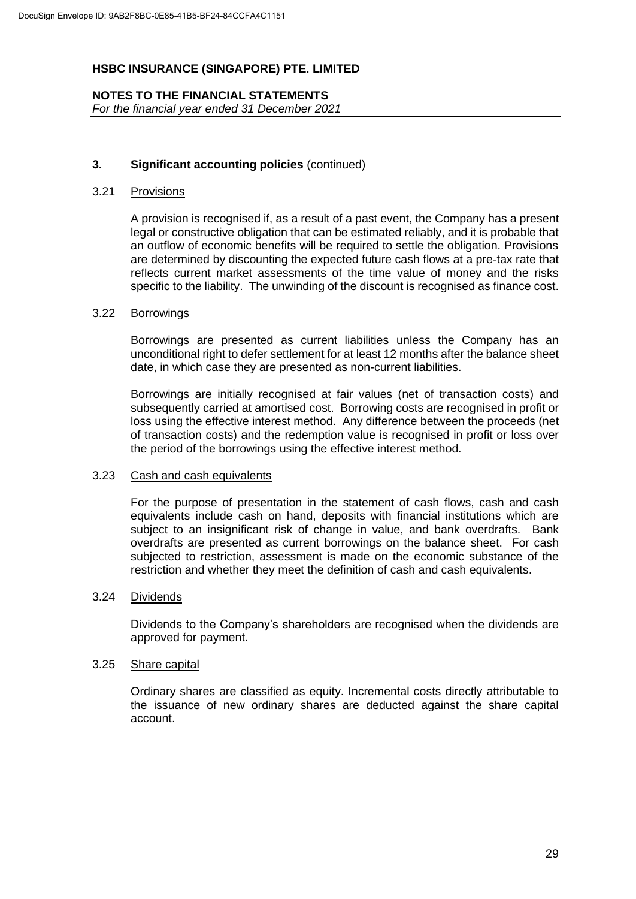## 3. Significant accounting policies (continued)

### 3.21 Provisions

A provision is recognised if, as a result of a past event, the Company has a present legal or constructive obligation that can be estimated reliably, and it is probable that an outflow of economic benefits will be required to settle the obligation. Provisions are determined by discounting the expected future cash flows at a pre-tax rate that reflects current market assessments of the time value of money and the risks specific to the liability. The unwinding of the discount is recognised as finance cost.

### 3.22 Borrowings

Borrowings are presented as current liabilities unless the Company has an unconditional right to defer settlement for at least 12 months after the balance sheet date, in which case they are presented as non-current liabilities.

Borrowings are initially recognised at fair values (net of transaction costs) and subsequently carried at amortised cost. Borrowing costs are recognised in profit or loss using the effective interest method. Any difference between the proceeds (net of transaction costs) and the redemption value is recognised in profit or loss over the period of the borrowings using the effective interest method.

### 3.23 Cash and cash equivalents

For the purpose of presentation in the statement of cash flows, cash and cash equivalents include cash on hand, deposits with financial institutions which are subject to an insignificant risk of change in value, and bank overdrafts. Bank overdrafts are presented as current borrowings on the balance sheet. For cash subjected to restriction, assessment is made on the economic substance of the restriction and whether they meet the definition of cash and cash equivalents.

### 3.24 Dividends

Dividends to the Company's shareholders are recognised when the dividends are approved for payment.

### 3.25 Share capital

Ordinary shares are classified as equity. Incremental costs directly attributable to the issuance of new ordinary shares are deducted against the share capital account.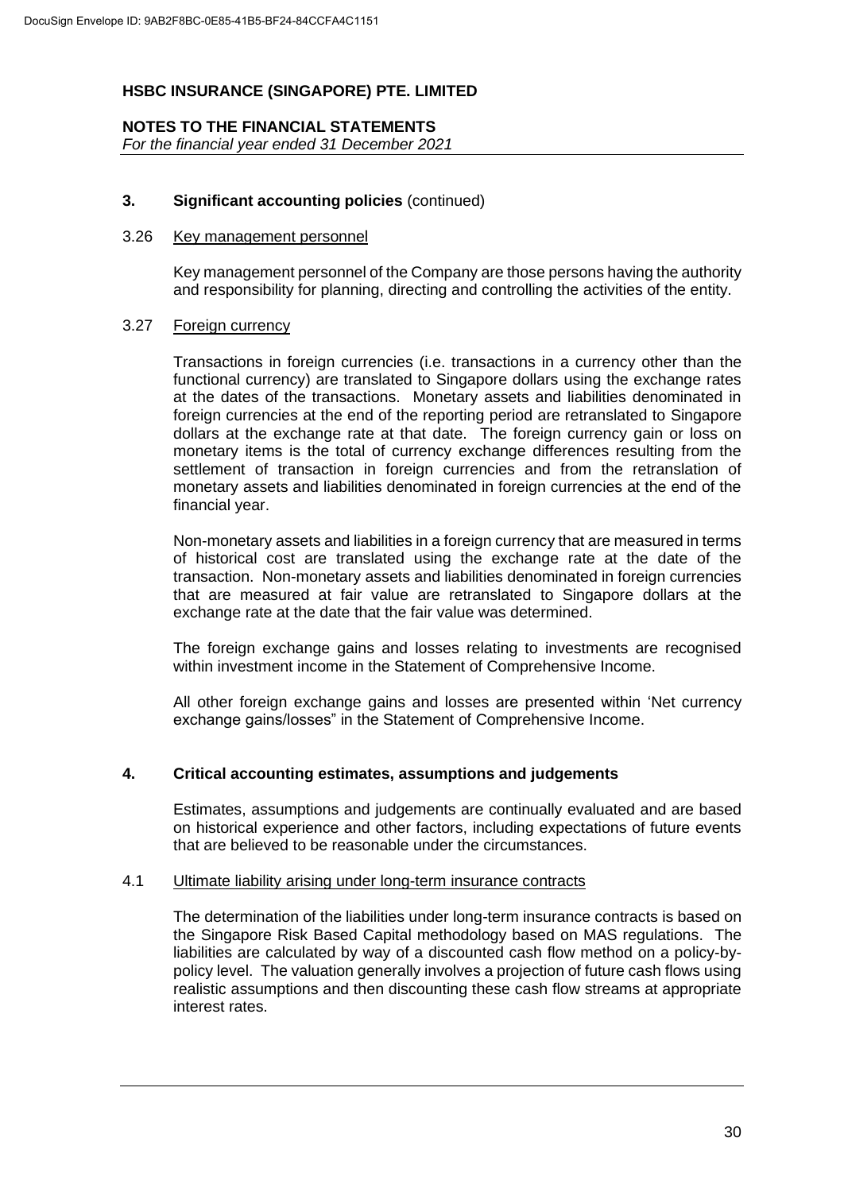### 3. Significant accounting policies (continued)

3.26 Key management personnel

Key management personnel of the Company are those persons having the authority and responsibility for planning, directing and controlling the activities of the entity.

3.27 Foreign currency

Transactions in foreign currencies (i.e. transactions in a currency other than the functional currency) are translated to Singapore dollars using the exchange rates at the dates of the transactions. Monetary assets and liabilities denominated in foreign currencies at the end of the reporting period are retranslated to Singapore dollars at the exchange rate at that date. The foreign currency gain or loss on monetary items is the total of currency exchange differences resulting from the settlement of transaction in foreign currencies and from the retranslation of monetary assets and liabilities denominated in foreign currencies at the end of the financial year.

Non-monetary assets and liabilities in a foreign currency that are measured in terms of historical cost are translated using the exchange rate at the date of the transaction. Non-monetary assets and liabilities denominated in foreign currencies that are measured at fair value are retranslated to Singapore dollars at the exchange rate at the date that the fair value was determined.

The foreign exchange gains and losses relating to investments are recognised within investment income in the Statement of Comprehensive Income.

All other foreign exchange gains and losses are presented within 'Net currency exchange gains/losses" in the Statement of Comprehensive Income.

### 4. Critical accounting estimates, assumptions and judgements

Estimates, assumptions and judgements are continually evaluated and are based on historical experience and other factors, including expectations of future events that are believed to be reasonable under the circumstances.

4.1 Ultimate liability arising under long-term insurance contracts

The determination of the liabilities under long-term insurance contracts is based on the Singapore Risk Based Capital methodology based on MAS regulations. The liabilities are calculated by way of a discounted cash flow method on a policy-by-policy level. The valuation generally involves a projection of future cash flows using realistic assumptions and then discounting these cash flow streams at appropriate interest rates.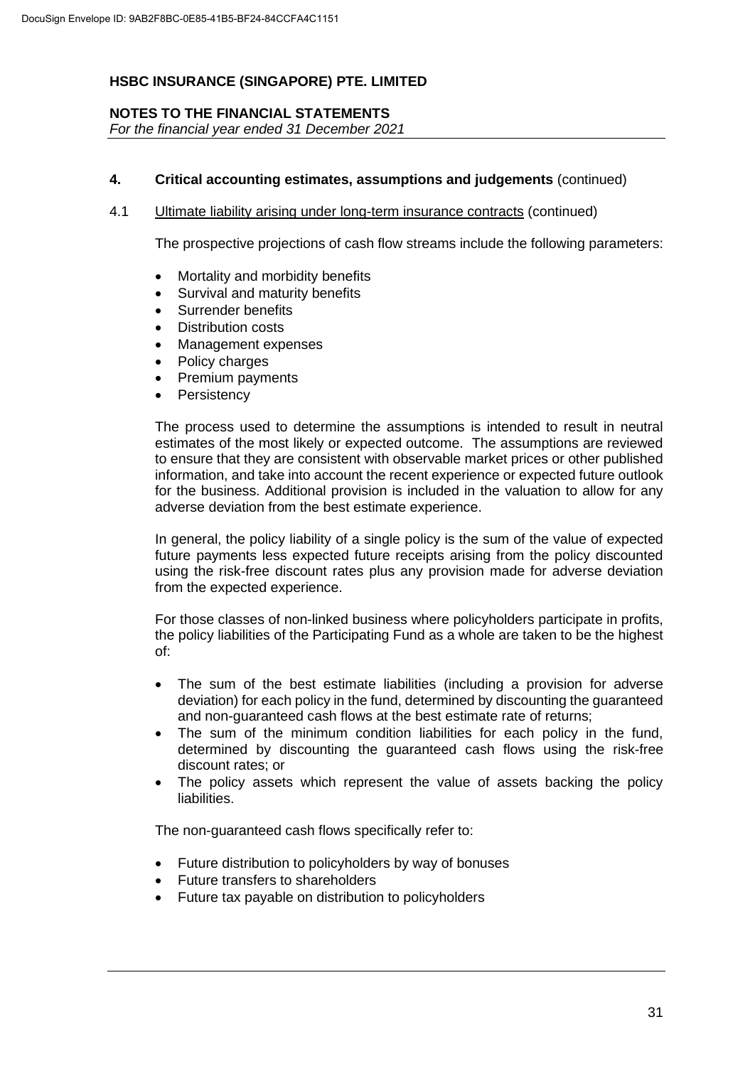# HSBC INSURANCE (SINGAPORE) PTE. LIMITED

## NOTES TO THE FINANCIAL STATEMENTS

*For the financial year ended 31 December 2021*

## 4. Critical accounting estimates, assumptions and judgements (continued)

### 4.1 Ultimate liability arising under long-term insurance contracts (continued)

The prospective projections of cash flow streams include the following parameters:

- Mortality and morbidity benefits
- Survival and maturity benefits
- Surrender benefits
- Distribution costs
- Management expenses
- Policy charges
- Premium payments
- Persistency

The process used to determine the assumptions is intended to result in neutral estimates of the most likely or expected outcome. The assumptions are reviewed to ensure that they are consistent with observable market prices or other published information, and take into account the recent experience or expected future outlook for the business. Additional provision is included in the valuation to allow for any adverse deviation from the best estimate experience.

In general, the policy liability of a single policy is the sum of the value of expected future payments less expected future receipts arising from the policy discounted using the risk-free discount rates plus any provision made for adverse deviation from the expected experience.

For those classes of non-linked business where policyholders participate in profits, the policy liabilities of the Participating Fund as a whole are taken to be the highest of:

- The sum of the best estimate liabilities (including a provision for adverse deviation) for each policy in the fund, determined by discounting the guaranteed and non-guaranteed cash flows at the best estimate rate of returns;
- The sum of the minimum condition liabilities for each policy in the fund, determined by discounting the guaranteed cash flows using the risk-free discount rates; or
- The policy assets which represent the value of assets backing the policy liabilities.

The non-guaranteed cash flows specifically refer to:

- Future distribution to policyholders by way of bonuses
- Future transfers to shareholders
- Future tax payable on distribution to policyholders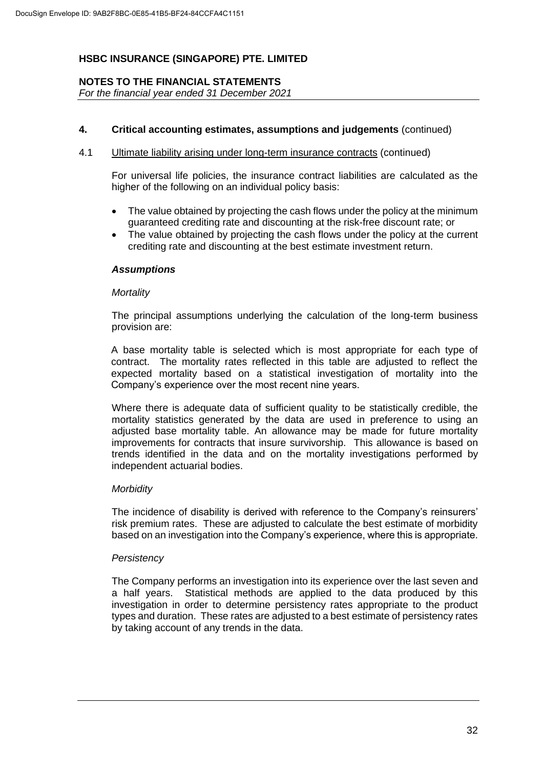## 4. Critical accounting estimates, assumptions and judgements (continued)

4.1 Ultimate liability arising under long-term insurance contracts (continued)

For universal life policies, the insurance contract liabilities are calculated as the higher of the following on an individual policy basis:

- The value obtained by projecting the cash flows under the policy at the minimum guaranteed crediting rate and discounting at the risk-free discount rate; or
- The value obtained by projecting the cash flows under the policy at the current crediting rate and discounting at the best estimate investment return.

### *Assumptions*

*Mortality*

The principal assumptions underlying the calculation of the long-term business provision are:

A base mortality table is selected which is most appropriate for each type of contract. The mortality rates reflected in this table are adjusted to reflect the expected mortality based on a statistical investigation of mortality into the Company's experience over the most recent nine years.

Where there is adequate data of sufficient quality to be statistically credible, the mortality statistics generated by the data are used in preference to using an adjusted base mortality table. An allowance may be made for future mortality improvements for contracts that insure survivorship. This allowance is based on trends identified in the data and on the mortality investigations performed by independent actuarial bodies.

*Morbidity*

The incidence of disability is derived with reference to the Company's reinsurers' risk premium rates. These are adjusted to calculate the best estimate of morbidity based on an investigation into the Company's experience, where this is appropriate.

*Persistency*

The Company performs an investigation into its experience over the last seven and a half years. Statistical methods are applied to the data produced by this investigation in order to determine persistency rates appropriate to the product types and duration. These rates are adjusted to a best estimate of persistency rates by taking account of any trends in the data.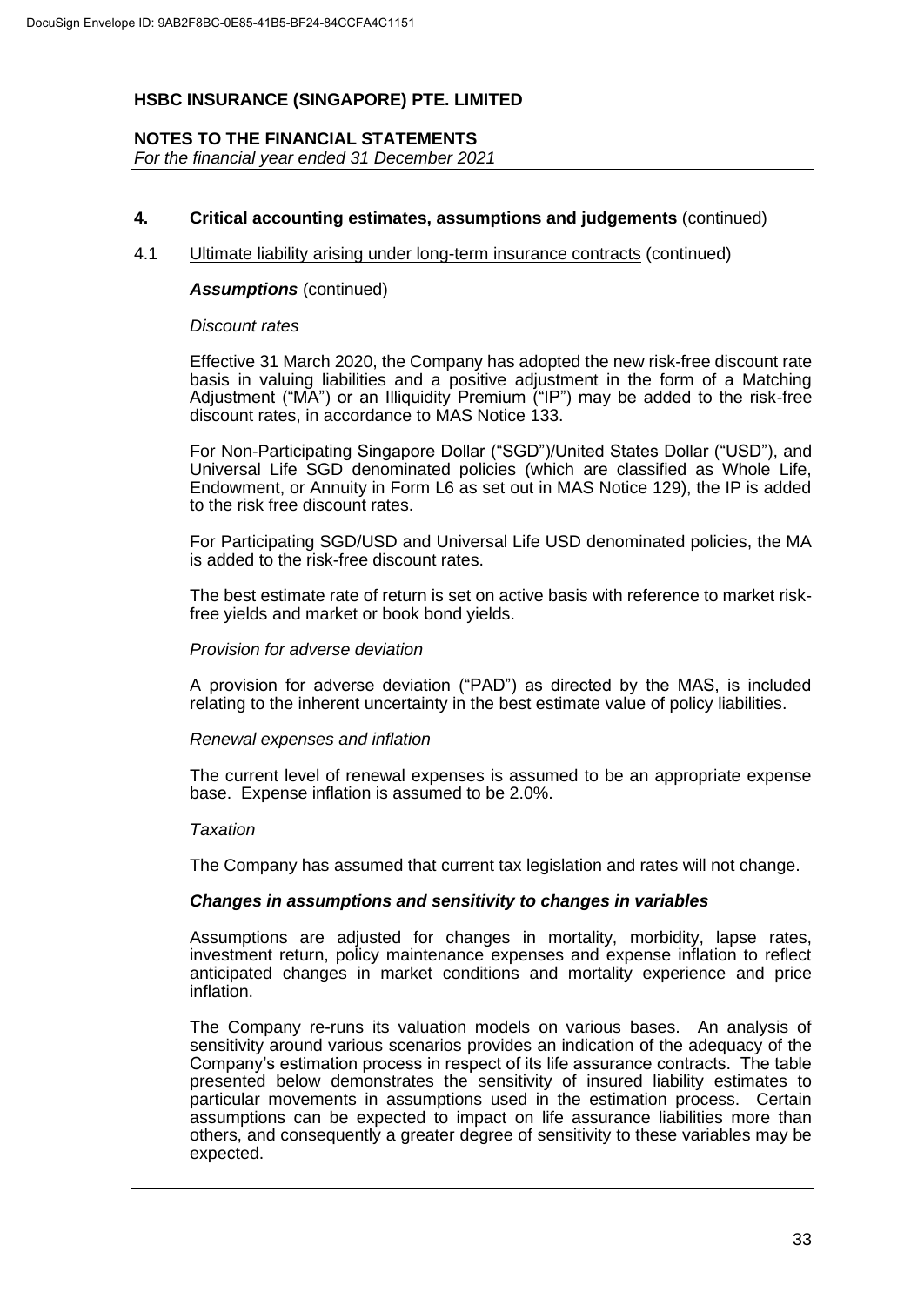**HSBC INSURANCE (SINGAPORE) PTE. LIMITED**

**NOTES TO THE FINANCIAL STATEMENTS**
*For the financial year ended 31 December 2021*

## 4. Critical accounting estimates, assumptions and judgements (continued)

### 4.1 Ultimate liability arising under long-term insurance contracts (continued)

***Assumptions*** (continued)

*Discount rates*

Effective 31 March 2020, the Company has adopted the new risk-free discount rate basis in valuing liabilities and a positive adjustment in the form of a Matching Adjustment ("MA") or an Illiquidity Premium ("IP") may be added to the risk-free discount rates, in accordance to MAS Notice 133.

For Non-Participating Singapore Dollar ("SGD")/United States Dollar ("USD"), and Universal Life SGD denominated policies (which are classified as Whole Life, Endowment, or Annuity in Form L6 as set out in MAS Notice 129), the IP is added to the risk free discount rates.

For Participating SGD/USD and Universal Life USD denominated policies, the MA is added to the risk-free discount rates.

The best estimate rate of return is set on active basis with reference to market risk-free yields and market or book bond yields.

*Provision for adverse deviation*

A provision for adverse deviation ("PAD") as directed by the MAS, is included relating to the inherent uncertainty in the best estimate value of policy liabilities.

*Renewal expenses and inflation*

The current level of renewal expenses is assumed to be an appropriate expense base. Expense inflation is assumed to be 2.0%.

*Taxation*

The Company has assumed that current tax legislation and rates will not change.

***Changes in assumptions and sensitivity to changes in variables***

Assumptions are adjusted for changes in mortality, morbidity, lapse rates, investment return, policy maintenance expenses and expense inflation to reflect anticipated changes in market conditions and mortality experience and price inflation.

The Company re-runs its valuation models on various bases. An analysis of sensitivity around various scenarios provides an indication of the adequacy of the Company's estimation process in respect of its life assurance contracts. The table presented below demonstrates the sensitivity of insured liability estimates to particular movements in assumptions used in the estimation process. Certain assumptions can be expected to impact on life assurance liabilities more than others, and consequently a greater degree of sensitivity to these variables may be expected.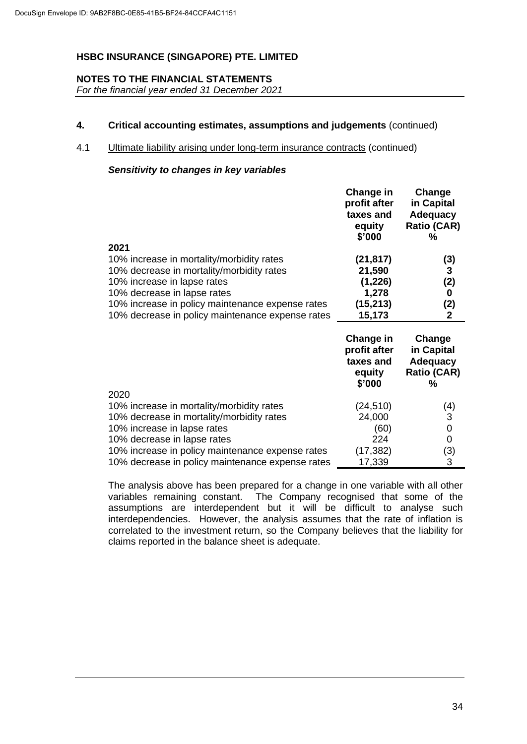# HSBC INSURANCE (SINGAPORE) PTE. LIMITED

## NOTES TO THE FINANCIAL STATEMENTS

*For the financial year ended 31 December 2021*

### 4. Critical accounting estimates, assumptions and judgements (continued)

4.1 Ultimate liability arising under long-term insurance contracts (continued)

***Sensitivity to changes in key variables***

| | Change in profit after taxes and equity $'000 | Change in Capital Adequacy Ratio (CAR) % |
|---|---|---|
| **2021** | | |
| 10% increase in mortality/morbidity rates | **(21,817)** | **(3)** |
| 10% decrease in mortality/morbidity rates | **21,590** | **3** |
| 10% increase in lapse rates | **(1,226)** | **(2)** |
| 10% decrease in lapse rates | **1,278** | **0** |
| 10% increase in policy maintenance expense rates | **(15,213)** | **(2)** |
| 10% decrease in policy maintenance expense rates | **15,173** | **2** |

| | Change in profit after taxes and equity $'000 | Change in Capital Adequacy Ratio (CAR) % |
|---|---|---|
| 2020 | | |
| 10% increase in mortality/morbidity rates | (24,510) | (4) |
| 10% decrease in mortality/morbidity rates | 24,000 | 3 |
| 10% increase in lapse rates | (60) | 0 |
| 10% decrease in lapse rates | 224 | 0 |
| 10% increase in policy maintenance expense rates | (17,382) | (3) |
| 10% decrease in policy maintenance expense rates | 17,339 | 3 |

The analysis above has been prepared for a change in one variable with all other variables remaining constant. The Company recognised that some of the assumptions are interdependent but it will be difficult to analyse such interdependencies. However, the analysis assumes that the rate of inflation is correlated to the investment return, so the Company believes that the liability for claims reported in the balance sheet is adequate.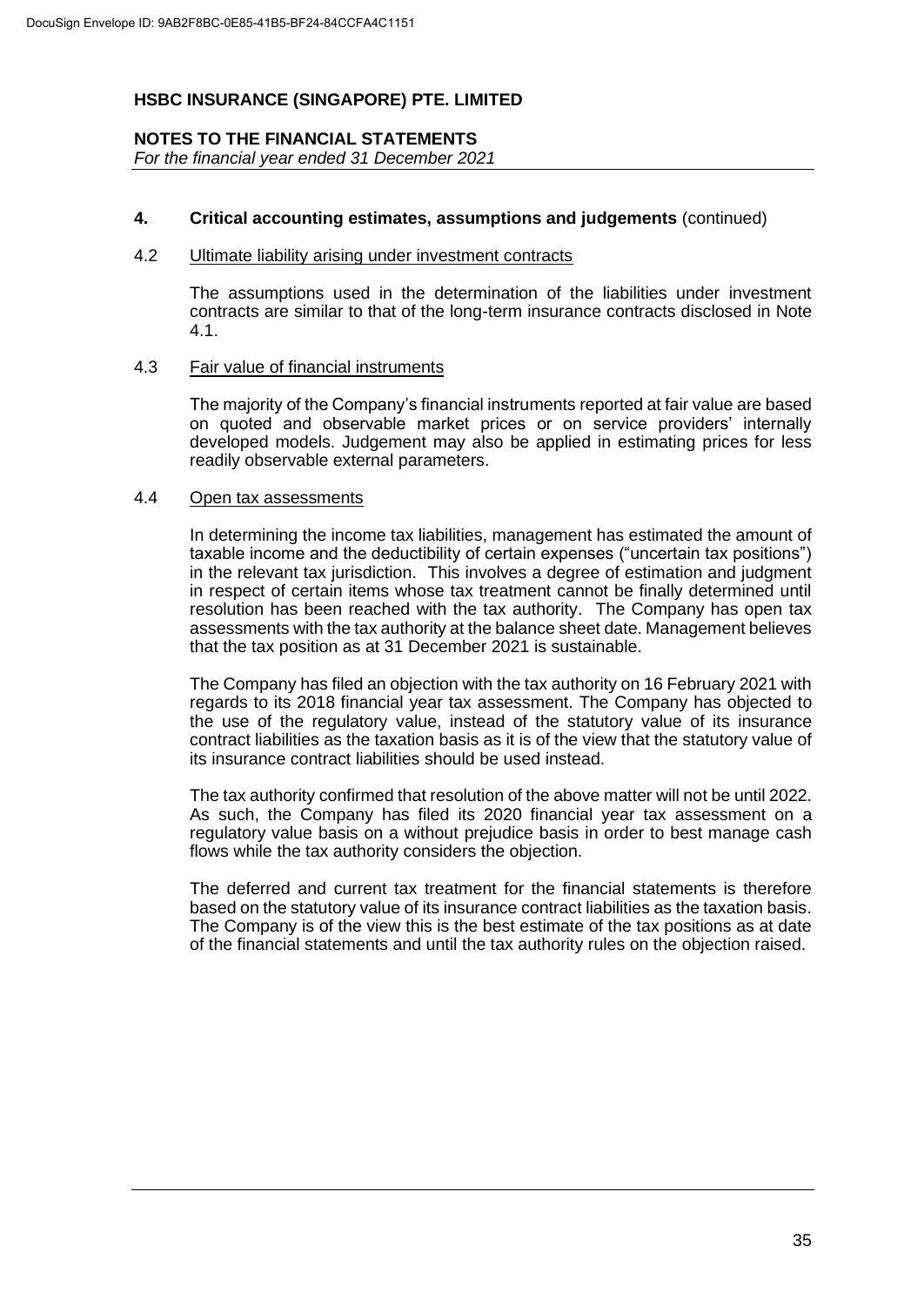## 4. Critical accounting estimates, assumptions and judgements (continued)

### 4.2 Ultimate liability arising under investment contracts

The assumptions used in the determination of the liabilities under investment contracts are similar to that of the long-term insurance contracts disclosed in Note 4.1.

### 4.3 Fair value of financial instruments

The majority of the Company's financial instruments reported at fair value are based on quoted and observable market prices or on service providers' internally developed models. Judgement may also be applied in estimating prices for less readily observable external parameters.

### 4.4 Open tax assessments

In determining the income tax liabilities, management has estimated the amount of taxable income and the deductibility of certain expenses ("uncertain tax positions") in the relevant tax jurisdiction. This involves a degree of estimation and judgment in respect of certain items whose tax treatment cannot be finally determined until resolution has been reached with the tax authority. The Company has open tax assessments with the tax authority at the balance sheet date. Management believes that the tax position as at 31 December 2021 is sustainable.

The Company has filed an objection with the tax authority on 16 February 2021 with regards to its 2018 financial year tax assessment. The Company has objected to the use of the regulatory value, instead of the statutory value of its insurance contract liabilities as the taxation basis as it is of the view that the statutory value of its insurance contract liabilities should be used instead.

The tax authority confirmed that resolution of the above matter will not be until 2022. As such, the Company has filed its 2020 financial year tax assessment on a regulatory value basis on a without prejudice basis in order to best manage cash flows while the tax authority considers the objection.

The deferred and current tax treatment for the financial statements is therefore based on the statutory value of its insurance contract liabilities as the taxation basis. The Company is of the view this is the best estimate of the tax positions as at date of the financial statements and until the tax authority rules on the objection raised.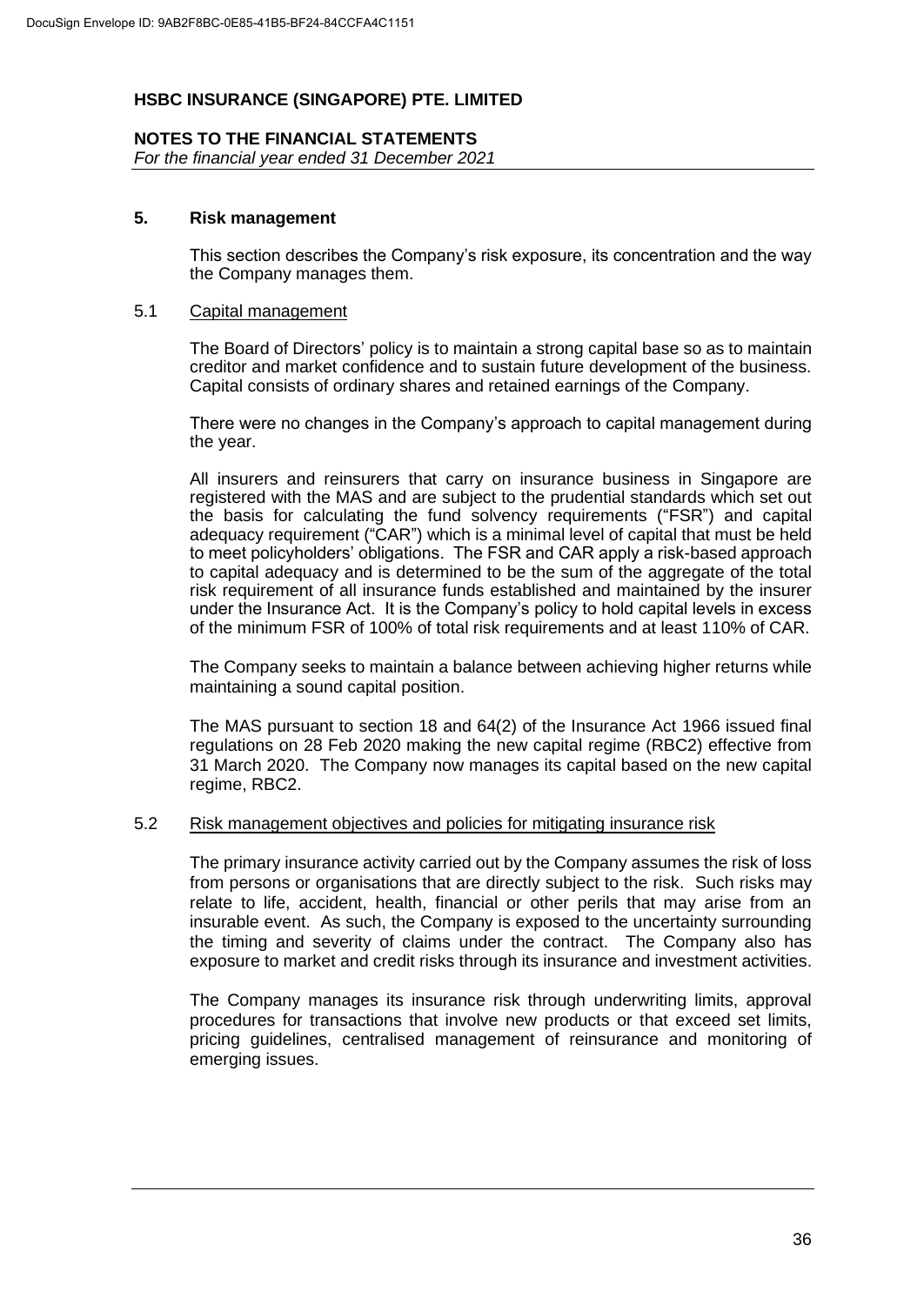## 5. Risk management

This section describes the Company's risk exposure, its concentration and the way the Company manages them.

### 5.1 Capital management

The Board of Directors' policy is to maintain a strong capital base so as to maintain creditor and market confidence and to sustain future development of the business. Capital consists of ordinary shares and retained earnings of the Company.

There were no changes in the Company's approach to capital management during the year.

All insurers and reinsurers that carry on insurance business in Singapore are registered with the MAS and are subject to the prudential standards which set out the basis for calculating the fund solvency requirements ("FSR") and capital adequacy requirement ("CAR") which is a minimal level of capital that must be held to meet policyholders' obligations. The FSR and CAR apply a risk-based approach to capital adequacy and is determined to be the sum of the aggregate of the total risk requirement of all insurance funds established and maintained by the insurer under the Insurance Act. It is the Company's policy to hold capital levels in excess of the minimum FSR of 100% of total risk requirements and at least 110% of CAR.

The Company seeks to maintain a balance between achieving higher returns while maintaining a sound capital position.

The MAS pursuant to section 18 and 64(2) of the Insurance Act 1966 issued final regulations on 28 Feb 2020 making the new capital regime (RBC2) effective from 31 March 2020. The Company now manages its capital based on the new capital regime, RBC2.

### 5.2 Risk management objectives and policies for mitigating insurance risk

The primary insurance activity carried out by the Company assumes the risk of loss from persons or organisations that are directly subject to the risk. Such risks may relate to life, accident, health, financial or other perils that may arise from an insurable event. As such, the Company is exposed to the uncertainty surrounding the timing and severity of claims under the contract. The Company also has exposure to market and credit risks through its insurance and investment activities.

The Company manages its insurance risk through underwriting limits, approval procedures for transactions that involve new products or that exceed set limits, pricing guidelines, centralised management of reinsurance and monitoring of emerging issues.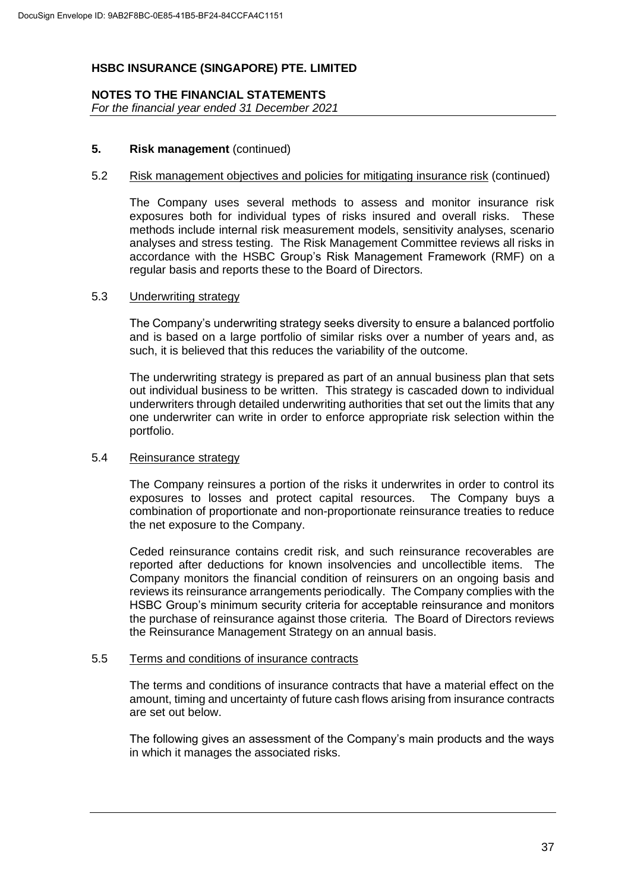**5. Risk management** (continued)

5.2 Risk management objectives and policies for mitigating insurance risk (continued)

The Company uses several methods to assess and monitor insurance risk exposures both for individual types of risks insured and overall risks. These methods include internal risk measurement models, sensitivity analyses, scenario analyses and stress testing. The Risk Management Committee reviews all risks in accordance with the HSBC Group's Risk Management Framework (RMF) on a regular basis and reports these to the Board of Directors.

5.3 Underwriting strategy

The Company's underwriting strategy seeks diversity to ensure a balanced portfolio and is based on a large portfolio of similar risks over a number of years and, as such, it is believed that this reduces the variability of the outcome.

The underwriting strategy is prepared as part of an annual business plan that sets out individual business to be written. This strategy is cascaded down to individual underwriters through detailed underwriting authorities that set out the limits that any one underwriter can write in order to enforce appropriate risk selection within the portfolio.

5.4 Reinsurance strategy

The Company reinsures a portion of the risks it underwrites in order to control its exposures to losses and protect capital resources. The Company buys a combination of proportionate and non-proportionate reinsurance treaties to reduce the net exposure to the Company.

Ceded reinsurance contains credit risk, and such reinsurance recoverables are reported after deductions for known insolvencies and uncollectible items. The Company monitors the financial condition of reinsurers on an ongoing basis and reviews its reinsurance arrangements periodically. The Company complies with the HSBC Group's minimum security criteria for acceptable reinsurance and monitors the purchase of reinsurance against those criteria. The Board of Directors reviews the Reinsurance Management Strategy on an annual basis.

5.5 Terms and conditions of insurance contracts

The terms and conditions of insurance contracts that have a material effect on the amount, timing and uncertainty of future cash flows arising from insurance contracts are set out below.

The following gives an assessment of the Company's main products and the ways in which it manages the associated risks.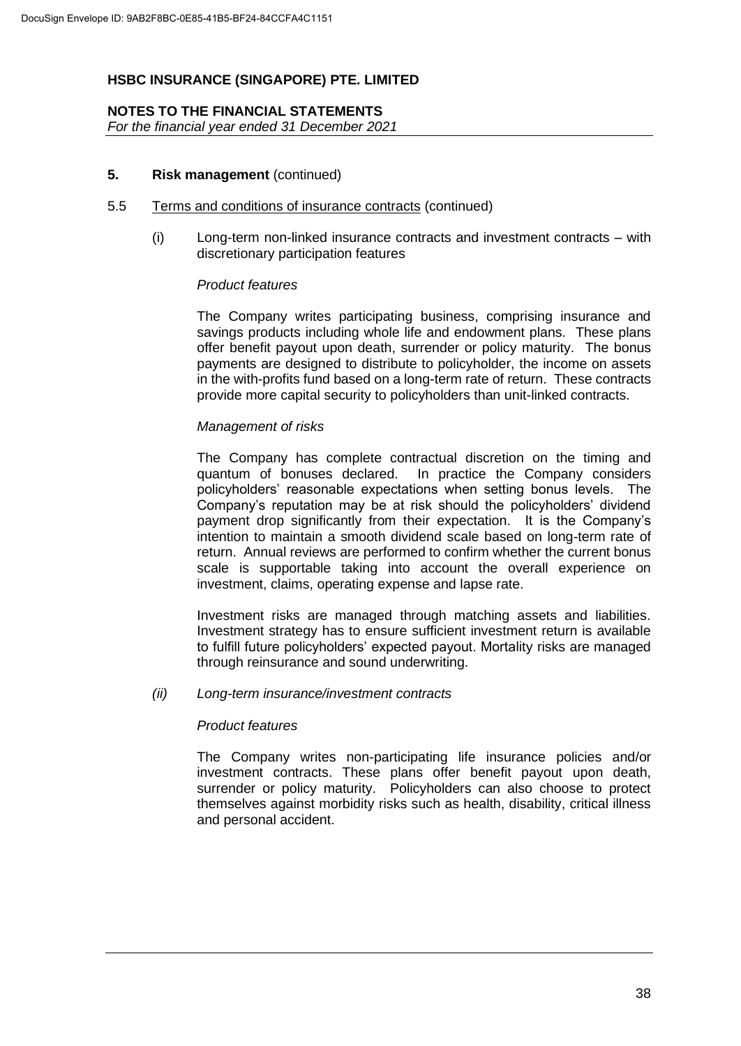## 5. Risk management (continued)

### 5.5 Terms and conditions of insurance contracts (continued)

(i) Long-term non-linked insurance contracts and investment contracts – with discretionary participation features

*Product features*

The Company writes participating business, comprising insurance and savings products including whole life and endowment plans. These plans offer benefit payout upon death, surrender or policy maturity. The bonus payments are designed to distribute to policyholder, the income on assets in the with-profits fund based on a long-term rate of return. These contracts provide more capital security to policyholders than unit-linked contracts.

*Management of risks*

The Company has complete contractual discretion on the timing and quantum of bonuses declared. In practice the Company considers policyholders' reasonable expectations when setting bonus levels. The Company's reputation may be at risk should the policyholders' dividend payment drop significantly from their expectation. It is the Company's intention to maintain a smooth dividend scale based on long-term rate of return. Annual reviews are performed to confirm whether the current bonus scale is supportable taking into account the overall experience on investment, claims, operating expense and lapse rate.

Investment risks are managed through matching assets and liabilities. Investment strategy has to ensure sufficient investment return is available to fulfill future policyholders' expected payout. Mortality risks are managed through reinsurance and sound underwriting.

*(ii) Long-term insurance/investment contracts*

*Product features*

The Company writes non-participating life insurance policies and/or investment contracts. These plans offer benefit payout upon death, surrender or policy maturity. Policyholders can also choose to protect themselves against morbidity risks such as health, disability, critical illness and personal accident.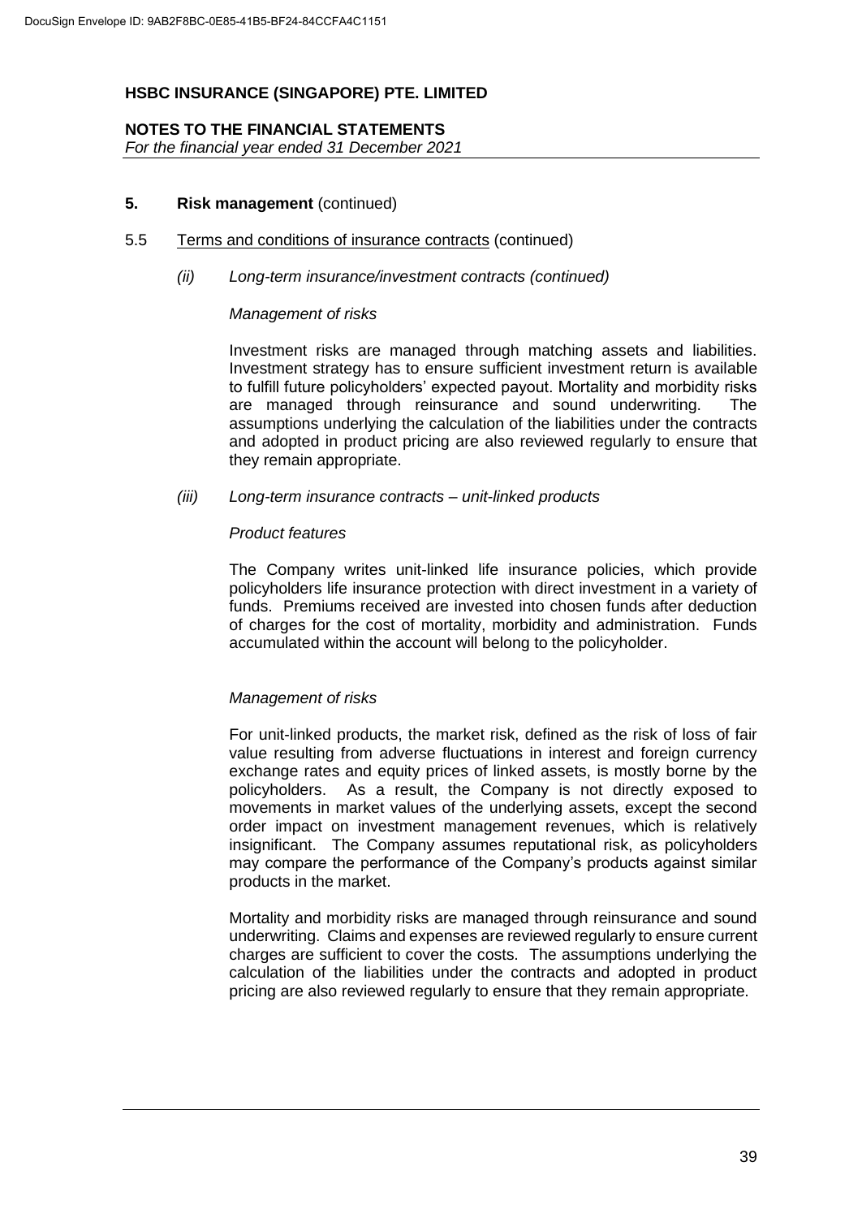## 5. Risk management (continued)

### 5.5 Terms and conditions of insurance contracts (continued)

*(ii) Long-term insurance/investment contracts (continued)*

*Management of risks*

Investment risks are managed through matching assets and liabilities. Investment strategy has to ensure sufficient investment return is available to fulfill future policyholders' expected payout. Mortality and morbidity risks are managed through reinsurance and sound underwriting. The assumptions underlying the calculation of the liabilities under the contracts and adopted in product pricing are also reviewed regularly to ensure that they remain appropriate.

*(iii) Long-term insurance contracts – unit-linked products*

*Product features*

The Company writes unit-linked life insurance policies, which provide policyholders life insurance protection with direct investment in a variety of funds. Premiums received are invested into chosen funds after deduction of charges for the cost of mortality, morbidity and administration. Funds accumulated within the account will belong to the policyholder.

*Management of risks*

For unit-linked products, the market risk, defined as the risk of loss of fair value resulting from adverse fluctuations in interest and foreign currency exchange rates and equity prices of linked assets, is mostly borne by the policyholders. As a result, the Company is not directly exposed to movements in market values of the underlying assets, except the second order impact on investment management revenues, which is relatively insignificant. The Company assumes reputational risk, as policyholders may compare the performance of the Company's products against similar products in the market.

Mortality and morbidity risks are managed through reinsurance and sound underwriting. Claims and expenses are reviewed regularly to ensure current charges are sufficient to cover the costs. The assumptions underlying the calculation of the liabilities under the contracts and adopted in product pricing are also reviewed regularly to ensure that they remain appropriate.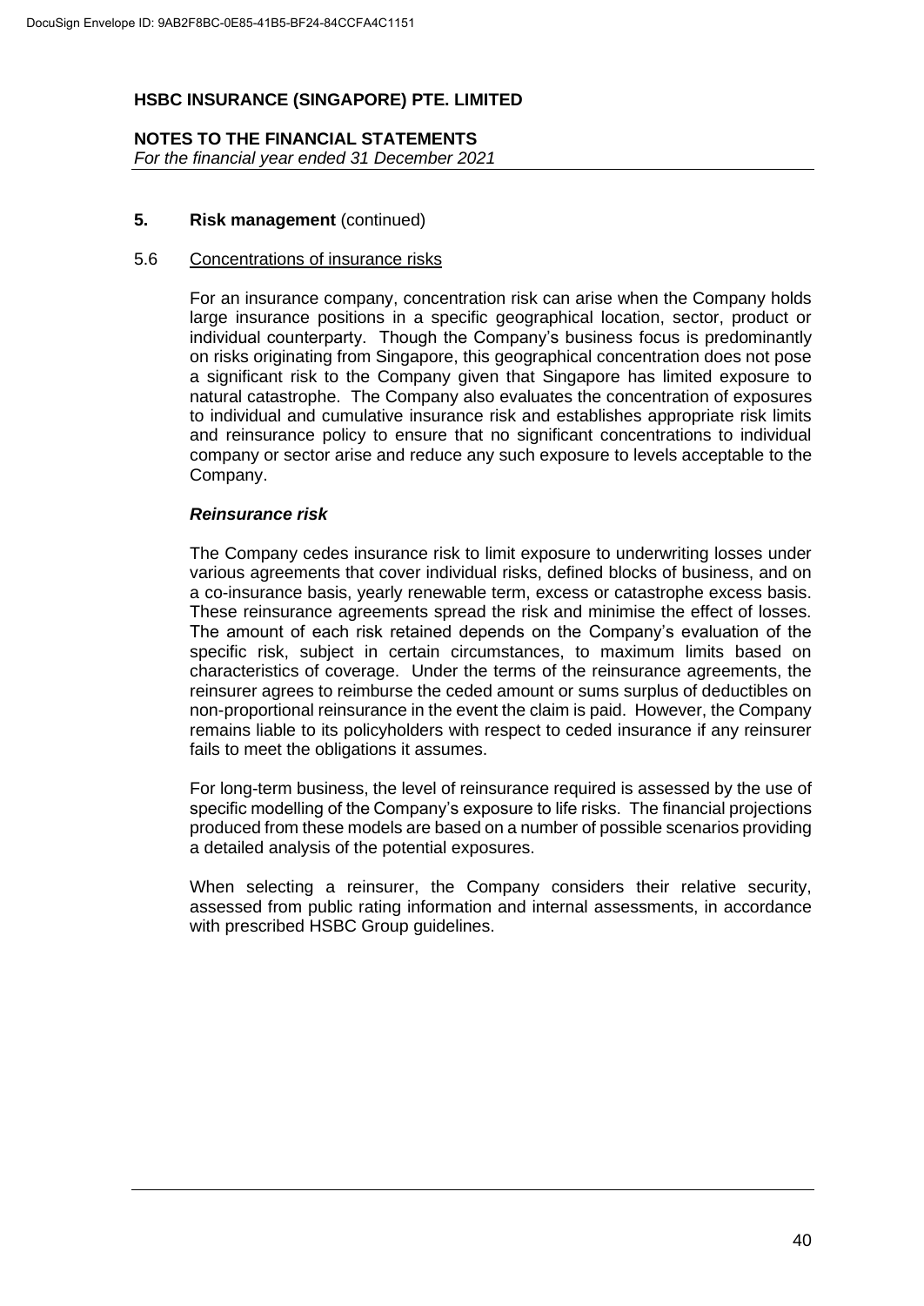## 5. Risk management (continued)

### 5.6 Concentrations of insurance risks

For an insurance company, concentration risk can arise when the Company holds large insurance positions in a specific geographical location, sector, product or individual counterparty. Though the Company's business focus is predominantly on risks originating from Singapore, this geographical concentration does not pose a significant risk to the Company given that Singapore has limited exposure to natural catastrophe. The Company also evaluates the concentration of exposures to individual and cumulative insurance risk and establishes appropriate risk limits and reinsurance policy to ensure that no significant concentrations to individual company or sector arise and reduce any such exposure to levels acceptable to the Company.

***Reinsurance risk***

The Company cedes insurance risk to limit exposure to underwriting losses under various agreements that cover individual risks, defined blocks of business, and on a co-insurance basis, yearly renewable term, excess or catastrophe excess basis. These reinsurance agreements spread the risk and minimise the effect of losses. The amount of each risk retained depends on the Company's evaluation of the specific risk, subject in certain circumstances, to maximum limits based on characteristics of coverage. Under the terms of the reinsurance agreements, the reinsurer agrees to reimburse the ceded amount or sums surplus of deductibles on non-proportional reinsurance in the event the claim is paid. However, the Company remains liable to its policyholders with respect to ceded insurance if any reinsurer fails to meet the obligations it assumes.

For long-term business, the level of reinsurance required is assessed by the use of specific modelling of the Company's exposure to life risks. The financial projections produced from these models are based on a number of possible scenarios providing a detailed analysis of the potential exposures.

When selecting a reinsurer, the Company considers their relative security, assessed from public rating information and internal assessments, in accordance with prescribed HSBC Group guidelines.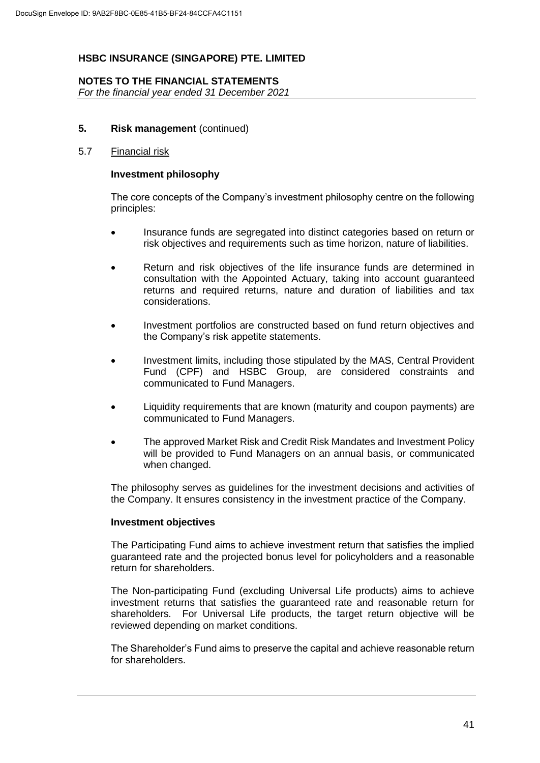## 5. Risk management (continued)

### 5.7 Financial risk

**Investment philosophy**

The core concepts of the Company's investment philosophy centre on the following principles:

- Insurance funds are segregated into distinct categories based on return or risk objectives and requirements such as time horizon, nature of liabilities.
- Return and risk objectives of the life insurance funds are determined in consultation with the Appointed Actuary, taking into account guaranteed returns and required returns, nature and duration of liabilities and tax considerations.
- Investment portfolios are constructed based on fund return objectives and the Company's risk appetite statements.
- Investment limits, including those stipulated by the MAS, Central Provident Fund (CPF) and HSBC Group, are considered constraints and communicated to Fund Managers.
- Liquidity requirements that are known (maturity and coupon payments) are communicated to Fund Managers.
- The approved Market Risk and Credit Risk Mandates and Investment Policy will be provided to Fund Managers on an annual basis, or communicated when changed.

The philosophy serves as guidelines for the investment decisions and activities of the Company. It ensures consistency in the investment practice of the Company.

**Investment objectives**

The Participating Fund aims to achieve investment return that satisfies the implied guaranteed rate and the projected bonus level for policyholders and a reasonable return for shareholders.

The Non-participating Fund (excluding Universal Life products) aims to achieve investment returns that satisfies the guaranteed rate and reasonable return for shareholders. For Universal Life products, the target return objective will be reviewed depending on market conditions.

The Shareholder's Fund aims to preserve the capital and achieve reasonable return for shareholders.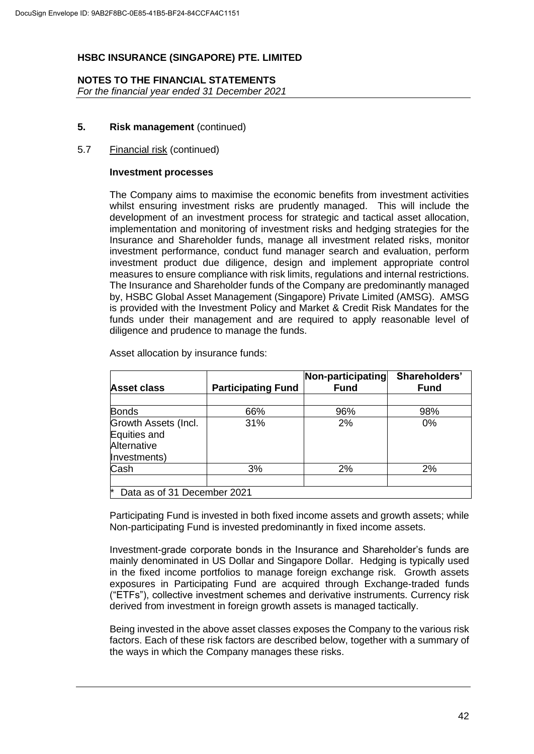## 5. Risk management (continued)

### 5.7 Financial risk (continued)

**Investment processes**

The Company aims to maximise the economic benefits from investment activities whilst ensuring investment risks are prudently managed. This will include the development of an investment process for strategic and tactical asset allocation, implementation and monitoring of investment risks and hedging strategies for the Insurance and Shareholder funds, manage all investment related risks, monitor investment performance, conduct fund manager search and evaluation, perform investment product due diligence, design and implement appropriate control measures to ensure compliance with risk limits, regulations and internal restrictions. The Insurance and Shareholder funds of the Company are predominantly managed by, HSBC Global Asset Management (Singapore) Private Limited (AMSG). AMSG is provided with the Investment Policy and Market & Credit Risk Mandates for the funds under their management and are required to apply reasonable level of diligence and prudence to manage the funds.

Asset allocation by insurance funds:

| Asset class | Participating Fund | Non-participating Fund | Shareholders' Fund |
|---|---|---|---|
| Bonds | 66% | 96% | 98% |
| Growth Assets (Incl. Equities and Alternative Investments) | 31% | 2% | 0% |
| Cash | 3% | 2% | 2% |
| * Data as of 31 December 2021 | | | |

Participating Fund is invested in both fixed income assets and growth assets; while Non-participating Fund is invested predominantly in fixed income assets.

Investment-grade corporate bonds in the Insurance and Shareholder's funds are mainly denominated in US Dollar and Singapore Dollar. Hedging is typically used in the fixed income portfolios to manage foreign exchange risk. Growth assets exposures in Participating Fund are acquired through Exchange-traded funds ("ETFs"), collective investment schemes and derivative instruments. Currency risk derived from investment in foreign growth assets is managed tactically.

Being invested in the above asset classes exposes the Company to the various risk factors. Each of these risk factors are described below, together with a summary of the ways in which the Company manages these risks.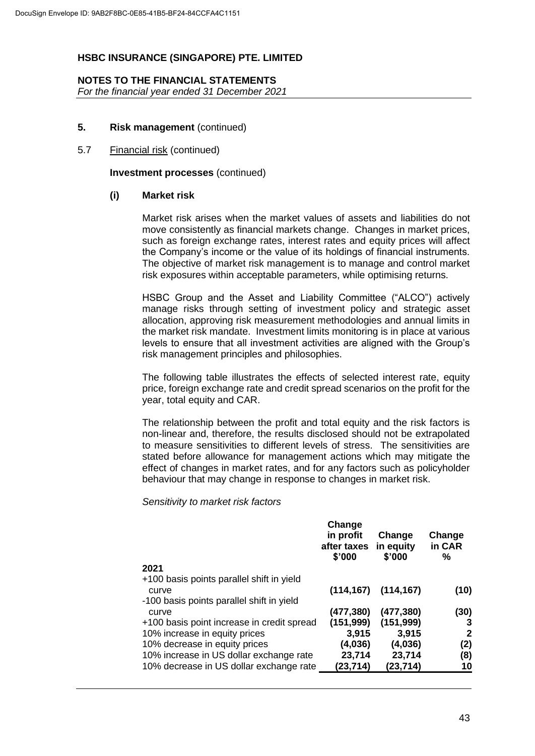DocuSign Envelope ID: 9AB2F8BC-0E85-41B5-BF24-84CCFA4C1151

# HSBC INSURANCE (SINGAPORE) PTE. LIMITED

## NOTES TO THE FINANCIAL STATEMENTS

*For the financial year ended 31 December 2021*

### 5. Risk management (continued)

5.7 Financial risk (continued)

**Investment processes** (continued)

**(i) Market risk**

Market risk arises when the market values of assets and liabilities do not move consistently as financial markets change. Changes in market prices, such as foreign exchange rates, interest rates and equity prices will affect the Company's income or the value of its holdings of financial instruments. The objective of market risk management is to manage and control market risk exposures within acceptable parameters, while optimising returns.

HSBC Group and the Asset and Liability Committee ("ALCO") actively manage risks through setting of investment policy and strategic asset allocation, approving risk measurement methodologies and annual limits in the market risk mandate. Investment limits monitoring is in place at various levels to ensure that all investment activities are aligned with the Group's risk management principles and philosophies.

The following table illustrates the effects of selected interest rate, equity price, foreign exchange rate and credit spread scenarios on the profit for the year, total equity and CAR.

The relationship between the profit and total equity and the risk factors is non-linear and, therefore, the results disclosed should not be extrapolated to measure sensitivities to different levels of stress. The sensitivities are stated before allowance for management actions which may mitigate the effect of changes in market rates, and for any factors such as policyholder behaviour that may change in response to changes in market risk.

*Sensitivity to market risk factors*

| | Change in profit after taxes $'000 | Change in equity $'000 | Change in CAR % |
|---|---|---|---|
| **2021** | | | |
| +100 basis points parallel shift in yield curve | (114,167) | (114,167) | (10) |
| -100 basis points parallel shift in yield curve | (477,380) | (477,380) | (30) |
| +100 basis point increase in credit spread | (151,999) | (151,999) | 3 |
| 10% increase in equity prices | 3,915 | 3,915 | 2 |
| 10% decrease in equity prices | (4,036) | (4,036) | (2) |
| 10% increase in US dollar exchange rate | 23,714 | 23,714 | (8) |
| 10% decrease in US dollar exchange rate | (23,714) | (23,714) | 10 |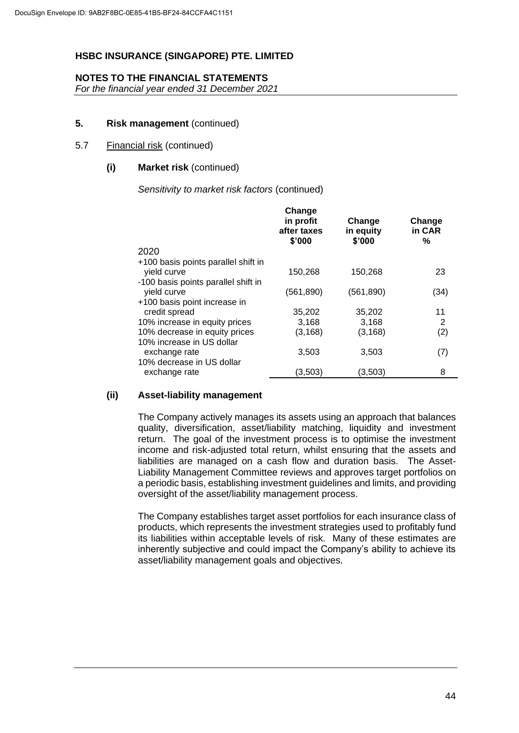DocuSign Envelope ID: 9AB2F8BC-0E85-41B5-BF24-84CCFA4C1151

**HSBC INSURANCE (SINGAPORE) PTE. LIMITED**

**NOTES TO THE FINANCIAL STATEMENTS**
*For the financial year ended 31 December 2021*

**5. Risk management** (continued)

5.7 Financial risk (continued)

**(i) Market risk** (continued)

*Sensitivity to market risk factors* (continued)

| | Change in profit after taxes $'000 | Change in equity $'000 | Change in CAR % |
|---|---|---|---|
| 2020 | | | |
| +100 basis points parallel shift in yield curve | 150,268 | 150,268 | 23 |
| -100 basis points parallel shift in yield curve | (561,890) | (561,890) | (34) |
| +100 basis point increase in credit spread | 35,202 | 35,202 | 11 |
| 10% increase in equity prices | 3,168 | 3,168 | 2 |
| 10% decrease in equity prices | (3,168) | (3,168) | (2) |
| 10% increase in US dollar exchange rate | 3,503 | 3,503 | (7) |
| 10% decrease in US dollar exchange rate | (3,503) | (3,503) | 8 |

**(ii) Asset-liability management**

The Company actively manages its assets using an approach that balances quality, diversification, asset/liability matching, liquidity and investment return. The goal of the investment process is to optimise the investment income and risk-adjusted total return, whilst ensuring that the assets and liabilities are managed on a cash flow and duration basis. The Asset-Liability Management Committee reviews and approves target portfolios on a periodic basis, establishing investment guidelines and limits, and providing oversight of the asset/liability management process.

The Company establishes target asset portfolios for each insurance class of products, which represents the investment strategies used to profitably fund its liabilities within acceptable levels of risk. Many of these estimates are inherently subjective and could impact the Company's ability to achieve its asset/liability management goals and objectives.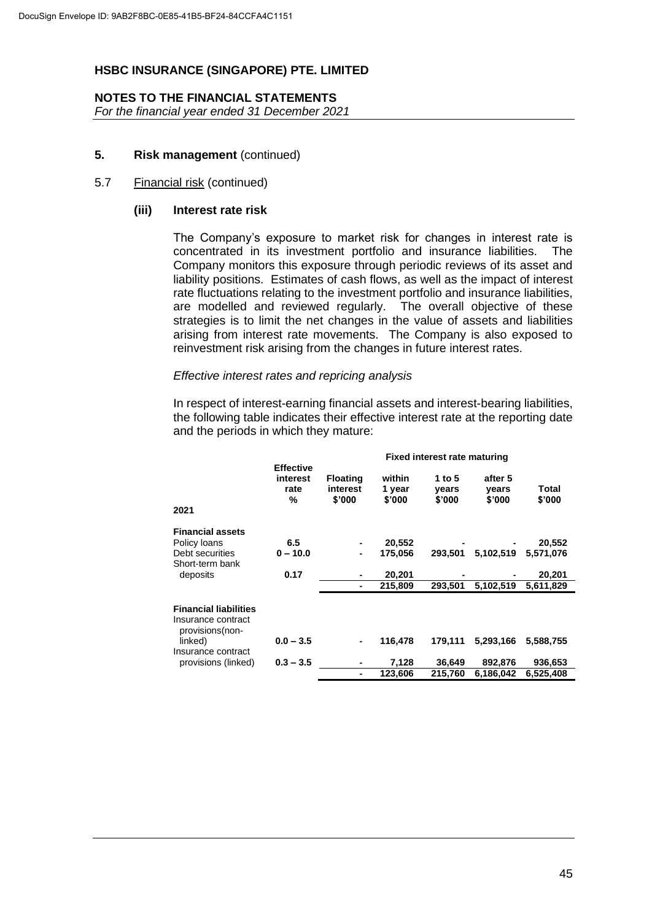**HSBC INSURANCE (SINGAPORE) PTE. LIMITED**

**NOTES TO THE FINANCIAL STATEMENTS**
*For the financial year ended 31 December 2021*

**5. Risk management** (continued)

5.7 Financial risk (continued)

**(iii) Interest rate risk**

The Company's exposure to market risk for changes in interest rate is concentrated in its investment portfolio and insurance liabilities. The Company monitors this exposure through periodic reviews of its asset and liability positions. Estimates of cash flows, as well as the impact of interest rate fluctuations relating to the investment portfolio and insurance liabilities, are modelled and reviewed regularly. The overall objective of these strategies is to limit the net changes in the value of assets and liabilities arising from interest rate movements. The Company is also exposed to reinvestment risk arising from the changes in future interest rates.

*Effective interest rates and repricing analysis*

In respect of interest-earning financial assets and interest-bearing liabilities, the following table indicates their effective interest rate at the reporting date and the periods in which they mature:

| | | | Fixed interest rate maturing | | | |
|---|---|---|---|---|---|---|
| **2021** | **Effective interest rate %** | **Floating interest $'000** | **within 1 year $'000** | **1 to 5 years $'000** | **after 5 years $'000** | **Total $'000** |
| **Financial assets** | | | | | | |
| Policy loans | **6.5** | **-** | **20,552** | **-** | **-** | **20,552** |
| Debt securities | **0 – 10.0** | **-** | **175,056** | **293,501** | **5,102,519** | **5,571,076** |
| Short-term bank deposits | **0.17** | **-** | **20,201** | **-** | **-** | **20,201** |
| | | **-** | **215,809** | **293,501** | **5,102,519** | **5,611,829** |
| **Financial liabilities** | | | | | | |
| Insurance contract provisions(non-linked) | **0.0 – 3.5** | **-** | **116,478** | **179,111** | **5,293,166** | **5,588,755** |
| Insurance contract provisions (linked) | **0.3 – 3.5** | **-** | **7,128** | **36,649** | **892,876** | **936,653** |
| | | **-** | **123,606** | **215,760** | **6,186,042** | **6,525,408** |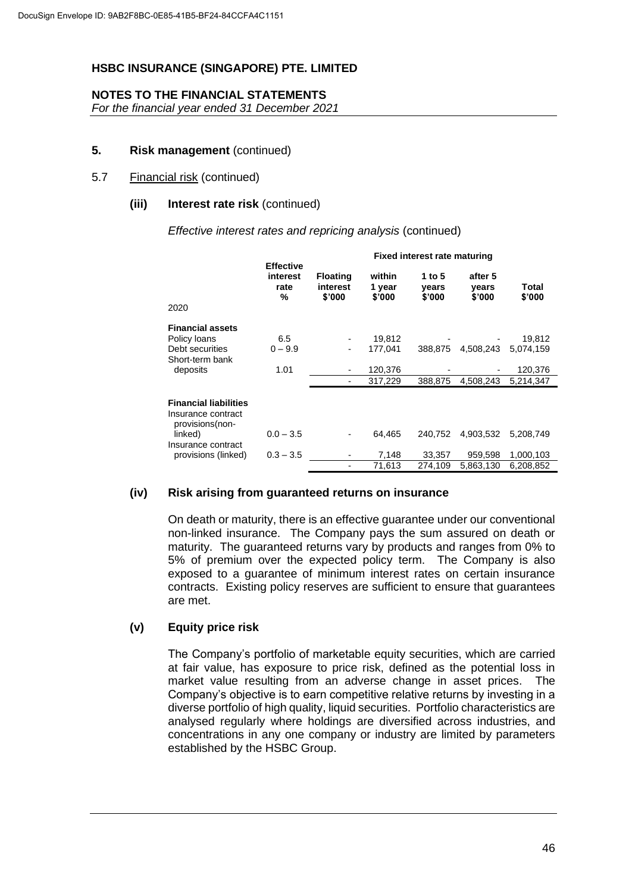# HSBC INSURANCE (SINGAPORE) PTE. LIMITED

## NOTES TO THE FINANCIAL STATEMENTS

*For the financial year ended 31 December 2021*

### 5. Risk management (continued)

#### 5.7 Financial risk (continued)

##### (iii) Interest rate risk (continued)

*Effective interest rates and repricing analysis* (continued)

| 2020 | Effective interest rate % | Floating interest $'000 | Fixed interest rate maturing within 1 year $'000 | Fixed interest rate maturing 1 to 5 years $'000 | Fixed interest rate maturing after 5 years $'000 | Total $'000 |
|---|---|---|---|---|---|---|
| **Financial assets** | | | | | | |
| Policy loans | 6.5 | - | 19,812 | - | - | 19,812 |
| Debt securities | 0 – 9.9 | - | 177,041 | 388,875 | 4,508,243 | 5,074,159 |
| Short-term bank deposits | 1.01 | - | 120,376 | - | - | 120,376 |
| | | - | 317,229 | 388,875 | 4,508,243 | 5,214,347 |
| **Financial liabilities** | | | | | | |
| Insurance contract provisions(non-linked) | 0.0 – 3.5 | - | 64,465 | 240,752 | 4,903,532 | 5,208,749 |
| Insurance contract provisions (linked) | 0.3 – 3.5 | - | 7,148 | 33,357 | 959,598 | 1,000,103 |
| | | - | 71,613 | 274,109 | 5,863,130 | 6,208,852 |

##### (iv) Risk arising from guaranteed returns on insurance

On death or maturity, there is an effective guarantee under our conventional non-linked insurance. The Company pays the sum assured on death or maturity. The guaranteed returns vary by products and ranges from 0% to 5% of premium over the expected policy term. The Company is also exposed to a guarantee of minimum interest rates on certain insurance contracts. Existing policy reserves are sufficient to ensure that guarantees are met.

##### (v) Equity price risk

The Company's portfolio of marketable equity securities, which are carried at fair value, has exposure to price risk, defined as the potential loss in market value resulting from an adverse change in asset prices. The Company's objective is to earn competitive relative returns by investing in a diverse portfolio of high quality, liquid securities. Portfolio characteristics are analysed regularly where holdings are diversified across industries, and concentrations in any one company or industry are limited by parameters established by the HSBC Group.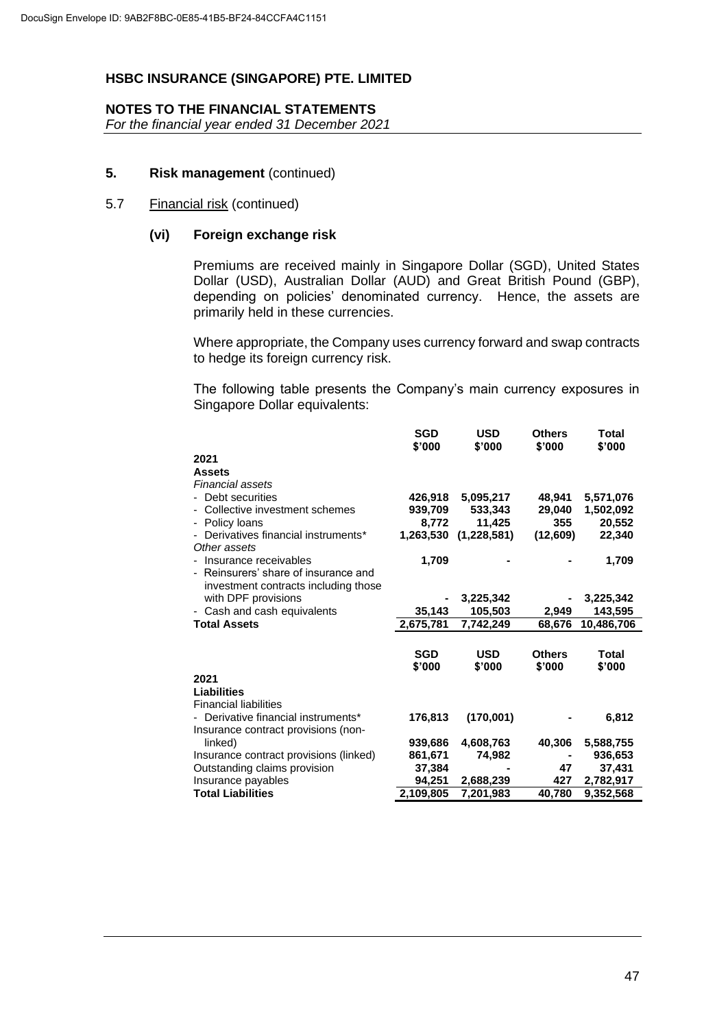**HSBC INSURANCE (SINGAPORE) PTE. LIMITED**

**NOTES TO THE FINANCIAL STATEMENTS**
*For the financial year ended 31 December 2021*

## 5. Risk management (continued)

### 5.7 Financial risk (continued)

#### (vi) Foreign exchange risk

Premiums are received mainly in Singapore Dollar (SGD), United States Dollar (USD), Australian Dollar (AUD) and Great British Pound (GBP), depending on policies' denominated currency. Hence, the assets are primarily held in these currencies.

Where appropriate, the Company uses currency forward and swap contracts to hedge its foreign currency risk.

The following table presents the Company's main currency exposures in Singapore Dollar equivalents:

| | SGD $'000 | USD $'000 | Others $'000 | Total $'000 |
|---|---|---|---|---|
| **2021** | | | | |
| **Assets** | | | | |
| *Financial assets* | | | | |
| - Debt securities | **426,918** | **5,095,217** | **48,941** | **5,571,076** |
| - Collective investment schemes | **939,709** | **533,343** | **29,040** | **1,502,092** |
| - Policy loans | **8,772** | **11,425** | **355** | **20,552** |
| - Derivatives financial instruments* | **1,263,530** | **(1,228,581)** | **(12,609)** | **22,340** |
| *Other assets* | | | | |
| - Insurance receivables | **1,709** | **-** | **-** | **1,709** |
| - Reinsurers' share of insurance and investment contracts including those with DPF provisions | **-** | **3,225,342** | **-** | **3,225,342** |
| - Cash and cash equivalents | **35,143** | **105,503** | **2,949** | **143,595** |
| **Total Assets** | **2,675,781** | **7,742,249** | **68,676** | **10,486,706** |

| | SGD $'000 | USD $'000 | Others $'000 | Total $'000 |
|---|---|---|---|---|
| **2021** | | | | |
| **Liabilities** | | | | |
| Financial liabilities | | | | |
| - Derivative financial instruments* | **176,813** | **(170,001)** | **-** | **6,812** |
| Insurance contract provisions (non-linked) | **939,686** | **4,608,763** | **40,306** | **5,588,755** |
| Insurance contract provisions (linked) | **861,671** | **74,982** | **-** | **936,653** |
| Outstanding claims provision | **37,384** | **-** | **47** | **37,431** |
| Insurance payables | **94,251** | **2,688,239** | **427** | **2,782,917** |
| **Total Liabilities** | **2,109,805** | **7,201,983** | **40,780** | **9,352,568** |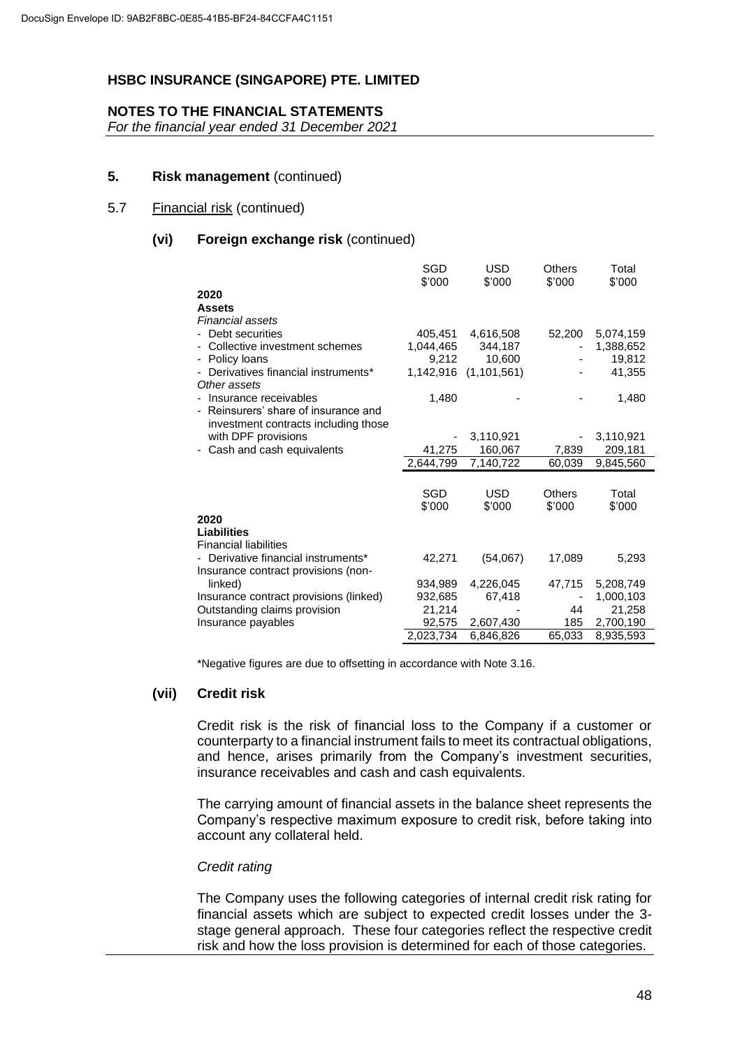DocuSign Envelope ID: 9AB2F8BC-0E85-41B5-BF24-84CCFA4C1151

# HSBC INSURANCE (SINGAPORE) PTE. LIMITED

## NOTES TO THE FINANCIAL STATEMENTS

*For the financial year ended 31 December 2021*

## 5. Risk management (continued)

### 5.7 Financial risk (continued)

#### (vi) Foreign exchange risk (continued)

| | SGD $'000 | USD $'000 | Others $'000 | Total $'000 |
|---|---|---|---|---|
| **2020** | | | | |
| **Assets** | | | | |
| *Financial assets* | | | | |
| - Debt securities | 405,451 | 4,616,508 | 52,200 | 5,074,159 |
| - Collective investment schemes | 1,044,465 | 344,187 | - | 1,388,652 |
| - Policy loans | 9,212 | 10,600 | - | 19,812 |
| - Derivatives financial instruments* | 1,142,916 | (1,101,561) | - | 41,355 |
| *Other assets* | | | | |
| - Insurance receivables | 1,480 | - | - | 1,480 |
| - Reinsurers' share of insurance and investment contracts including those with DPF provisions | - | 3,110,921 | - | 3,110,921 |
| - Cash and cash equivalents | 41,275 | 160,067 | 7,839 | 209,181 |
| | 2,644,799 | 7,140,722 | 60,039 | 9,845,560 |

| | SGD $'000 | USD $'000 | Others $'000 | Total $'000 |
|---|---|---|---|---|
| **2020** | | | | |
| **Liabilities** | | | | |
| Financial liabilities | | | | |
| - Derivative financial instruments* | 42,271 | (54,067) | 17,089 | 5,293 |
| Insurance contract provisions (non-linked) | 934,989 | 4,226,045 | 47,715 | 5,208,749 |
| Insurance contract provisions (linked) | 932,685 | 67,418 | - | 1,000,103 |
| Outstanding claims provision | 21,214 | - | 44 | 21,258 |
| Insurance payables | 92,575 | 2,607,430 | 185 | 2,700,190 |
| | 2,023,734 | 6,846,826 | 65,033 | 8,935,593 |

*Negative figures are due to offsetting in accordance with Note 3.16.

#### (vii) Credit risk

Credit risk is the risk of financial loss to the Company if a customer or counterparty to a financial instrument fails to meet its contractual obligations, and hence, arises primarily from the Company's investment securities, insurance receivables and cash and cash equivalents.

The carrying amount of financial assets in the balance sheet represents the Company's respective maximum exposure to credit risk, before taking into account any collateral held.

*Credit rating*

The Company uses the following categories of internal credit risk rating for financial assets which are subject to expected credit losses under the 3-stage general approach. These four categories reflect the respective credit risk and how the loss provision is determined for each of those categories.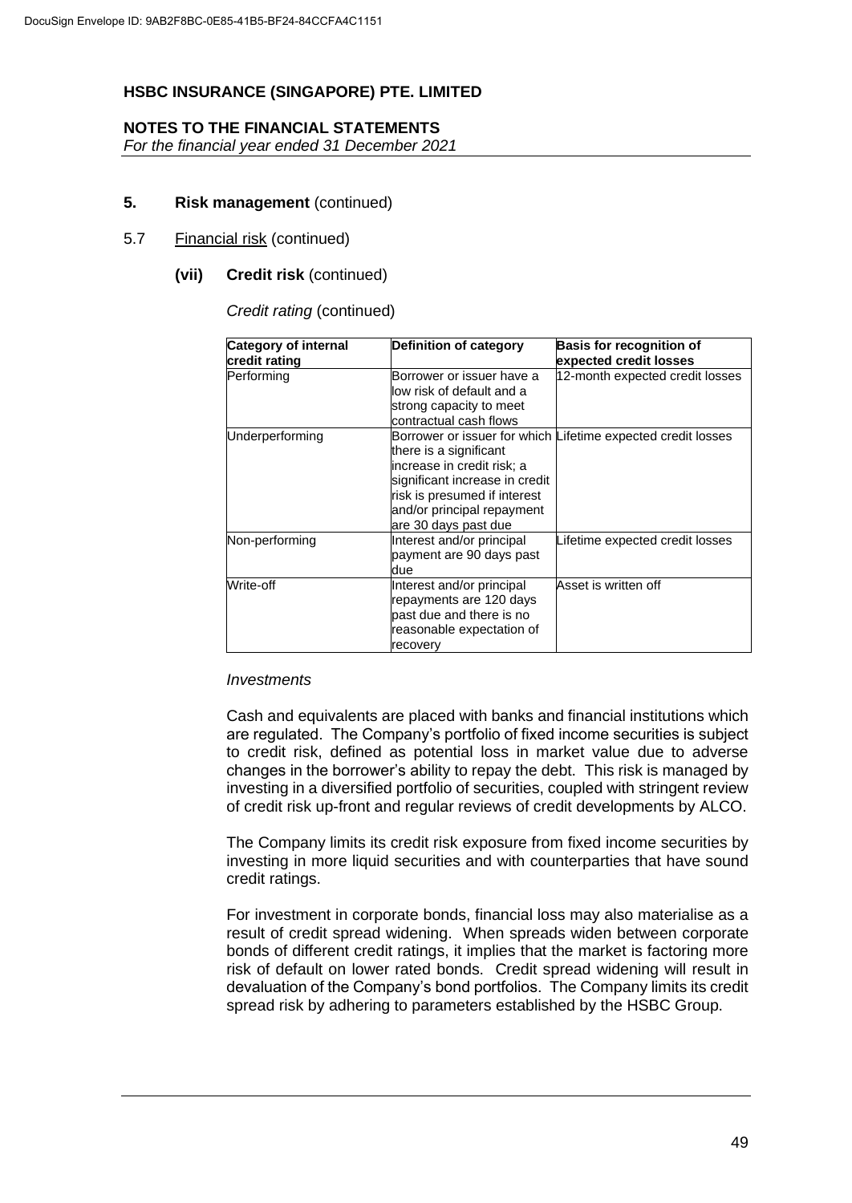# HSBC INSURANCE (SINGAPORE) PTE. LIMITED

## NOTES TO THE FINANCIAL STATEMENTS
*For the financial year ended 31 December 2021*

### 5. Risk management (continued)

#### 5.7 Financial risk (continued)

##### (vii) Credit risk (continued)

*Credit rating* (continued)

| Category of internal credit rating | Definition of category | Basis for recognition of expected credit losses |
|---|---|---|
| Performing | Borrower or issuer have a low risk of default and a strong capacity to meet contractual cash flows | 12-month expected credit losses |
| Underperforming | Borrower or issuer for which there is a significant increase in credit risk; a significant increase in credit risk is presumed if interest and/or principal repayment are 30 days past due | Lifetime expected credit losses |
| Non-performing | Interest and/or principal payment are 90 days past due | Lifetime expected credit losses |
| Write-off | Interest and/or principal repayments are 120 days past due and there is no reasonable expectation of recovery | Asset is written off |

*Investments*

Cash and equivalents are placed with banks and financial institutions which are regulated. The Company's portfolio of fixed income securities is subject to credit risk, defined as potential loss in market value due to adverse changes in the borrower's ability to repay the debt. This risk is managed by investing in a diversified portfolio of securities, coupled with stringent review of credit risk up-front and regular reviews of credit developments by ALCO.

The Company limits its credit risk exposure from fixed income securities by investing in more liquid securities and with counterparties that have sound credit ratings.

For investment in corporate bonds, financial loss may also materialise as a result of credit spread widening. When spreads widen between corporate bonds of different credit ratings, it implies that the market is factoring more risk of default on lower rated bonds. Credit spread widening will result in devaluation of the Company's bond portfolios. The Company limits its credit spread risk by adhering to parameters established by the HSBC Group.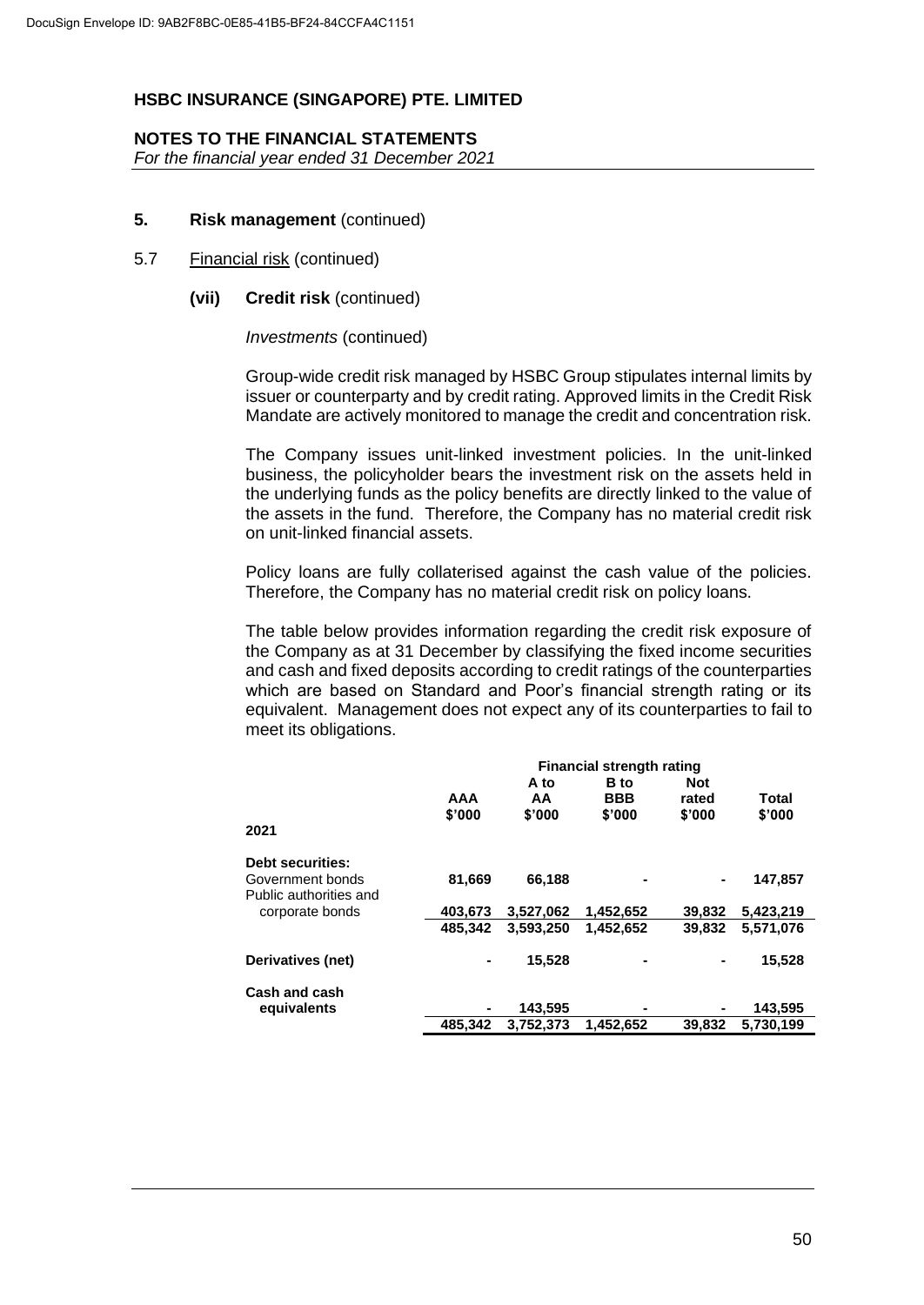## HSBC INSURANCE (SINGAPORE) PTE. LIMITED

**NOTES TO THE FINANCIAL STATEMENTS**
*For the financial year ended 31 December 2021*

**5. Risk management** (continued)

5.7 Financial risk (continued)

**(vii) Credit risk** (continued)

*Investments* (continued)

Group-wide credit risk managed by HSBC Group stipulates internal limits by issuer or counterparty and by credit rating. Approved limits in the Credit Risk Mandate are actively monitored to manage the credit and concentration risk.

The Company issues unit-linked investment policies. In the unit-linked business, the policyholder bears the investment risk on the assets held in the underlying funds as the policy benefits are directly linked to the value of the assets in the fund. Therefore, the Company has no material credit risk on unit-linked financial assets.

Policy loans are fully collaterised against the cash value of the policies. Therefore, the Company has no material credit risk on policy loans.

The table below provides information regarding the credit risk exposure of the Company as at 31 December by classifying the fixed income securities and cash and fixed deposits according to credit ratings of the counterparties which are based on Standard and Poor's financial strength rating or its equivalent. Management does not expect any of its counterparties to fail to meet its obligations.

| | Financial strength rating | | | | |
|---|---|---|---|---|---|
| | **AAA<br>$'000** | **A to<br>AA<br>$'000** | **B to<br>BBB<br>$'000** | **Not<br>rated<br>$'000** | **Total<br>$'000** |
| **2021** | | | | | |
| **Debt securities:** | | | | | |
| Government bonds | 81,669 | 66,188 | - | - | 147,857 |
| Public authorities and corporate bonds | 403,673 | 3,527,062 | 1,452,652 | 39,832 | 5,423,219 |
| | 485,342 | 3,593,250 | 1,452,652 | 39,832 | 5,571,076 |
| **Derivatives (net)** | - | 15,528 | - | - | 15,528 |
| **Cash and cash equivalents** | - | 143,595 | - | - | 143,595 |
| | 485,342 | 3,752,373 | 1,452,652 | 39,832 | 5,730,199 |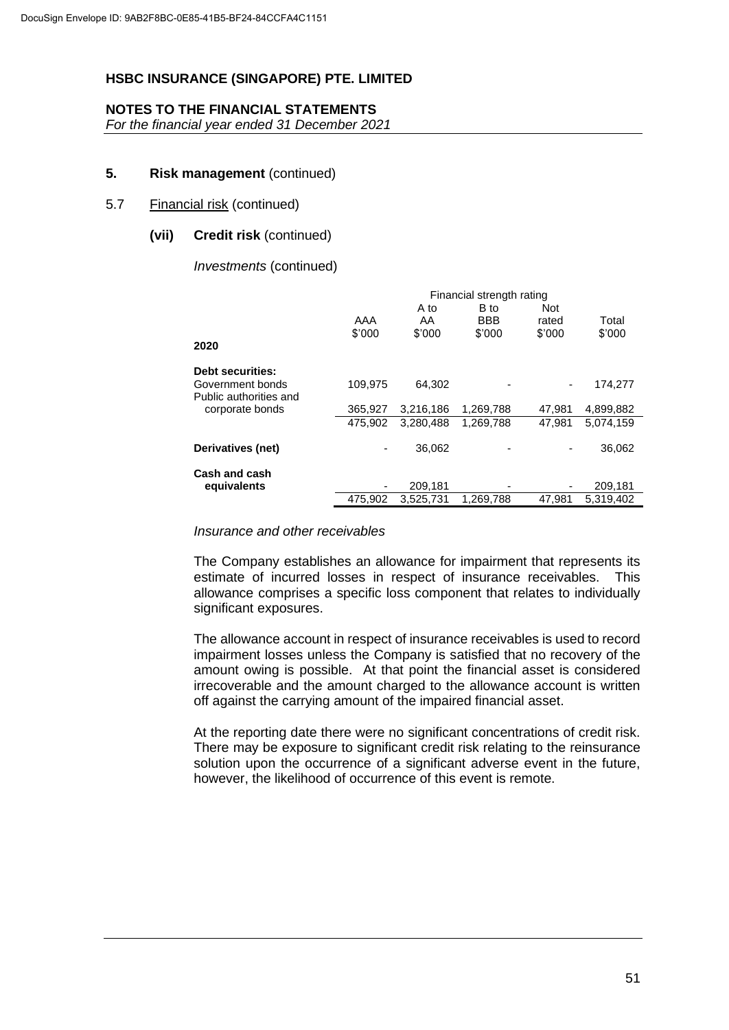**HSBC INSURANCE (SINGAPORE) PTE. LIMITED**

**NOTES TO THE FINANCIAL STATEMENTS**
*For the financial year ended 31 December 2021*

**5. Risk management** (continued)

5.7 Financial risk (continued)

**(vii) Credit risk** (continued)

*Investments* (continued)

| | Financial strength rating | | | | |
|---|---|---|---|---|---|
| | AAA $'000 | A to AA $'000 | B to BBB $'000 | Not rated $'000 | Total $'000 |
| **2020** | | | | | |
| **Debt securities:** | | | | | |
| Government bonds | 109,975 | 64,302 | - | - | 174,277 |
| Public authorities and corporate bonds | 365,927 | 3,216,186 | 1,269,788 | 47,981 | 4,899,882 |
| | 475,902 | 3,280,488 | 1,269,788 | 47,981 | 5,074,159 |
| **Derivatives (net)** | - | 36,062 | - | - | 36,062 |
| **Cash and cash equivalents** | - | 209,181 | - | - | 209,181 |
| | 475,902 | 3,525,731 | 1,269,788 | 47,981 | 5,319,402 |

*Insurance and other receivables*

The Company establishes an allowance for impairment that represents its estimate of incurred losses in respect of insurance receivables. This allowance comprises a specific loss component that relates to individually significant exposures.

The allowance account in respect of insurance receivables is used to record impairment losses unless the Company is satisfied that no recovery of the amount owing is possible. At that point the financial asset is considered irrecoverable and the amount charged to the allowance account is written off against the carrying amount of the impaired financial asset.

At the reporting date there were no significant concentrations of credit risk. There may be exposure to significant credit risk relating to the reinsurance solution upon the occurrence of a significant adverse event in the future, however, the likelihood of occurrence of this event is remote.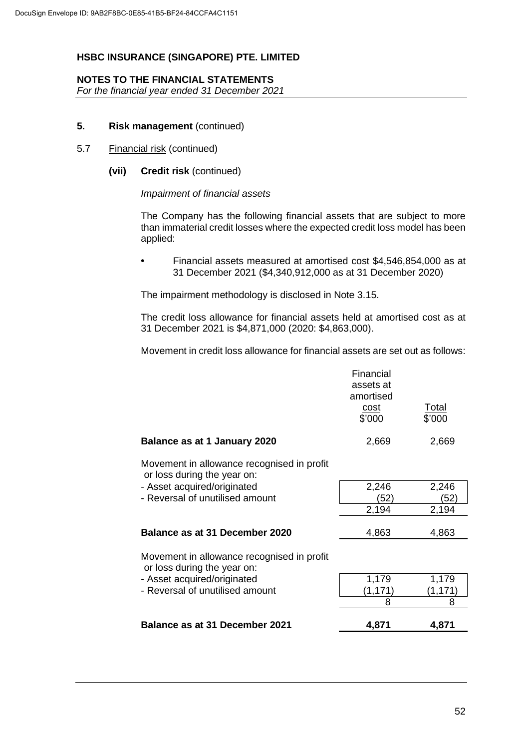**HSBC INSURANCE (SINGAPORE) PTE. LIMITED**

**NOTES TO THE FINANCIAL STATEMENTS**
*For the financial year ended 31 December 2021*

**5. Risk management** (continued)

5.7 Financial risk (continued)

**(vii) Credit risk** (continued)

*Impairment of financial assets*

The Company has the following financial assets that are subject to more than immaterial credit losses where the expected credit loss model has been applied:

- Financial assets measured at amortised cost \$4,546,854,000 as at 31 December 2021 (\$4,340,912,000 as at 31 December 2020)

The impairment methodology is disclosed in Note 3.15.

The credit loss allowance for financial assets held at amortised cost as at 31 December 2021 is \$4,871,000 (2020: \$4,863,000).

Movement in credit loss allowance for financial assets are set out as follows:

| | Financial assets at amortised cost \$'000 | Total \$'000 |
|---|---|---|
| **Balance as at 1 January 2020** | 2,669 | 2,669 |
| Movement in allowance recognised in profit or loss during the year on: | | |
| - Asset acquired/originated | 2,246 | 2,246 |
| - Reversal of unutilised amount | (52) | (52) |
| | 2,194 | 2,194 |
| **Balance as at 31 December 2020** | 4,863 | 4,863 |
| Movement in allowance recognised in profit or loss during the year on: | | |
| - Asset acquired/originated | 1,179 | 1,179 |
| - Reversal of unutilised amount | (1,171) | (1,171) |
| | 8 | 8 |
| **Balance as at 31 December 2021** | **4,871** | **4,871** |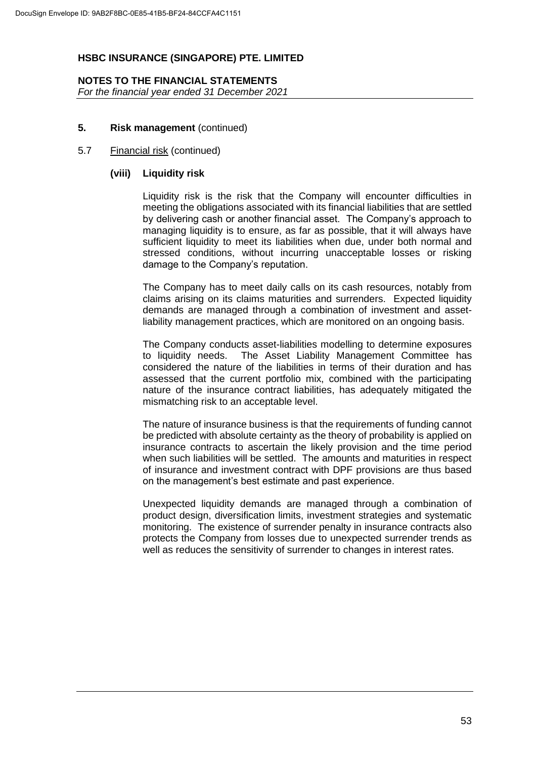## 5. Risk management (continued)

### 5.7 Financial risk (continued)

#### (viii) Liquidity risk

Liquidity risk is the risk that the Company will encounter difficulties in meeting the obligations associated with its financial liabilities that are settled by delivering cash or another financial asset. The Company's approach to managing liquidity is to ensure, as far as possible, that it will always have sufficient liquidity to meet its liabilities when due, under both normal and stressed conditions, without incurring unacceptable losses or risking damage to the Company's reputation.

The Company has to meet daily calls on its cash resources, notably from claims arising on its claims maturities and surrenders. Expected liquidity demands are managed through a combination of investment and asset-liability management practices, which are monitored on an ongoing basis.

The Company conducts asset-liabilities modelling to determine exposures to liquidity needs. The Asset Liability Management Committee has considered the nature of the liabilities in terms of their duration and has assessed that the current portfolio mix, combined with the participating nature of the insurance contract liabilities, has adequately mitigated the mismatching risk to an acceptable level.

The nature of insurance business is that the requirements of funding cannot be predicted with absolute certainty as the theory of probability is applied on insurance contracts to ascertain the likely provision and the time period when such liabilities will be settled. The amounts and maturities in respect of insurance and investment contract with DPF provisions are thus based on the management's best estimate and past experience.

Unexpected liquidity demands are managed through a combination of product design, diversification limits, investment strategies and systematic monitoring. The existence of surrender penalty in insurance contracts also protects the Company from losses due to unexpected surrender trends as well as reduces the sensitivity of surrender to changes in interest rates.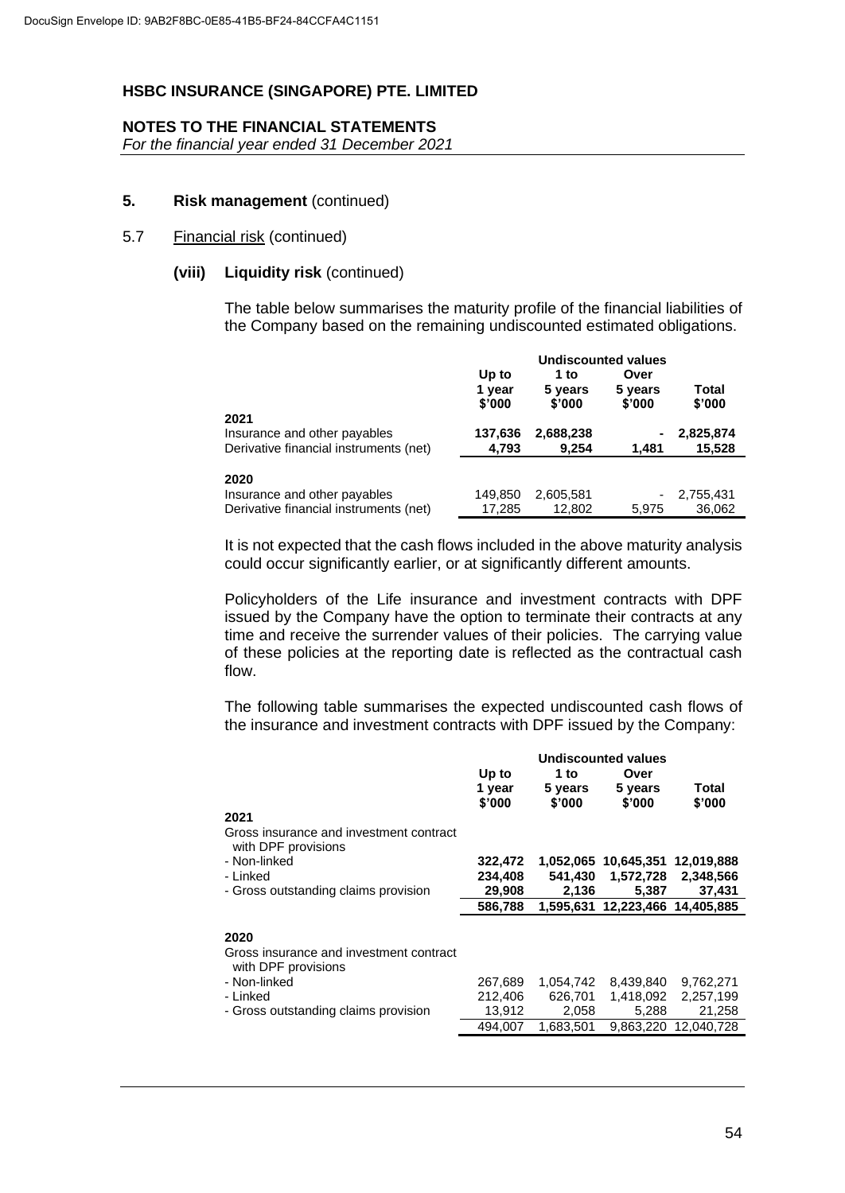**HSBC INSURANCE (SINGAPORE) PTE. LIMITED**

**NOTES TO THE FINANCIAL STATEMENTS**
*For the financial year ended 31 December 2021*

**5. Risk management** (continued)

5.7 Financial risk (continued)

**(viii) Liquidity risk** (continued)

The table below summarises the maturity profile of the financial liabilities of the Company based on the remaining undiscounted estimated obligations.

| | Undiscounted values | | | |
|---|---|---|---|---|
| | Up to 1 year $'000 | 1 to 5 years $'000 | Over 5 years $'000 | Total $'000 |
| **2021** | | | | |
| Insurance and other payables | **137,636** | **2,688,238** | **-** | **2,825,874** |
| Derivative financial instruments (net) | **4,793** | **9,254** | **1,481** | **15,528** |
| **2020** | | | | |
| Insurance and other payables | 149,850 | 2,605,581 | - | 2,755,431 |
| Derivative financial instruments (net) | 17,285 | 12,802 | 5,975 | 36,062 |

It is not expected that the cash flows included in the above maturity analysis could occur significantly earlier, or at significantly different amounts.

Policyholders of the Life insurance and investment contracts with DPF issued by the Company have the option to terminate their contracts at any time and receive the surrender values of their policies. The carrying value of these policies at the reporting date is reflected as the contractual cash flow.

The following table summarises the expected undiscounted cash flows of the insurance and investment contracts with DPF issued by the Company:

| | Undiscounted values | | | |
|---|---|---|---|---|
| | Up to 1 year $'000 | 1 to 5 years $'000 | Over 5 years $'000 | Total $'000 |
| **2021** | | | | |
| Gross insurance and investment contract with DPF provisions | | | | |
| - Non-linked | **322,472** | **1,052,065** | **10,645,351** | **12,019,888** |
| - Linked | **234,408** | **541,430** | **1,572,728** | **2,348,566** |
| - Gross outstanding claims provision | **29,908** | **2,136** | **5,387** | **37,431** |
| | **586,788** | **1,595,631** | **12,223,466** | **14,405,885** |
| **2020** | | | | |
| Gross insurance and investment contract with DPF provisions | | | | |
| - Non-linked | 267,689 | 1,054,742 | 8,439,840 | 9,762,271 |
| - Linked | 212,406 | 626,701 | 1,418,092 | 2,257,199 |
| - Gross outstanding claims provision | 13,912 | 2,058 | 5,288 | 21,258 |
| | 494,007 | 1,683,501 | 9,863,220 | 12,040,728 |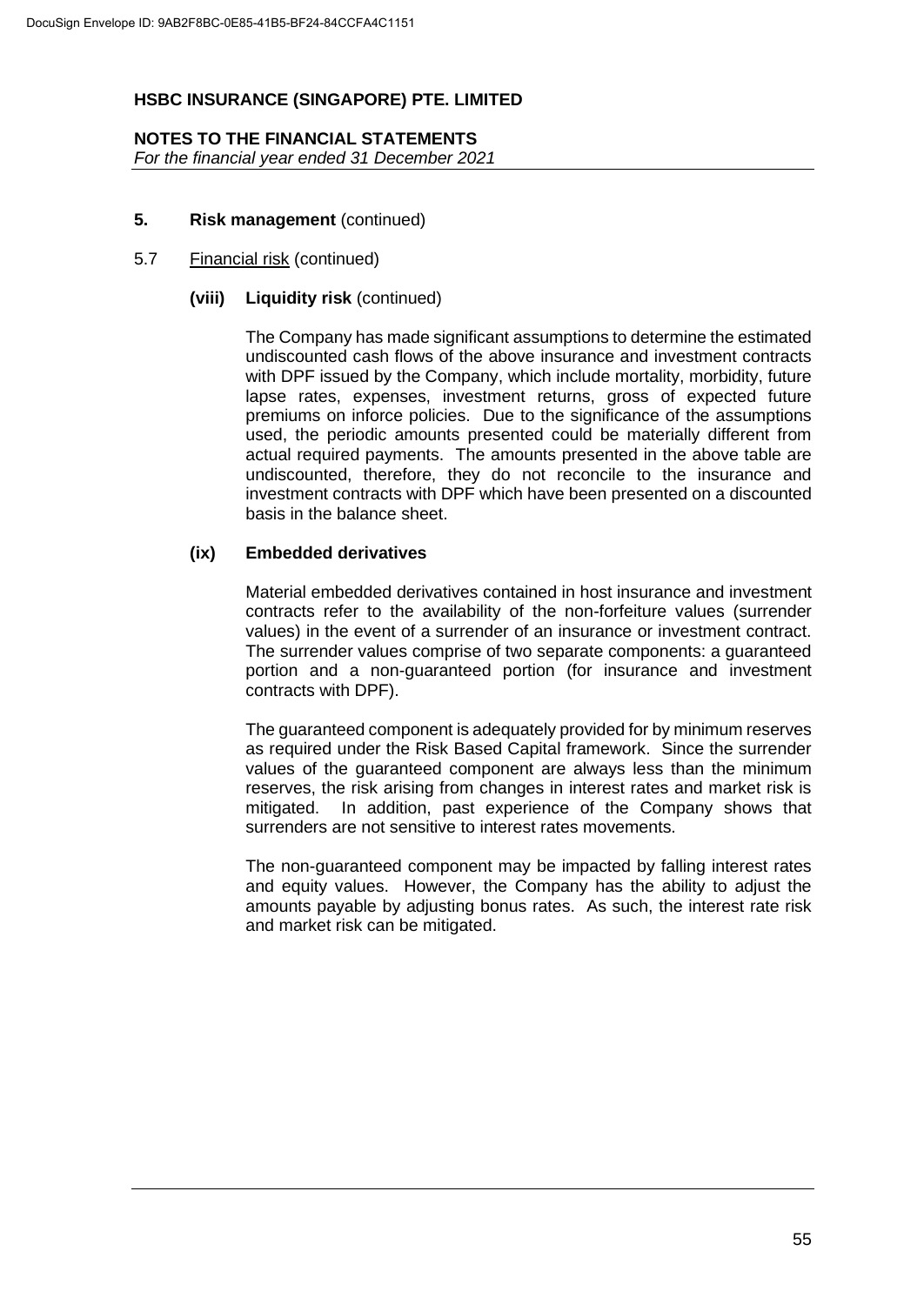**NOTES TO THE FINANCIAL STATEMENTS**
*For the financial year ended 31 December 2021*

## 5. Risk management (continued)

### 5.7 Financial risk (continued)

#### (viii) Liquidity risk (continued)

The Company has made significant assumptions to determine the estimated undiscounted cash flows of the above insurance and investment contracts with DPF issued by the Company, which include mortality, morbidity, future lapse rates, expenses, investment returns, gross of expected future premiums on inforce policies. Due to the significance of the assumptions used, the periodic amounts presented could be materially different from actual required payments. The amounts presented in the above table are undiscounted, therefore, they do not reconcile to the insurance and investment contracts with DPF which have been presented on a discounted basis in the balance sheet.

#### (ix) Embedded derivatives

Material embedded derivatives contained in host insurance and investment contracts refer to the availability of the non-forfeiture values (surrender values) in the event of a surrender of an insurance or investment contract. The surrender values comprise of two separate components: a guaranteed portion and a non-guaranteed portion (for insurance and investment contracts with DPF).

The guaranteed component is adequately provided for by minimum reserves as required under the Risk Based Capital framework. Since the surrender values of the guaranteed component are always less than the minimum reserves, the risk arising from changes in interest rates and market risk is mitigated. In addition, past experience of the Company shows that surrenders are not sensitive to interest rates movements.

The non-guaranteed component may be impacted by falling interest rates and equity values. However, the Company has the ability to adjust the amounts payable by adjusting bonus rates. As such, the interest rate risk and market risk can be mitigated.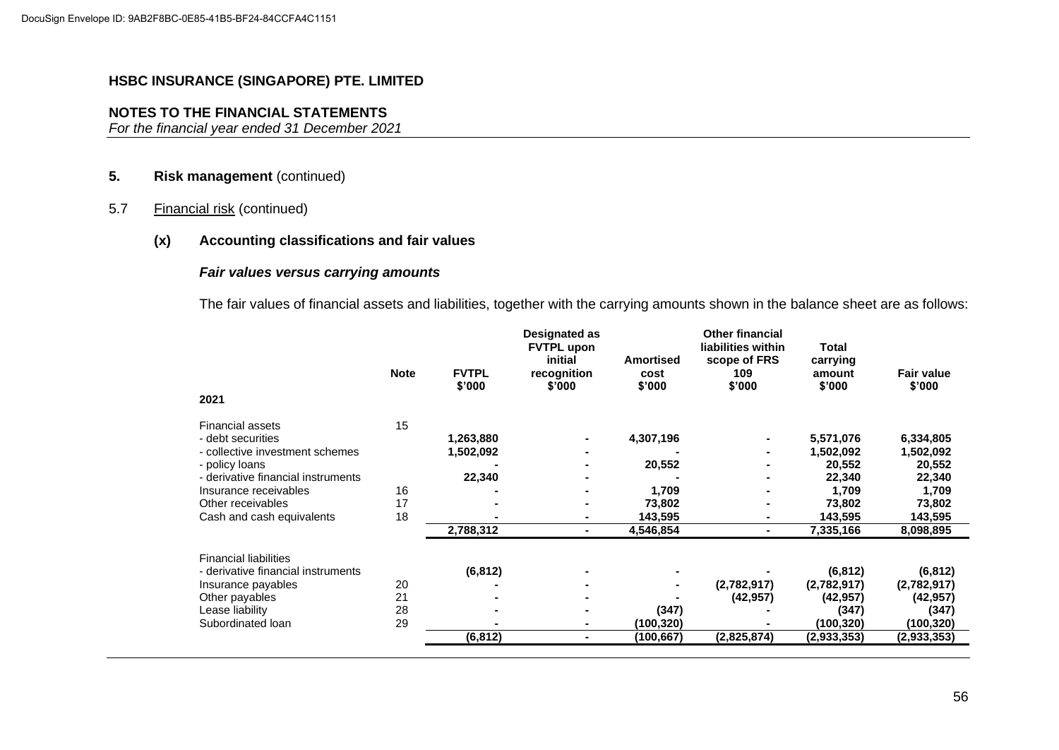DocuSign Envelope ID: 9AB2F8BC-0E85-41B5-BF24-84CCFA4C1151

# HSBC INSURANCE (SINGAPORE) PTE. LIMITED

## NOTES TO THE FINANCIAL STATEMENTS
*For the financial year ended 31 December 2021*

**5. Risk management** (continued)

5.7 Financial risk (continued)

**(x) Accounting classifications and fair values**

***Fair values versus carrying amounts***

The fair values of financial assets and liabilities, together with the carrying amounts shown in the balance sheet are as follows:

| | Note | FVTPL $'000 | Designated as FVTPL upon initial recognition $'000 | Amortised cost $'000 | Other financial liabilities within scope of FRS 109 $'000 | Total carrying amount $'000 | Fair value $'000 |
|---|---|---|---|---|---|---|---|
| **2021** | | | | | | | |
| Financial assets | 15 | | | | | | |
| - debt securities | | 1,263,880 | - | 4,307,196 | - | 5,571,076 | 6,334,805 |
| - collective investment schemes | | 1,502,092 | - | - | - | 1,502,092 | 1,502,092 |
| - policy loans | | - | - | 20,552 | - | 20,552 | 20,552 |
| - derivative financial instruments | | 22,340 | - | - | - | 22,340 | 22,340 |
| Insurance receivables | 16 | - | - | 1,709 | - | 1,709 | 1,709 |
| Other receivables | 17 | - | - | 73,802 | - | 73,802 | 73,802 |
| Cash and cash equivalents | 18 | - | - | 143,595 | - | 143,595 | 143,595 |
| | | 2,788,312 | - | 4,546,854 | - | 7,335,166 | 8,098,895 |
| Financial liabilities | | | | | | | |
| - derivative financial instruments | | (6,812) | - | - | - | (6,812) | (6,812) |
| Insurance payables | 20 | - | - | - | (2,782,917) | (2,782,917) | (2,782,917) |
| Other payables | 21 | - | - | - | (42,957) | (42,957) | (42,957) |
| Lease liability | 28 | - | - | (347) | - | (347) | (347) |
| Subordinated loan | 29 | - | - | (100,320) | - | (100,320) | (100,320) |
| | | (6,812) | - | (100,667) | (2,825,874) | (2,933,353) | (2,933,353) |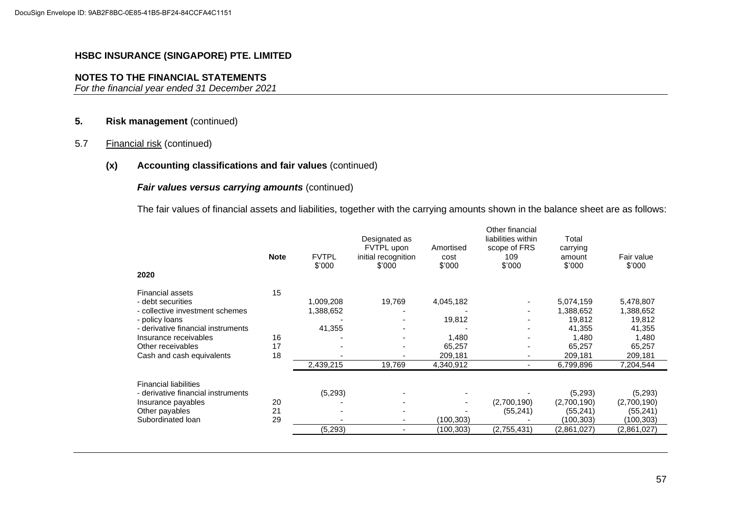**HSBC INSURANCE (SINGAPORE) PTE. LIMITED**

**NOTES TO THE FINANCIAL STATEMENTS**
*For the financial year ended 31 December 2021*

**5. Risk management** (continued)

5.7 Financial risk (continued)

**(x) Accounting classifications and fair values** (continued)

***Fair values versus carrying amounts*** (continued)

The fair values of financial assets and liabilities, together with the carrying amounts shown in the balance sheet are as follows:

| | **Note** | FVTPL $'000 | Designated as FVTPL upon initial recognition $'000 | Amortised cost $'000 | Other financial liabilities within scope of FRS 109 $'000 | Total carrying amount $'000 | Fair value $'000 |
|---|---|---|---|---|---|---|---|
| **2020** | | | | | | | |
| Financial assets | 15 | | | | | | |
| - debt securities | | 1,009,208 | 19,769 | 4,045,182 | - | 5,074,159 | 5,478,807 |
| - collective investment schemes | | 1,388,652 | - | - | - | 1,388,652 | 1,388,652 |
| - policy loans | | - | - | 19,812 | - | 19,812 | 19,812 |
| - derivative financial instruments | | 41,355 | - | - | - | 41,355 | 41,355 |
| Insurance receivables | 16 | - | - | 1,480 | - | 1,480 | 1,480 |
| Other receivables | 17 | - | - | 65,257 | - | 65,257 | 65,257 |
| Cash and cash equivalents | 18 | - | - | 209,181 | - | 209,181 | 209,181 |
| | | 2,439,215 | 19,769 | 4,340,912 | - | 6,799,896 | 7,204,544 |
| Financial liabilities | | | | | | | |
| - derivative financial instruments | | (5,293) | - | - | - | (5,293) | (5,293) |
| Insurance payables | 20 | - | - | - | (2,700,190) | (2,700,190) | (2,700,190) |
| Other payables | 21 | - | - | - | (55,241) | (55,241) | (55,241) |
| Subordinated loan | 29 | - | - | (100,303) | - | (100,303) | (100,303) |
| | | (5,293) | - | (100,303) | (2,755,431) | (2,861,027) | (2,861,027) |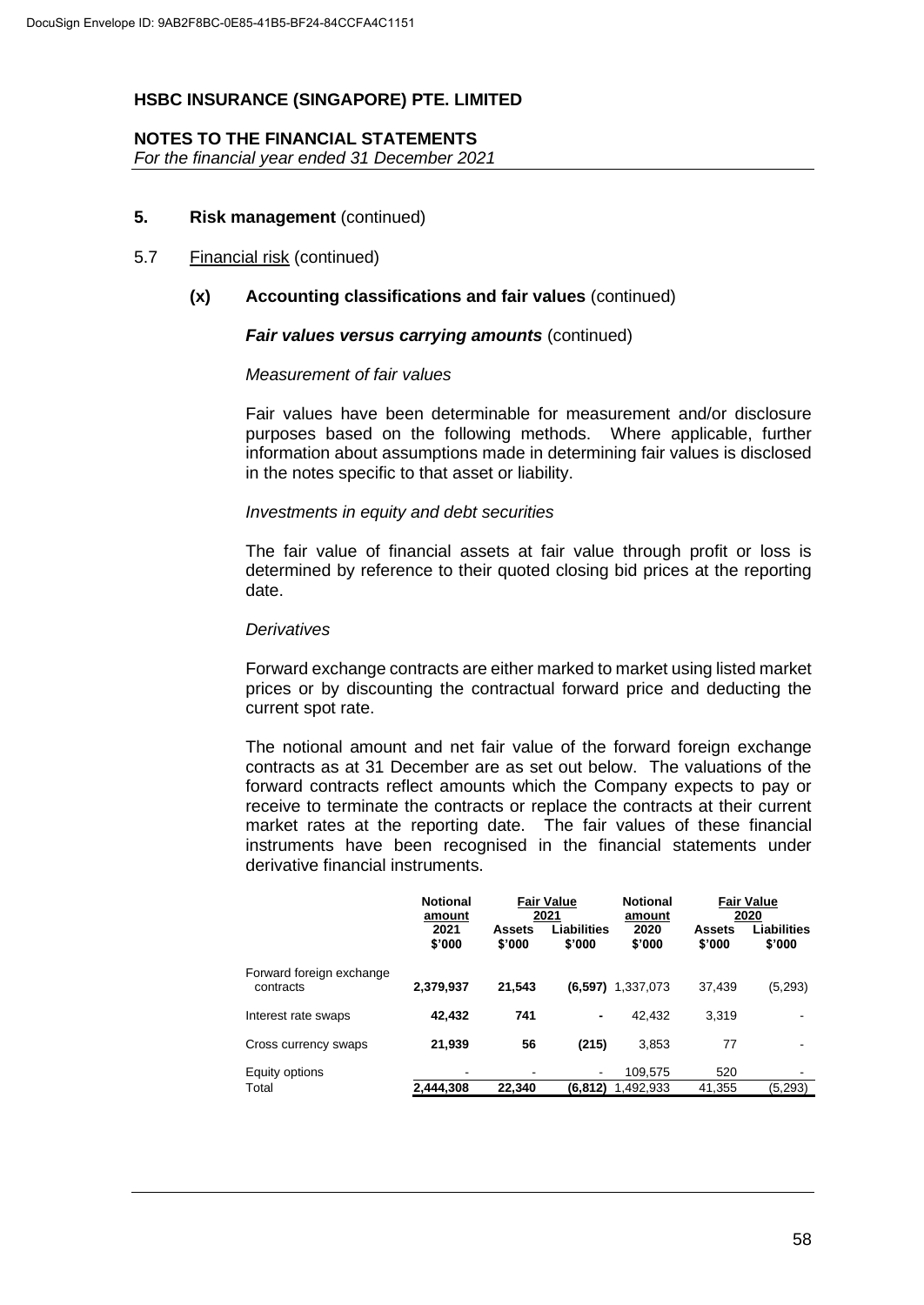**HSBC INSURANCE (SINGAPORE) PTE. LIMITED**

**NOTES TO THE FINANCIAL STATEMENTS**
*For the financial year ended 31 December 2021*

**5. Risk management** (continued)

5.7 Financial risk (continued)

**(x) Accounting classifications and fair values** (continued)

***Fair values versus carrying amounts*** (continued)

*Measurement of fair values*

Fair values have been determinable for measurement and/or disclosure purposes based on the following methods. Where applicable, further information about assumptions made in determining fair values is disclosed in the notes specific to that asset or liability.

*Investments in equity and debt securities*

The fair value of financial assets at fair value through profit or loss is determined by reference to their quoted closing bid prices at the reporting date.

*Derivatives*

Forward exchange contracts are either marked to market using listed market prices or by discounting the contractual forward price and deducting the current spot rate.

The notional amount and net fair value of the forward foreign exchange contracts as at 31 December are as set out below. The valuations of the forward contracts reflect amounts which the Company expects to pay or receive to terminate the contracts or replace the contracts at their current market rates at the reporting date. The fair values of these financial instruments have been recognised in the financial statements under derivative financial instruments.

| | Notional amount | Fair Value 2021 | | Notional amount | Fair Value 2020 | |
|---|---|---|---|---|---|---|
| | 2021<br>$'000 | Assets<br>$'000 | Liabilities<br>$'000 | 2020<br>$'000 | Assets<br>$'000 | Liabilities<br>$'000 |
| Forward foreign exchange contracts | **2,379,937** | **21,543** | **(6,597)** | 1,337,073 | 37,439 | (5,293) |
| Interest rate swaps | **42,432** | **741** | **-** | 42,432 | 3,319 | - |
| Cross currency swaps | **21,939** | **56** | **(215)** | 3,853 | 77 | - |
| Equity options | - | - | - | 109,575 | 520 | - |
| Total | **2,444,308** | **22,340** | **(6,812)** | 1,492,933 | 41,355 | (5,293) |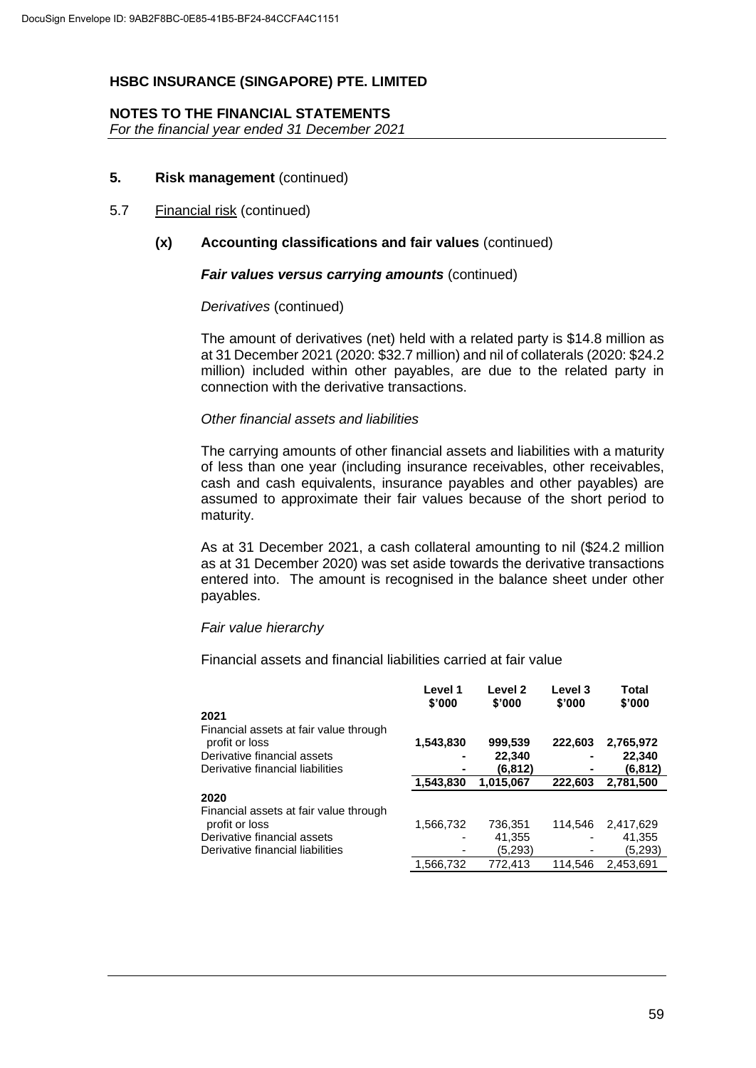**HSBC INSURANCE (SINGAPORE) PTE. LIMITED**

**NOTES TO THE FINANCIAL STATEMENTS**
*For the financial year ended 31 December 2021*

**5. Risk management** (continued)

5.7 Financial risk (continued)

**(x) Accounting classifications and fair values** (continued)

***Fair values versus carrying amounts*** (continued)

*Derivatives* (continued)

The amount of derivatives (net) held with a related party is $14.8 million as at 31 December 2021 (2020: $32.7 million) and nil of collaterals (2020: $24.2 million) included within other payables, are due to the related party in connection with the derivative transactions.

*Other financial assets and liabilities*

The carrying amounts of other financial assets and liabilities with a maturity of less than one year (including insurance receivables, other receivables, cash and cash equivalents, insurance payables and other payables) are assumed to approximate their fair values because of the short period to maturity.

As at 31 December 2021, a cash collateral amounting to nil ($24.2 million as at 31 December 2020) was set aside towards the derivative transactions entered into. The amount is recognised in the balance sheet under other payables.

*Fair value hierarchy*

Financial assets and financial liabilities carried at fair value

| | Level 1 $'000 | Level 2 $'000 | Level 3 $'000 | Total $'000 |
|---|---|---|---|---|
| **2021** | | | | |
| Financial assets at fair value through profit or loss | **1,543,830** | **999,539** | **222,603** | **2,765,972** |
| Derivative financial assets | **-** | **22,340** | **-** | **22,340** |
| Derivative financial liabilities | **-** | **(6,812)** | **-** | **(6,812)** |
| | **1,543,830** | **1,015,067** | **222,603** | **2,781,500** |
| **2020** | | | | |
| Financial assets at fair value through profit or loss | 1,566,732 | 736,351 | 114,546 | 2,417,629 |
| Derivative financial assets | - | 41,355 | - | 41,355 |
| Derivative financial liabilities | - | (5,293) | - | (5,293) |
| | 1,566,732 | 772,413 | 114,546 | 2,453,691 |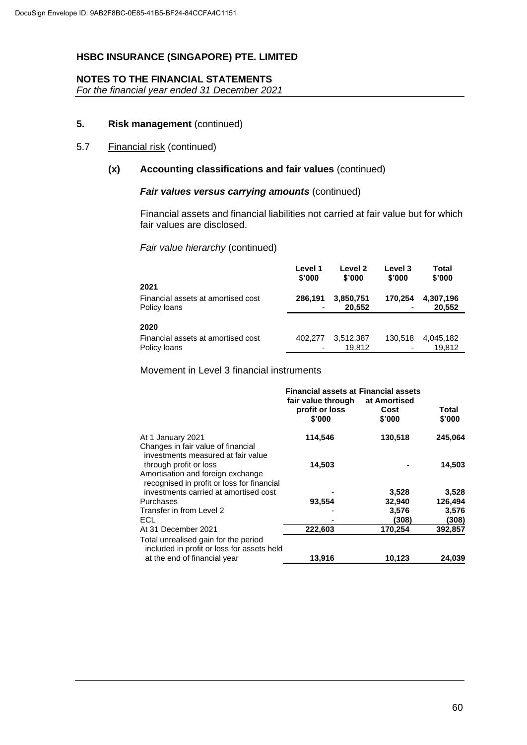HSBC INSURANCE (SINGAPORE) PTE. LIMITED

NOTES TO THE FINANCIAL STATEMENTS
*For the financial year ended 31 December 2021*

## 5. Risk management (continued)

### 5.7 Financial risk (continued)

#### (x) Accounting classifications and fair values (continued)

***Fair values versus carrying amounts*** (continued)

Financial assets and financial liabilities not carried at fair value but for which fair values are disclosed.

*Fair value hierarchy* (continued)

| | Level 1 $'000 | Level 2 $'000 | Level 3 $'000 | Total $'000 |
|---|---|---|---|---|
| **2021** | | | | |
| Financial assets at amortised cost | **286,191** | **3,850,751** | **170,254** | **4,307,196** |
| Policy loans | **-** | **20,552** | **-** | **20,552** |
| **2020** | | | | |
| Financial assets at amortised cost | 402,277 | 3,512,387 | 130,518 | 4,045,182 |
| Policy loans | - | 19,812 | - | 19,812 |

Movement in Level 3 financial instruments

| | Financial assets at fair value through profit or loss $'000 | Financial assets at Amortised Cost $'000 | Total $'000 |
|---|---|---|---|
| At 1 January 2021 | **114,546** | **130,518** | **245,064** |
| Changes in fair value of financial investments measured at fair value through profit or loss | **14,503** | **-** | **14,503** |
| Amortisation and foreign exchange recognised in profit or loss for financial investments carried at amortised cost | - | **3,528** | **3,528** |
| Purchases | **93,554** | **32,940** | **126,494** |
| Transfer in from Level 2 | - | **3,576** | **3,576** |
| ECL | - | **(308)** | **(308)** |
| At 31 December 2021 | **222,603** | **170,254** | **392,857** |
| Total unrealised gain for the period included in profit or loss for assets held at the end of financial year | **13,916** | **10,123** | **24,039** |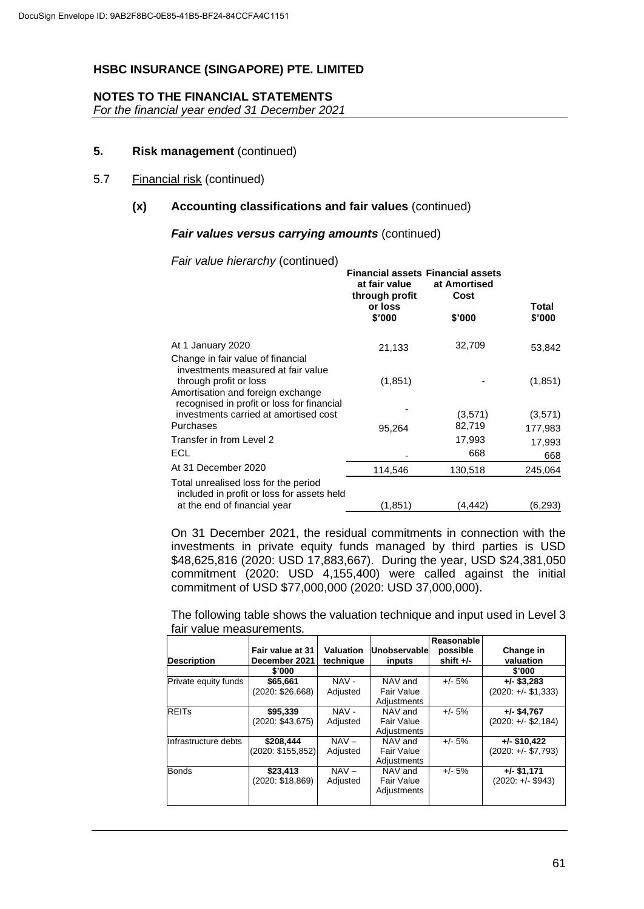DocuSign Envelope ID: 9AB2F8BC-0E85-41B5-BF24-84CCFA4C1151

**HSBC INSURANCE (SINGAPORE) PTE. LIMITED**

**NOTES TO THE FINANCIAL STATEMENTS**
*For the financial year ended 31 December 2021*

**5. Risk management** (continued)

5.7 Financial risk (continued)

**(x) Accounting classifications and fair values** (continued)

***Fair values versus carrying amounts*** (continued)

*Fair value hierarchy* (continued)

| | Financial assets at fair value through profit or loss $'000 | Financial assets at Amortised Cost $'000 | Total $'000 |
|---|---|---|---|
| At 1 January 2020 | 21,133 | 32,709 | 53,842 |
| Change in fair value of financial investments measured at fair value through profit or loss | (1,851) | - | (1,851) |
| Amortisation and foreign exchange recognised in profit or loss for financial investments carried at amortised cost | - | (3,571) | (3,571) |
| Purchases | 95,264 | 82,719 | 177,983 |
| Transfer in from Level 2 | | 17,993 | 17,993 |
| ECL | - | 668 | 668 |
| At 31 December 2020 | 114,546 | 130,518 | 245,064 |
| Total unrealised loss for the period included in profit or loss for assets held at the end of financial year | (1,851) | (4,442) | (6,293) |

On 31 December 2021, the residual commitments in connection with the investments in private equity funds managed by third parties is USD $48,625,816 (2020: USD 17,883,667). During the year, USD $24,381,050 commitment (2020: USD 4,155,400) were called against the initial commitment of USD $77,000,000 (2020: USD 37,000,000).

The following table shows the valuation technique and input used in Level 3 fair value measurements.

| Description | Fair value at 31 December 2021 | Valuation technique | Unobservable inputs | Reasonable possible shift +/- | Change in valuation |
|---|---|---|---|---|---|
| | $'000 | | | | $'000 |
| Private equity funds | **$65,661** (2020: $26,668) | NAV - Adjusted | NAV and Fair Value Adjustments | +/- 5% | **+/- $3,283** (2020: +/- $1,333) |
| REITs | **$95,339** (2020: $43,675) | NAV - Adjusted | NAV and Fair Value Adjustments | +/- 5% | **+/- $4,767** (2020: +/- $2,184) |
| Infrastructure debts | **$208,444** (2020: $155,852) | NAV – Adjusted | NAV and Fair Value Adjustments | +/- 5% | **+/- $10,422** (2020: +/- $7,793) |
| Bonds | **$23,413** (2020: $18,869) | NAV – Adjusted | NAV and Fair Value Adjustments | +/- 5% | **+/- $1,171** (2020: +/- $943) |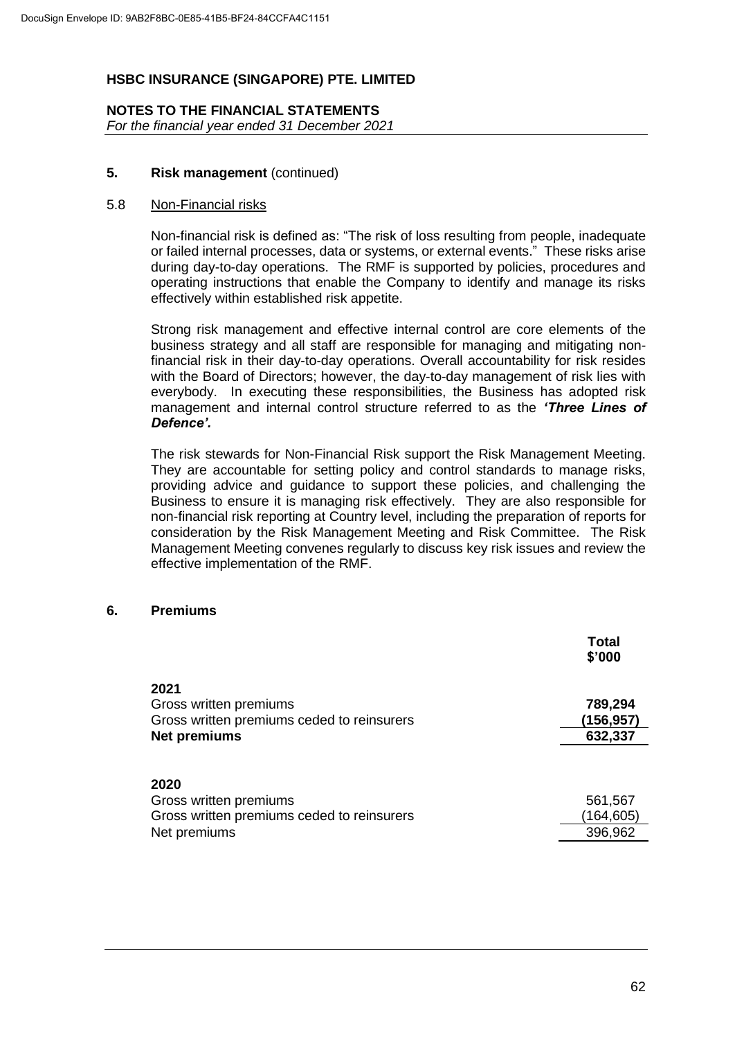**HSBC INSURANCE (SINGAPORE) PTE. LIMITED**

**NOTES TO THE FINANCIAL STATEMENTS**
*For the financial year ended 31 December 2021*

## 5. Risk management (continued)

### 5.8 Non-Financial risks

Non-financial risk is defined as: "The risk of loss resulting from people, inadequate or failed internal processes, data or systems, or external events." These risks arise during day-to-day operations. The RMF is supported by policies, procedures and operating instructions that enable the Company to identify and manage its risks effectively within established risk appetite.

Strong risk management and effective internal control are core elements of the business strategy and all staff are responsible for managing and mitigating non-financial risk in their day-to-day operations. Overall accountability for risk resides with the Board of Directors; however, the day-to-day management of risk lies with everybody. In executing these responsibilities, the Business has adopted risk management and internal control structure referred to as the ***'Three Lines of Defence'.***

The risk stewards for Non-Financial Risk support the Risk Management Meeting. They are accountable for setting policy and control standards to manage risks, providing advice and guidance to support these policies, and challenging the Business to ensure it is managing risk effectively. They are also responsible for non-financial risk reporting at Country level, including the preparation of reports for consideration by the Risk Management Meeting and Risk Committee. The Risk Management Meeting convenes regularly to discuss key risk issues and review the effective implementation of the RMF.

## 6. Premiums

| | **Total** **$'000** |
|---|---|
| **2021** | |
| Gross written premiums | **789,294** |
| Gross written premiums ceded to reinsurers | **(156,957)** |
| **Net premiums** | **632,337** |
| | |
| **2020** | |
| Gross written premiums | 561,567 |
| Gross written premiums ceded to reinsurers | (164,605) |
| Net premiums | 396,962 |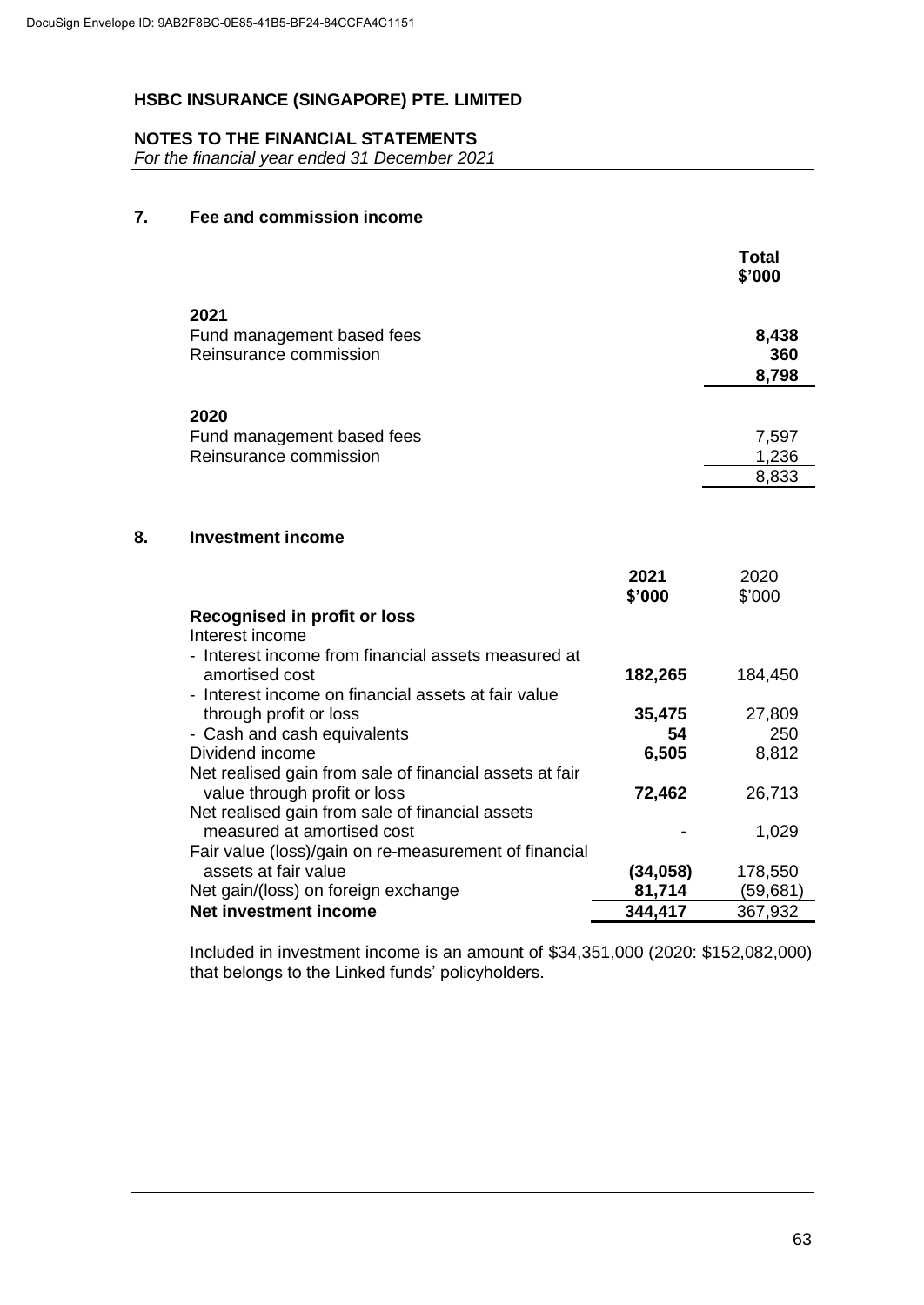HSBC INSURANCE (SINGAPORE) PTE. LIMITED

**NOTES TO THE FINANCIAL STATEMENTS**
*For the financial year ended 31 December 2021*

## 7. Fee and commission income

| | **Total \$'000** |
|---|---|
| **2021** | |
| Fund management based fees | **8,438** |
| Reinsurance commission | **360** |
| | **8,798** |
| **2020** | |
| Fund management based fees | 7,597 |
| Reinsurance commission | 1,236 |
| | 8,833 |

## 8. Investment income

| | **2021 \$'000** | 2020 \$'000 |
|---|---|---|
| **Recognised in profit or loss** | | |
| Interest income | | |
| - Interest income from financial assets measured at amortised cost | **182,265** | 184,450 |
| - Interest income on financial assets at fair value through profit or loss | **35,475** | 27,809 |
| - Cash and cash equivalents | **54** | 250 |
| Dividend income | **6,505** | 8,812 |
| Net realised gain from sale of financial assets at fair value through profit or loss | **72,462** | 26,713 |
| Net realised gain from sale of financial assets measured at amortised cost | **-** | 1,029 |
| Fair value (loss)/gain on re-measurement of financial assets at fair value | **(34,058)** | 178,550 |
| Net gain/(loss) on foreign exchange | **81,714** | (59,681) |
| **Net investment income** | **344,417** | 367,932 |

Included in investment income is an amount of \$34,351,000 (2020: \$152,082,000) that belongs to the Linked funds' policyholders.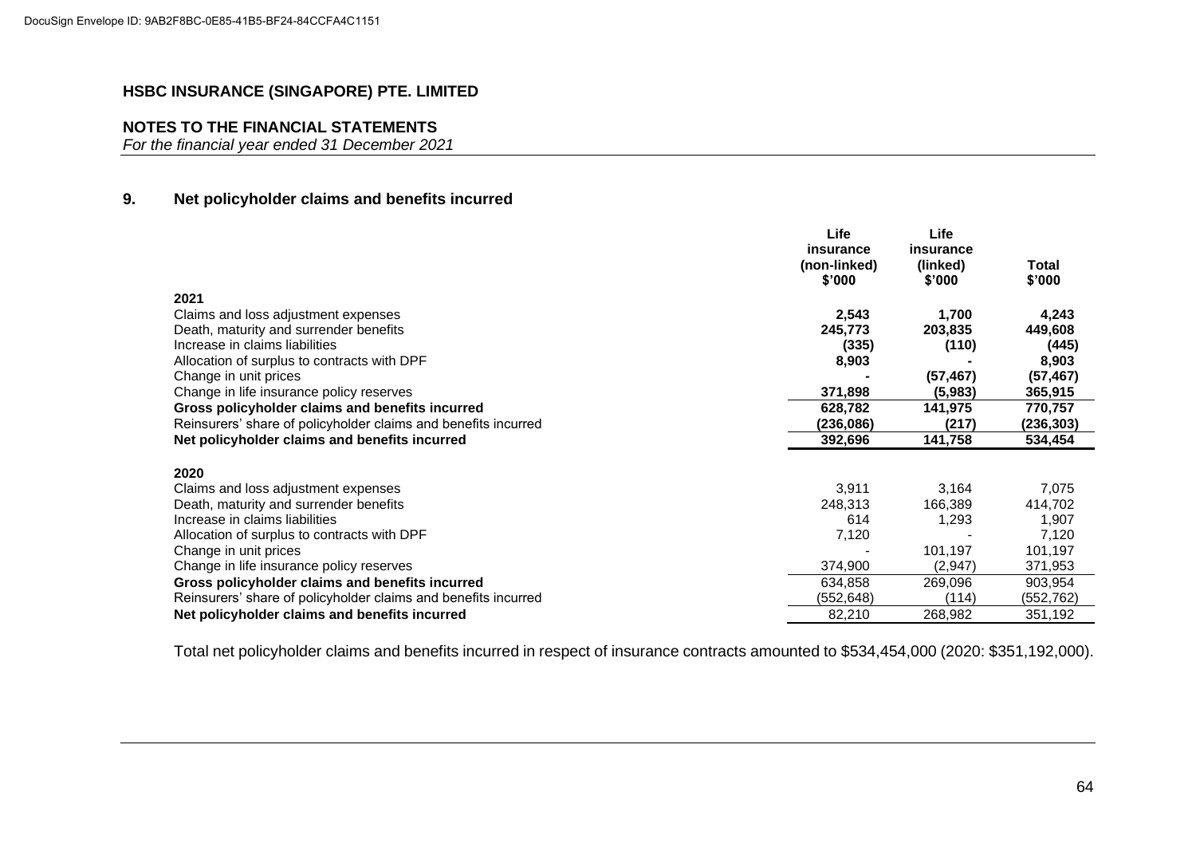**HSBC INSURANCE (SINGAPORE) PTE. LIMITED**

**NOTES TO THE FINANCIAL STATEMENTS**
*For the financial year ended 31 December 2021*

## 9. Net policyholder claims and benefits incurred

| | Life insurance (non-linked) $'000 | Life insurance (linked) $'000 | Total $'000 |
|---|---|---|---|
| **2021** | | | |
| Claims and loss adjustment expenses | **2,543** | **1,700** | **4,243** |
| Death, maturity and surrender benefits | **245,773** | **203,835** | **449,608** |
| Increase in claims liabilities | **(335)** | **(110)** | **(445)** |
| Allocation of surplus to contracts with DPF | **8,903** | **-** | **8,903** |
| Change in unit prices | **-** | **(57,467)** | **(57,467)** |
| Change in life insurance policy reserves | **371,898** | **(5,983)** | **365,915** |
| **Gross policyholder claims and benefits incurred** | **628,782** | **141,975** | **770,757** |
| Reinsurers' share of policyholder claims and benefits incurred | **(236,086)** | **(217)** | **(236,303)** |
| **Net policyholder claims and benefits incurred** | **392,696** | **141,758** | **534,454** |
| **2020** | | | |
| Claims and loss adjustment expenses | 3,911 | 3,164 | 7,075 |
| Death, maturity and surrender benefits | 248,313 | 166,389 | 414,702 |
| Increase in claims liabilities | 614 | 1,293 | 1,907 |
| Allocation of surplus to contracts with DPF | 7,120 | - | 7,120 |
| Change in unit prices | - | 101,197 | 101,197 |
| Change in life insurance policy reserves | 374,900 | (2,947) | 371,953 |
| **Gross policyholder claims and benefits incurred** | 634,858 | 269,096 | 903,954 |
| Reinsurers' share of policyholder claims and benefits incurred | (552,648) | (114) | (552,762) |
| **Net policyholder claims and benefits incurred** | 82,210 | 268,982 | 351,192 |

Total net policyholder claims and benefits incurred in respect of insurance contracts amounted to $534,454,000 (2020: $351,192,000).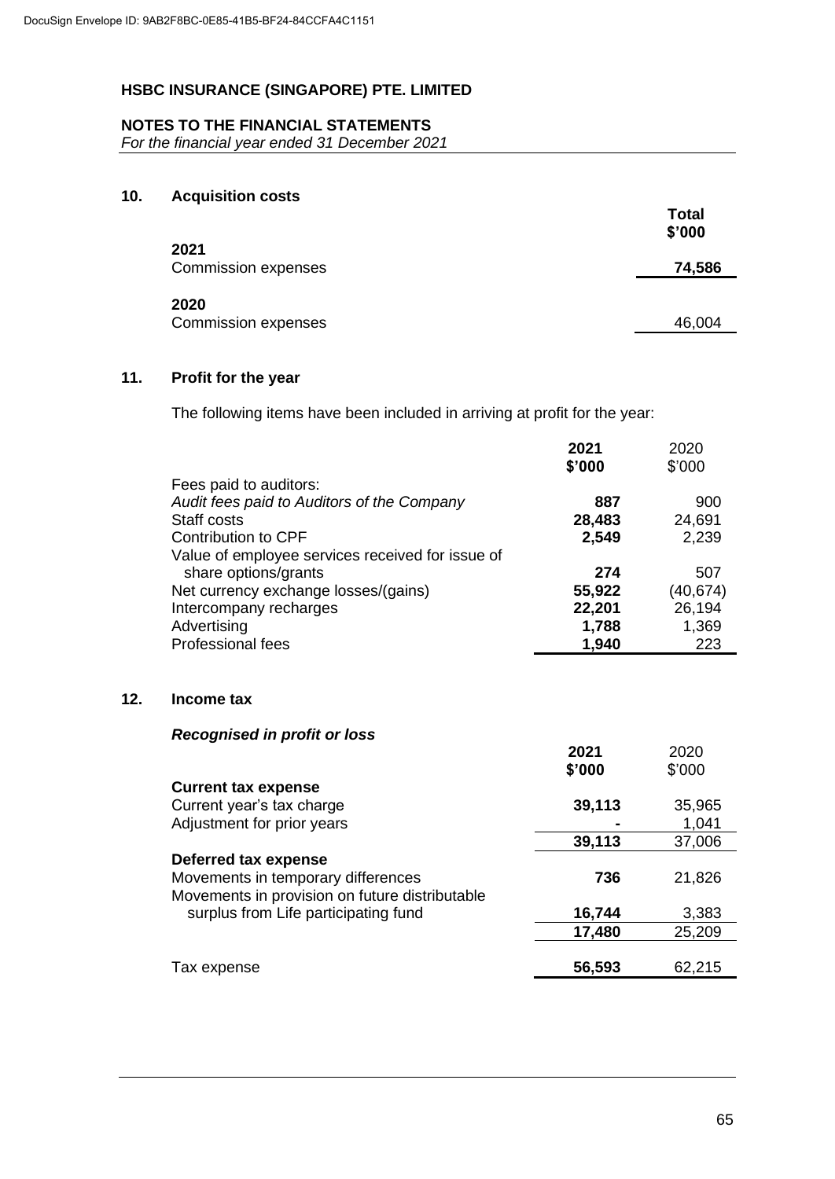# HSBC INSURANCE (SINGAPORE) PTE. LIMITED

## NOTES TO THE FINANCIAL STATEMENTS
*For the financial year ended 31 December 2021*

### 10. Acquisition costs

| | Total $'000 |
|---|---|
| **2021** | |
| Commission expenses | **74,586** |
| **2020** | |
| Commission expenses | 46,004 |

### 11. Profit for the year

The following items have been included in arriving at profit for the year:

| | 2021 $'000 | 2020 $'000 |
|---|---|---|
| Fees paid to auditors: | | |
| *Audit fees paid to Auditors of the Company* | **887** | 900 |
| Staff costs | **28,483** | 24,691 |
| Contribution to CPF | **2,549** | 2,239 |
| Value of employee services received for issue of share options/grants | **274** | 507 |
| Net currency exchange losses/(gains) | **55,922** | (40,674) |
| Intercompany recharges | **22,201** | 26,194 |
| Advertising | **1,788** | 1,369 |
| Professional fees | **1,940** | 223 |

### 12. Income tax

***Recognised in profit or loss***

| | 2021 $'000 | 2020 $'000 |
|---|---|---|
| **Current tax expense** | | |
| Current year's tax charge | **39,113** | 35,965 |
| Adjustment for prior years | **-** | 1,041 |
| | **39,113** | 37,006 |
| **Deferred tax expense** | | |
| Movements in temporary differences | **736** | 21,826 |
| Movements in provision on future distributable surplus from Life participating fund | **16,744** | 3,383 |
| | **17,480** | 25,209 |
| Tax expense | **56,593** | 62,215 |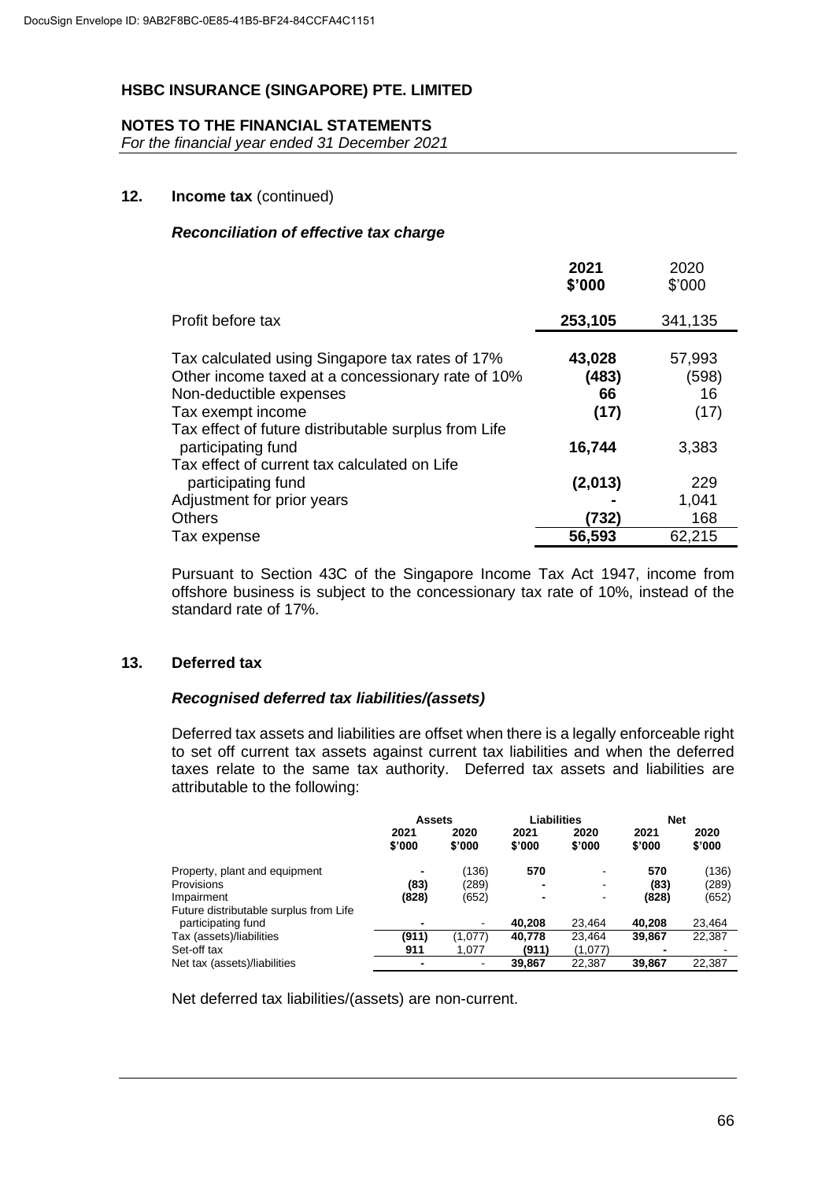# HSBC INSURANCE (SINGAPORE) PTE. LIMITED

## NOTES TO THE FINANCIAL STATEMENTS

*For the financial year ended 31 December 2021*

### 12. Income tax (continued)

#### *Reconciliation of effective tax charge*

| | 2021 $'000 | 2020 $'000 |
|---|---|---|
| Profit before tax | **253,105** | 341,135 |
| Tax calculated using Singapore tax rates of 17% | **43,028** | 57,993 |
| Other income taxed at a concessionary rate of 10% | **(483)** | (598) |
| Non-deductible expenses | **66** | 16 |
| Tax exempt income | **(17)** | (17) |
| Tax effect of future distributable surplus from Life participating fund | **16,744** | 3,383 |
| Tax effect of current tax calculated on Life participating fund | **(2,013)** | 229 |
| Adjustment for prior years | **-** | 1,041 |
| Others | **(732)** | 168 |
| Tax expense | **56,593** | 62,215 |

Pursuant to Section 43C of the Singapore Income Tax Act 1947, income from offshore business is subject to the concessionary tax rate of 10%, instead of the standard rate of 17%.

### 13. Deferred tax

#### *Recognised deferred tax liabilities/(assets)*

Deferred tax assets and liabilities are offset when there is a legally enforceable right to set off current tax assets against current tax liabilities and when the deferred taxes relate to the same tax authority. Deferred tax assets and liabilities are attributable to the following:

| | Assets | | Liabilities | | Net | |
|---|---|---|---|---|---|---|
| | 2021 $'000 | 2020 $'000 | 2021 $'000 | 2020 $'000 | 2021 $'000 | 2020 $'000 |
| Property, plant and equipment | **-** | (136) | **570** | - | **570** | (136) |
| Provisions | **(83)** | (289) | **-** | - | **(83)** | (289) |
| Impairment | **(828)** | (652) | **-** | - | **(828)** | (652) |
| Future distributable surplus from Life participating fund | **-** | - | **40,208** | 23,464 | **40,208** | 23,464 |
| Tax (assets)/liabilities | **(911)** | (1,077) | **40,778** | 23,464 | **39,867** | 22,387 |
| Set-off tax | **911** | 1,077 | **(911)** | (1,077) | **-** | - |
| Net tax (assets)/liabilities | **-** | - | **39,867** | 22,387 | **39,867** | 22,387 |

Net deferred tax liabilities/(assets) are non-current.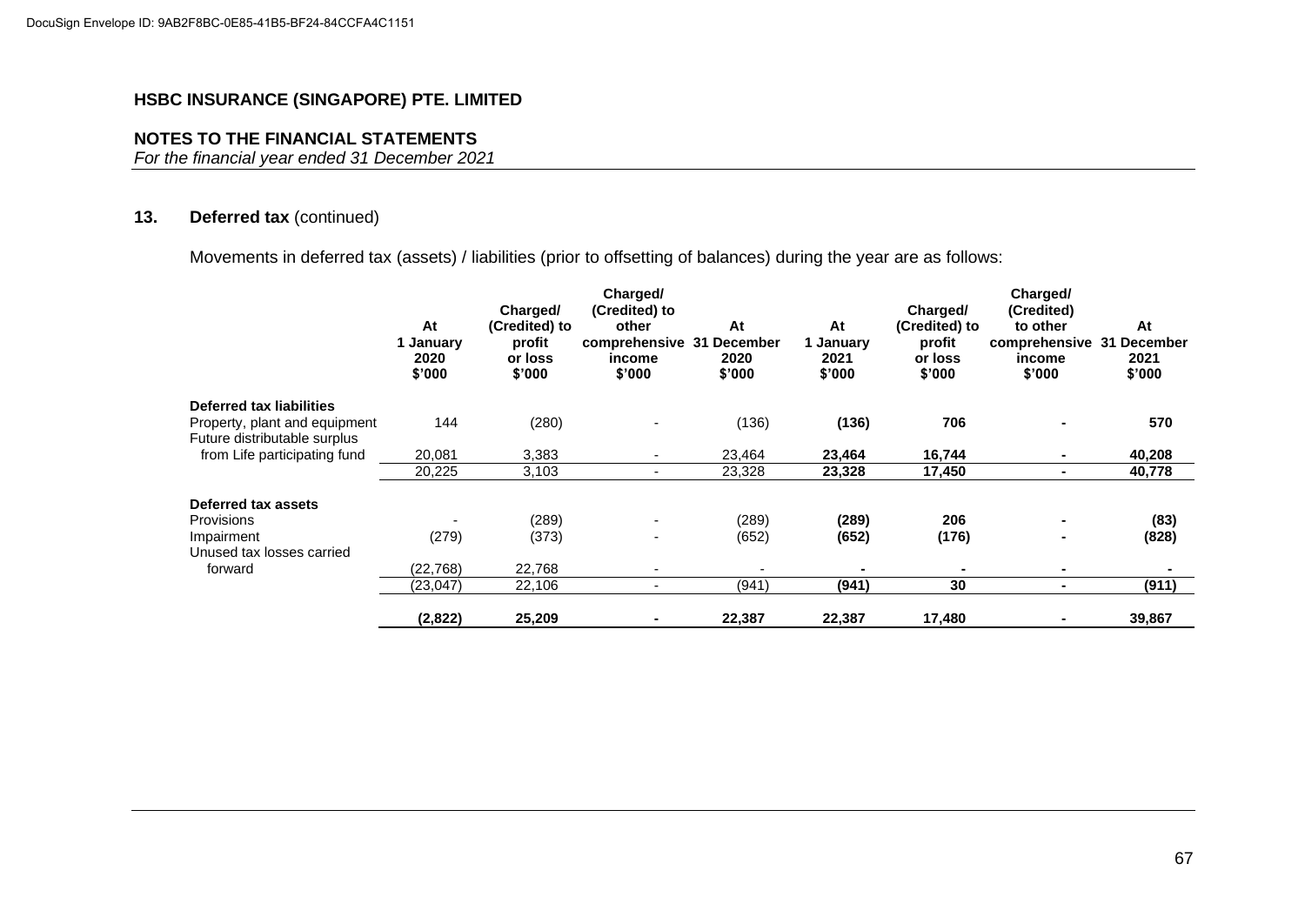DocuSign Envelope ID: 9AB2F8BC-0E85-41B5-BF24-84CCFA4C1151

**HSBC INSURANCE (SINGAPORE) PTE. LIMITED**

**NOTES TO THE FINANCIAL STATEMENTS**
*For the financial year ended 31 December 2021*

## 13. Deferred tax (continued)

Movements in deferred tax (assets) / liabilities (prior to offsetting of balances) during the year are as follows:

| | At 1 January 2020 $'000 | Charged/ (Credited) to profit or loss $'000 | Charged/ (Credited) to other comprehensive income $'000 | At 31 December 2020 $'000 | At 1 January 2021 $'000 | Charged/ (Credited) to profit or loss $'000 | Charged/ (Credited) to other comprehensive income $'000 | At 31 December 2021 $'000 |
|---|---|---|---|---|---|---|---|---|
| **Deferred tax liabilities** | | | | | | | | |
| Property, plant and equipment | 144 | (280) | - | (136) | **(136)** | **706** | **-** | **570** |
| Future distributable surplus from Life participating fund | 20,081 | 3,383 | - | 23,464 | **23,464** | **16,744** | **-** | **40,208** |
| | 20,225 | 3,103 | - | 23,328 | **23,328** | **17,450** | **-** | **40,778** |
| **Deferred tax assets** | | | | | | | | |
| Provisions | - | (289) | - | (289) | **(289)** | **206** | **-** | **(83)** |
| Impairment | (279) | (373) | - | (652) | **(652)** | **(176)** | **-** | **(828)** |
| Unused tax losses carried forward | (22,768) | 22,768 | - | - | **-** | **-** | **-** | **-** |
| | (23,047) | 22,106 | - | (941) | **(941)** | **30** | **-** | **(911)** |
| | **(2,822)** | **25,209** | **-** | **22,387** | **22,387** | **17,480** | **-** | **39,867** |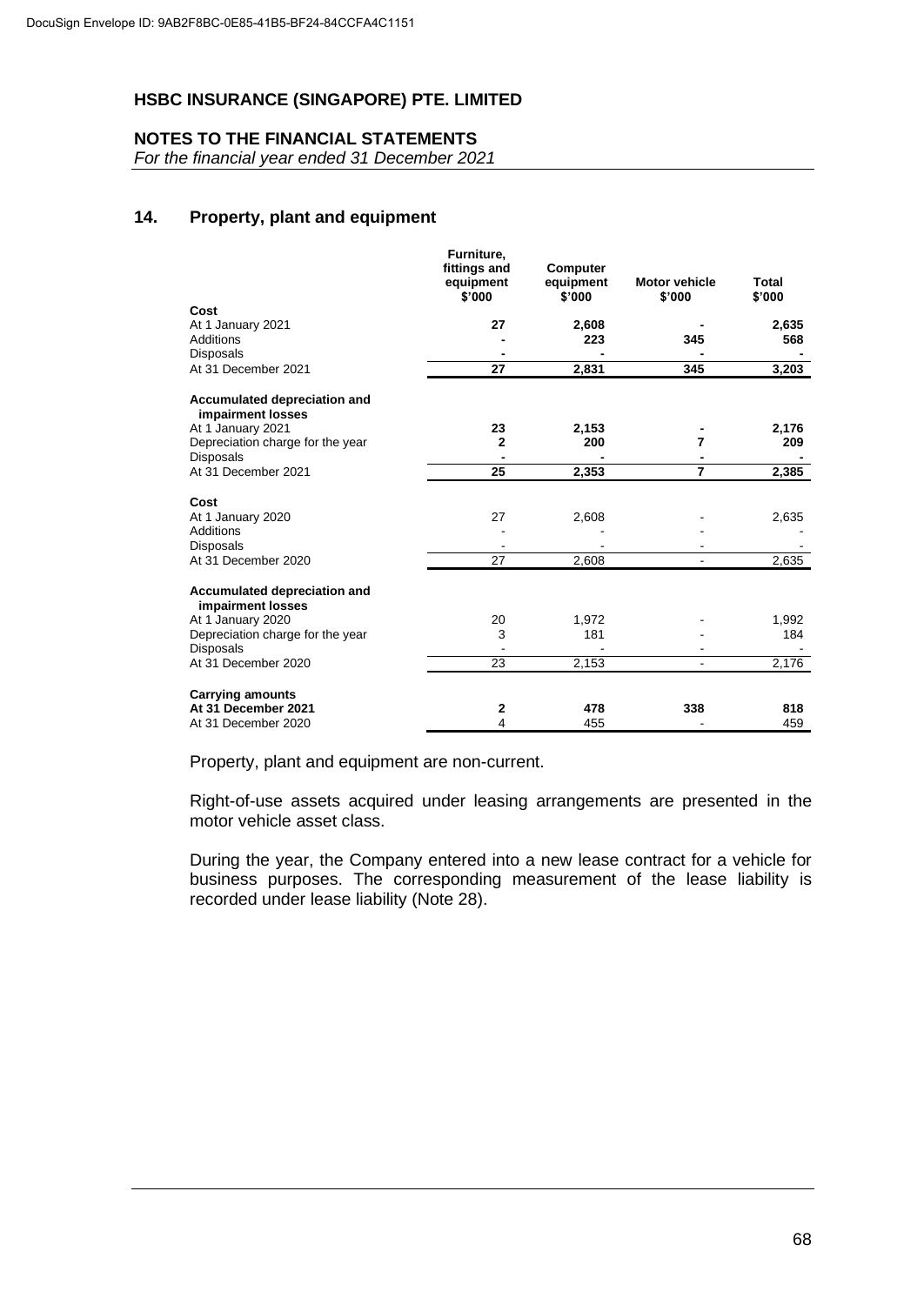**HSBC INSURANCE (SINGAPORE) PTE. LIMITED**

**NOTES TO THE FINANCIAL STATEMENTS**
*For the financial year ended 31 December 2021*

## 14. Property, plant and equipment

| | Furniture, fittings and equipment $'000 | Computer equipment $'000 | Motor vehicle $'000 | Total $'000 |
|---|---|---|---|---|
| **Cost** | | | | |
| At 1 January 2021 | **27** | **2,608** | **-** | **2,635** |
| Additions | **-** | **223** | **345** | **568** |
| Disposals | **-** | **-** | **-** | **-** |
| At 31 December 2021 | **27** | **2,831** | **345** | **3,203** |
| **Accumulated depreciation and impairment losses** | | | | |
| At 1 January 2021 | **23** | **2,153** | **-** | **2,176** |
| Depreciation charge for the year | **2** | **200** | **7** | **209** |
| Disposals | **-** | **-** | **-** | **-** |
| At 31 December 2021 | **25** | **2,353** | **7** | **2,385** |
| **Cost** | | | | |
| At 1 January 2020 | 27 | 2,608 | - | 2,635 |
| Additions | - | - | - | - |
| Disposals | - | - | - | - |
| At 31 December 2020 | 27 | 2,608 | - | 2,635 |
| **Accumulated depreciation and impairment losses** | | | | |
| At 1 January 2020 | 20 | 1,972 | - | 1,992 |
| Depreciation charge for the year | 3 | 181 | - | 184 |
| Disposals | - | - | - | - |
| At 31 December 2020 | 23 | 2,153 | - | 2,176 |
| **Carrying amounts** | | | | |
| **At 31 December 2021** | **2** | **478** | **338** | **818** |
| At 31 December 2020 | 4 | 455 | - | 459 |

Property, plant and equipment are non-current.

Right-of-use assets acquired under leasing arrangements are presented in the motor vehicle asset class.

During the year, the Company entered into a new lease contract for a vehicle for business purposes. The corresponding measurement of the lease liability is recorded under lease liability (Note 28).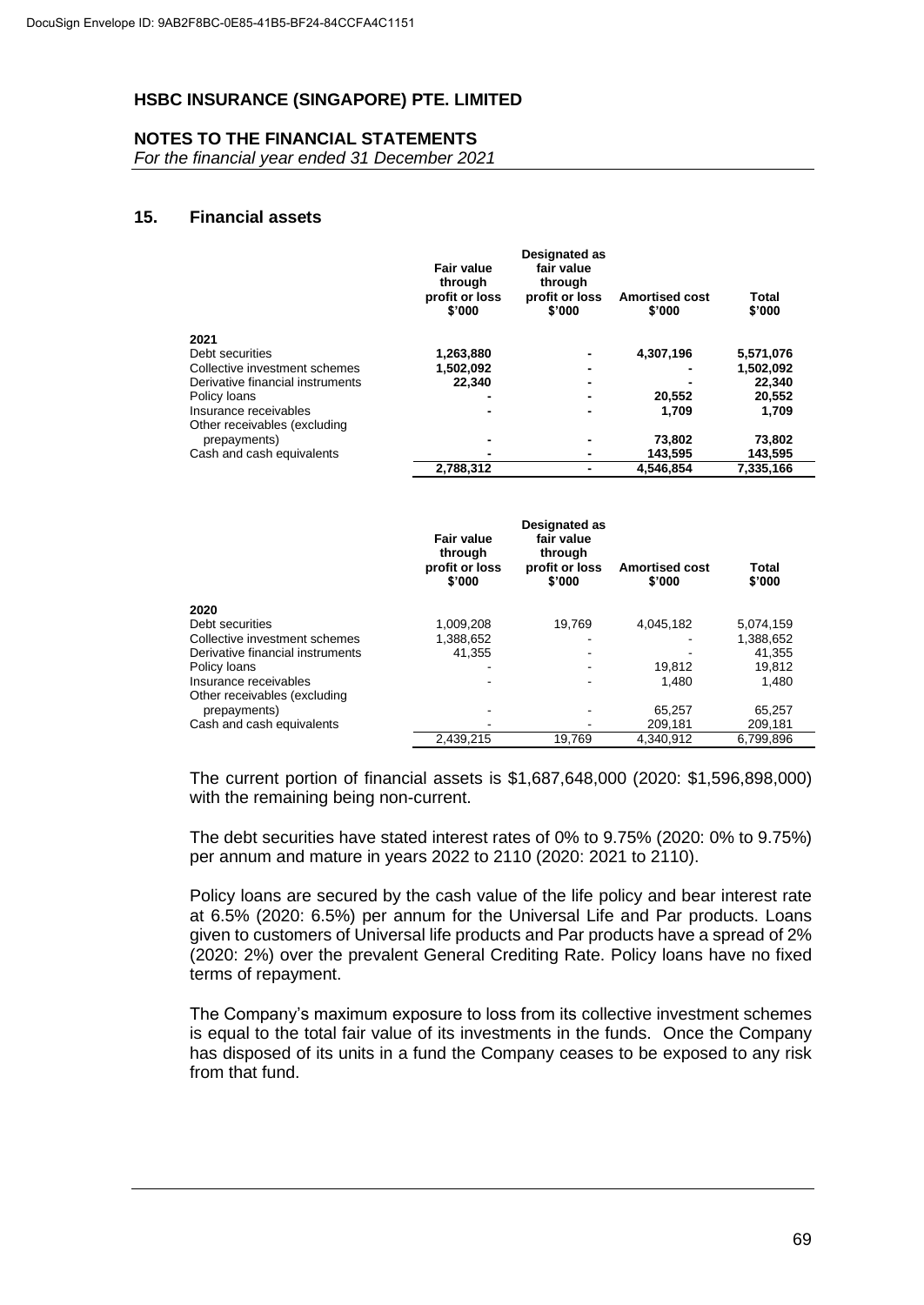DocuSign Envelope ID: 9AB2F8BC-0E85-41B5-BF24-84CCFA4C1151

## HSBC INSURANCE (SINGAPORE) PTE. LIMITED

**NOTES TO THE FINANCIAL STATEMENTS**
*For the financial year ended 31 December 2021*

### 15. Financial assets

| | Fair value through profit or loss $'000 | Designated as fair value through profit or loss $'000 | Amortised cost $'000 | Total $'000 |
|---|---|---|---|---|
| **2021** | | | | |
| Debt securities | **1,263,880** | **-** | **4,307,196** | **5,571,076** |
| Collective investment schemes | **1,502,092** | **-** | **-** | **1,502,092** |
| Derivative financial instruments | **22,340** | **-** | **-** | **22,340** |
| Policy loans | **-** | **-** | **20,552** | **20,552** |
| Insurance receivables | **-** | **-** | **1,709** | **1,709** |
| Other receivables (excluding prepayments) | **-** | **-** | **73,802** | **73,802** |
| Cash and cash equivalents | **-** | **-** | **143,595** | **143,595** |
| | **2,788,312** | **-** | **4,546,854** | **7,335,166** |

| | Fair value through profit or loss $'000 | Designated as fair value through profit or loss $'000 | Amortised cost $'000 | Total $'000 |
|---|---|---|---|---|
| **2020** | | | | |
| Debt securities | 1,009,208 | 19,769 | 4,045,182 | 5,074,159 |
| Collective investment schemes | 1,388,652 | - | - | 1,388,652 |
| Derivative financial instruments | 41,355 | - | - | 41,355 |
| Policy loans | - | - | 19,812 | 19,812 |
| Insurance receivables | - | - | 1,480 | 1,480 |
| Other receivables (excluding prepayments) | - | - | 65,257 | 65,257 |
| Cash and cash equivalents | - | - | 209,181 | 209,181 |
| | 2,439,215 | 19,769 | 4,340,912 | 6,799,896 |

The current portion of financial assets is $1,687,648,000 (2020: $1,596,898,000) with the remaining being non-current.

The debt securities have stated interest rates of 0% to 9.75% (2020: 0% to 9.75%) per annum and mature in years 2022 to 2110 (2020: 2021 to 2110).

Policy loans are secured by the cash value of the life policy and bear interest rate at 6.5% (2020: 6.5%) per annum for the Universal Life and Par products. Loans given to customers of Universal life products and Par products have a spread of 2% (2020: 2%) over the prevalent General Crediting Rate. Policy loans have no fixed terms of repayment.

The Company's maximum exposure to loss from its collective investment schemes is equal to the total fair value of its investments in the funds. Once the Company has disposed of its units in a fund the Company ceases to be exposed to any risk from that fund.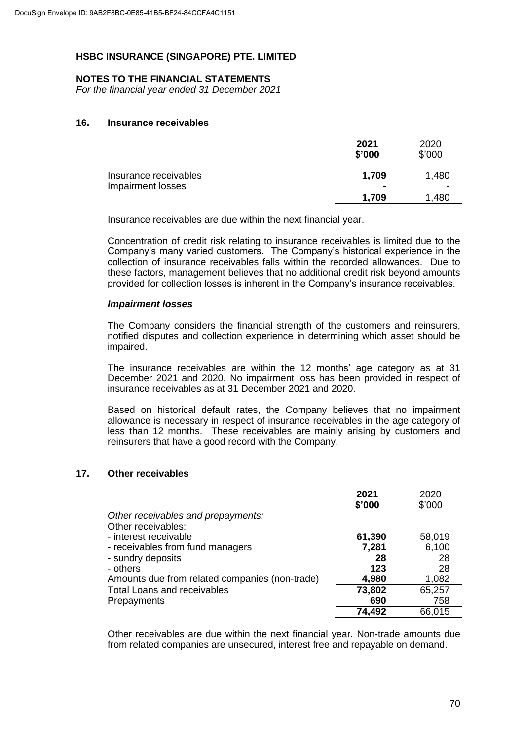# HSBC INSURANCE (SINGAPORE) PTE. LIMITED

## NOTES TO THE FINANCIAL STATEMENTS

*For the financial year ended 31 December 2021*

### 16. Insurance receivables

| | 2021 $'000 | 2020 $'000 |
|---|---|---|
| Insurance receivables | **1,709** | 1,480 |
| Impairment losses | **-** | - |
| | **1,709** | 1,480 |

Insurance receivables are due within the next financial year.

Concentration of credit risk relating to insurance receivables is limited due to the Company's many varied customers. The Company's historical experience in the collection of insurance receivables falls within the recorded allowances. Due to these factors, management believes that no additional credit risk beyond amounts provided for collection losses is inherent in the Company's insurance receivables.

***Impairment losses***

The Company considers the financial strength of the customers and reinsurers, notified disputes and collection experience in determining which asset should be impaired.

The insurance receivables are within the 12 months' age category as at 31 December 2021 and 2020. No impairment loss has been provided in respect of insurance receivables as at 31 December 2021 and 2020.

Based on historical default rates, the Company believes that no impairment allowance is necessary in respect of insurance receivables in the age category of less than 12 months. These receivables are mainly arising by customers and reinsurers that have a good record with the Company.

### 17. Other receivables

| | 2021 $'000 | 2020 $'000 |
|---|---|---|
| *Other receivables and prepayments:* | | |
| Other receivables: | | |
| - interest receivable | **61,390** | 58,019 |
| - receivables from fund managers | **7,281** | 6,100 |
| - sundry deposits | **28** | 28 |
| - others | **123** | 28 |
| Amounts due from related companies (non-trade) | **4,980** | 1,082 |
| Total Loans and receivables | **73,802** | 65,257 |
| Prepayments | **690** | 758 |
| | **74,492** | 66,015 |

Other receivables are due within the next financial year. Non-trade amounts due from related companies are unsecured, interest free and repayable on demand.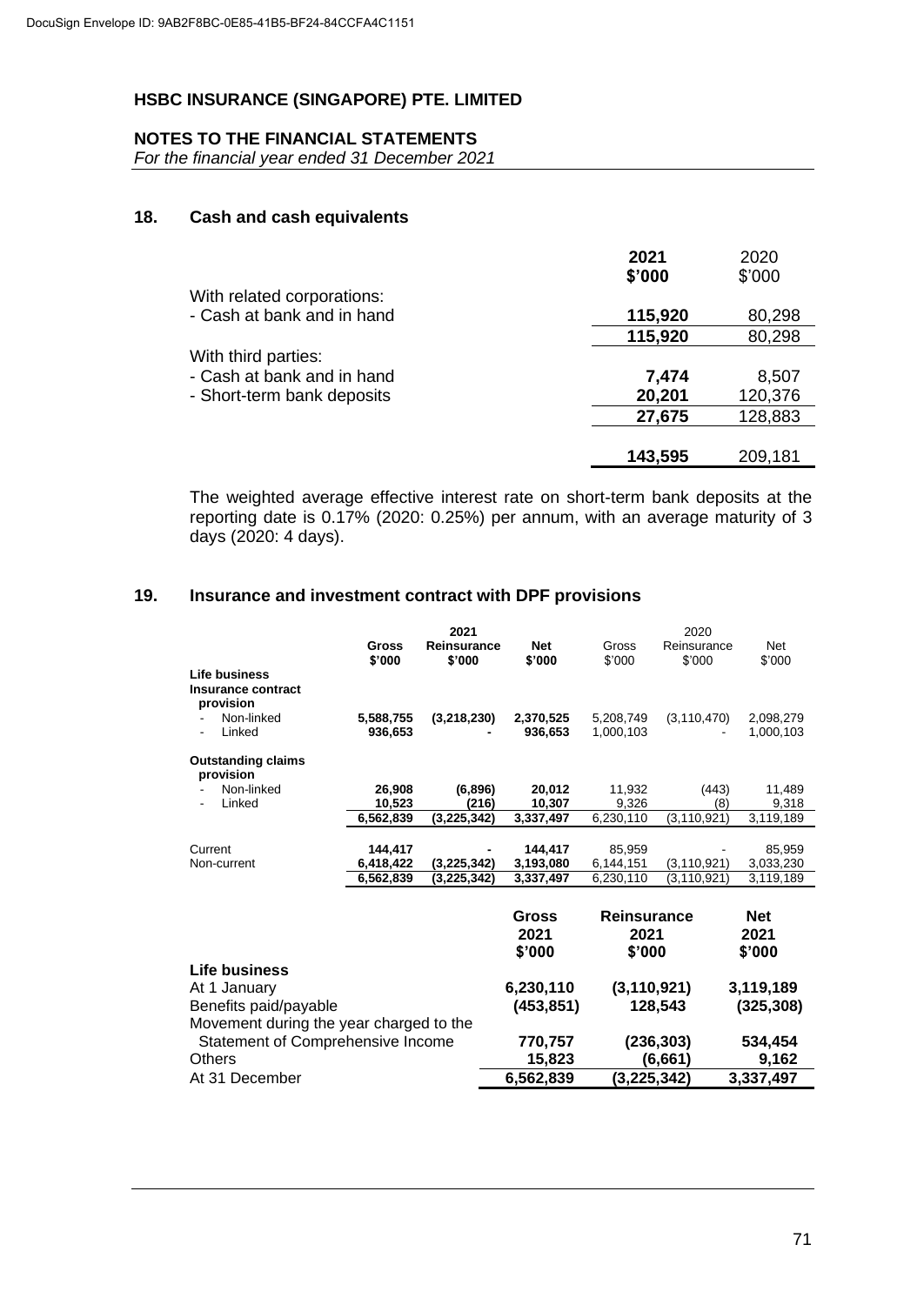# HSBC INSURANCE (SINGAPORE) PTE. LIMITED

## NOTES TO THE FINANCIAL STATEMENTS

*For the financial year ended 31 December 2021*

### 18. Cash and cash equivalents

| | **2021 \$'000** | 2020 \$'000 |
|---|---|---|
| With related corporations: | | |
| - Cash at bank and in hand | **115,920** | 80,298 |
| | **115,920** | 80,298 |
| With third parties: | | |
| - Cash at bank and in hand | **7,474** | 8,507 |
| - Short-term bank deposits | **20,201** | 120,376 |
| | **27,675** | 128,883 |
| | **143,595** | 209,181 |

The weighted average effective interest rate on short-term bank deposits at the reporting date is 0.17% (2020: 0.25%) per annum, with an average maturity of 3 days (2020: 4 days).

### 19. Insurance and investment contract with DPF provisions

| | **2021** | | | 2020 | | |
|---|---|---|---|---|---|---|
| | **Gross \$'000** | **Reinsurance \$'000** | **Net \$'000** | Gross \$'000 | Reinsurance \$'000 | Net \$'000 |
| **Life business** | | | | | | |
| **Insurance contract provision** | | | | | | |
| - Non-linked | **5,588,755** | **(3,218,230)** | **2,370,525** | 5,208,749 | (3,110,470) | 2,098,279 |
| - Linked | **936,653** | **-** | **936,653** | 1,000,103 | - | 1,000,103 |
| **Outstanding claims provision** | | | | | | |
| - Non-linked | **26,908** | **(6,896)** | **20,012** | 11,932 | (443) | 11,489 |
| - Linked | **10,523** | **(216)** | **10,307** | 9,326 | (8) | 9,318 |
| | **6,562,839** | **(3,225,342)** | **3,337,497** | 6,230,110 | (3,110,921) | 3,119,189 |
| Current | **144,417** | **-** | **144,417** | 85,959 | - | 85,959 |
| Non-current | **6,418,422** | **(3,225,342)** | **3,193,080** | 6,144,151 | (3,110,921) | 3,033,230 |
| | **6,562,839** | **(3,225,342)** | **3,337,497** | 6,230,110 | (3,110,921) | 3,119,189 |

| | **Gross 2021 \$'000** | **Reinsurance 2021 \$'000** | **Net 2021 \$'000** |
|---|---|---|---|
| **Life business** | | | |
| At 1 January | **6,230,110** | **(3,110,921)** | **3,119,189** |
| Benefits paid/payable | **(453,851)** | **128,543** | **(325,308)** |
| Movement during the year charged to the Statement of Comprehensive Income | **770,757** | **(236,303)** | **534,454** |
| Others | **15,823** | **(6,661)** | **9,162** |
| At 31 December | **6,562,839** | **(3,225,342)** | **3,337,497** |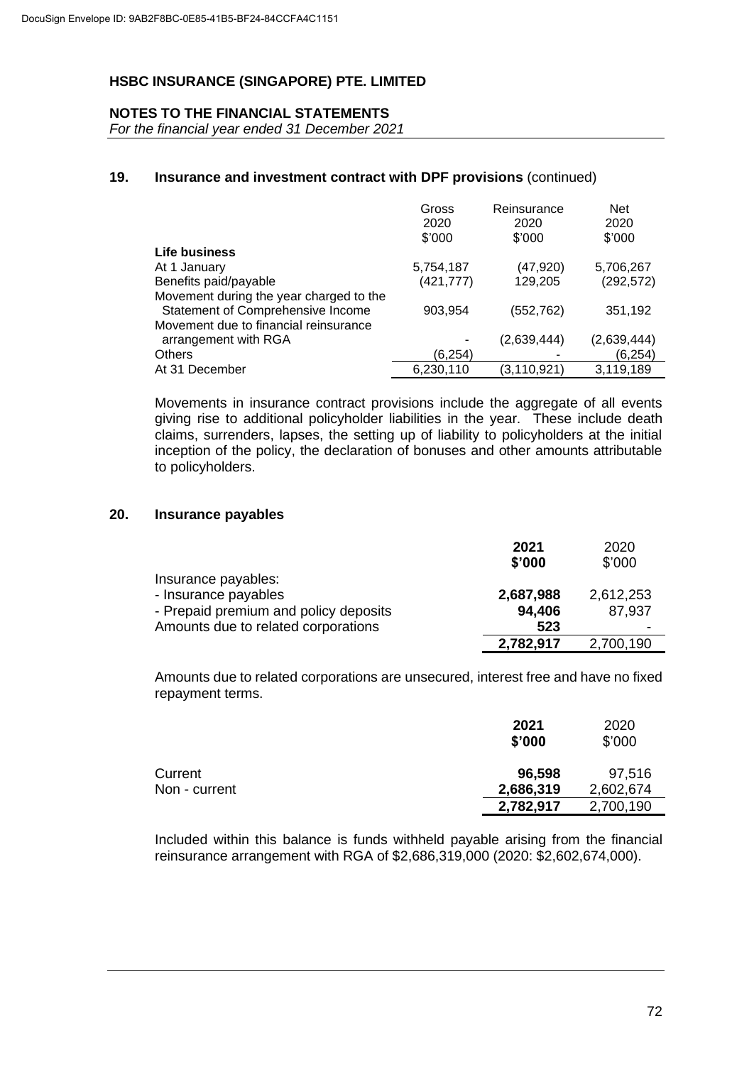DocuSign Envelope ID: 9AB2F8BC-0E85-41B5-BF24-84CCFA4C1151

# HSBC INSURANCE (SINGAPORE) PTE. LIMITED

## NOTES TO THE FINANCIAL STATEMENTS

*For the financial year ended 31 December 2021*

### 19. Insurance and investment contract with DPF provisions (continued)

| | Gross 2020 \$'000 | Reinsurance 2020 \$'000 | Net 2020 \$'000 |
|---|---|---|---|
| **Life business** | | | |
| At 1 January | 5,754,187 | (47,920) | 5,706,267 |
| Benefits paid/payable | (421,777) | 129,205 | (292,572) |
| Movement during the year charged to the Statement of Comprehensive Income | 903,954 | (552,762) | 351,192 |
| Movement due to financial reinsurance arrangement with RGA | - | (2,639,444) | (2,639,444) |
| Others | (6,254) | - | (6,254) |
| At 31 December | 6,230,110 | (3,110,921) | 3,119,189 |

Movements in insurance contract provisions include the aggregate of all events giving rise to additional policyholder liabilities in the year. These include death claims, surrenders, lapses, the setting up of liability to policyholders at the initial inception of the policy, the declaration of bonuses and other amounts attributable to policyholders.

### 20. Insurance payables

| | **2021 \$'000** | 2020 \$'000 |
|---|---|---|
| Insurance payables: | | |
| - Insurance payables | **2,687,988** | 2,612,253 |
| - Prepaid premium and policy deposits | **94,406** | 87,937 |
| Amounts due to related corporations | **523** | - |
| | **2,782,917** | 2,700,190 |

Amounts due to related corporations are unsecured, interest free and have no fixed repayment terms.

| | **2021 \$'000** | 2020 \$'000 |
|---|---|---|
| Current | **96,598** | 97,516 |
| Non - current | **2,686,319** | 2,602,674 |
| | **2,782,917** | 2,700,190 |

Included within this balance is funds withheld payable arising from the financial reinsurance arrangement with RGA of \$2,686,319,000 (2020: \$2,602,674,000).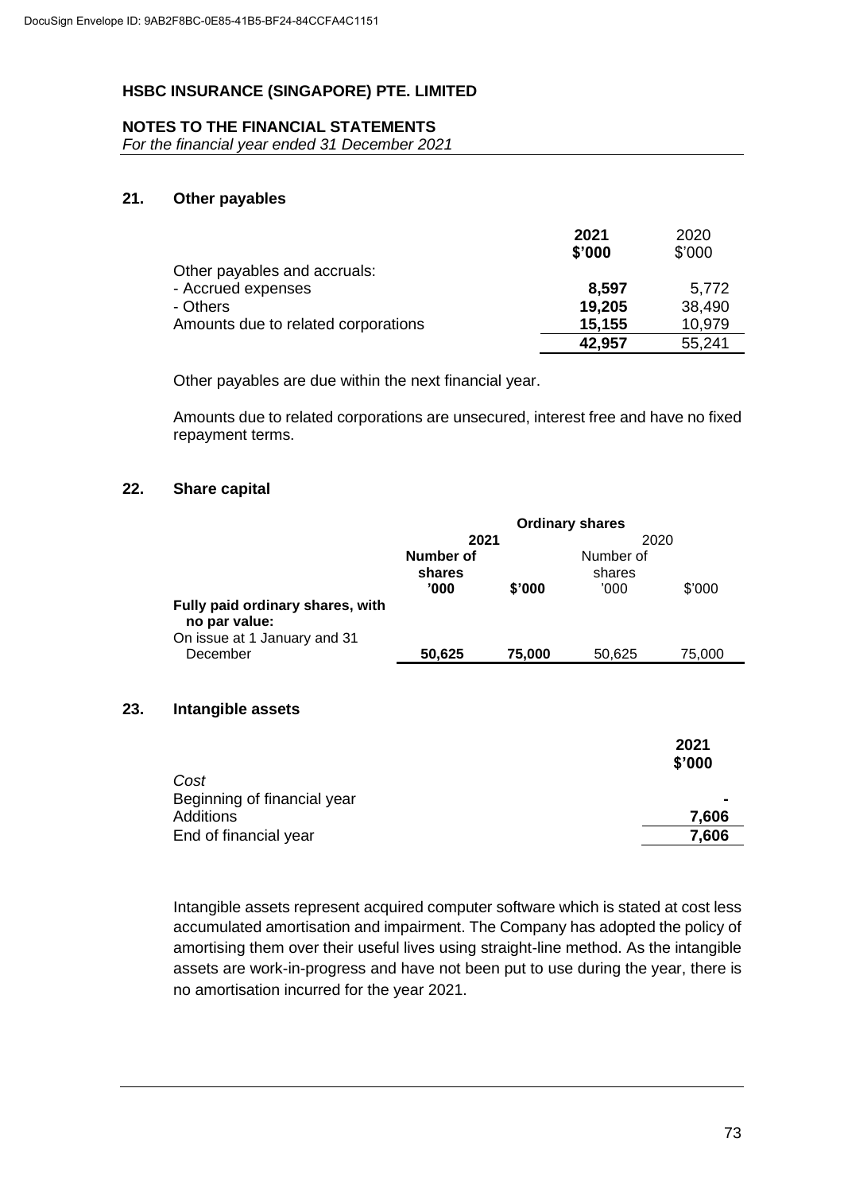DocuSign Envelope ID: 9AB2F8BC-0E85-41B5-BF24-84CCFA4C1151

# HSBC INSURANCE (SINGAPORE) PTE. LIMITED

## NOTES TO THE FINANCIAL STATEMENTS

*For the financial year ended 31 December 2021*

### 21. Other payables

| | **2021 $'000** | 2020 $'000 |
|---|---|---|
| Other payables and accruals: | | |
| - Accrued expenses | **8,597** | 5,772 |
| - Others | **19,205** | 38,490 |
| Amounts due to related corporations | **15,155** | 10,979 |
| | **42,957** | 55,241 |

Other payables are due within the next financial year.

Amounts due to related corporations are unsecured, interest free and have no fixed repayment terms.

### 22. Share capital

| | **Ordinary shares** | | | |
|---|---|---|---|---|
| | **2021** | | 2020 | |
| | **Number of shares '000** | **$'000** | Number of shares '000 | $'000 |
| **Fully paid ordinary shares, with no par value:** | | | | |
| On issue at 1 January and 31 December | **50,625** | **75,000** | 50,625 | 75,000 |

### 23. Intangible assets

| | **2021 $'000** |
|---|---|
| *Cost* | |
| Beginning of financial year | **-** |
| Additions | **7,606** |
| End of financial year | **7,606** |

Intangible assets represent acquired computer software which is stated at cost less accumulated amortisation and impairment. The Company has adopted the policy of amortising them over their useful lives using straight-line method. As the intangible assets are work-in-progress and have not been put to use during the year, there is no amortisation incurred for the year 2021.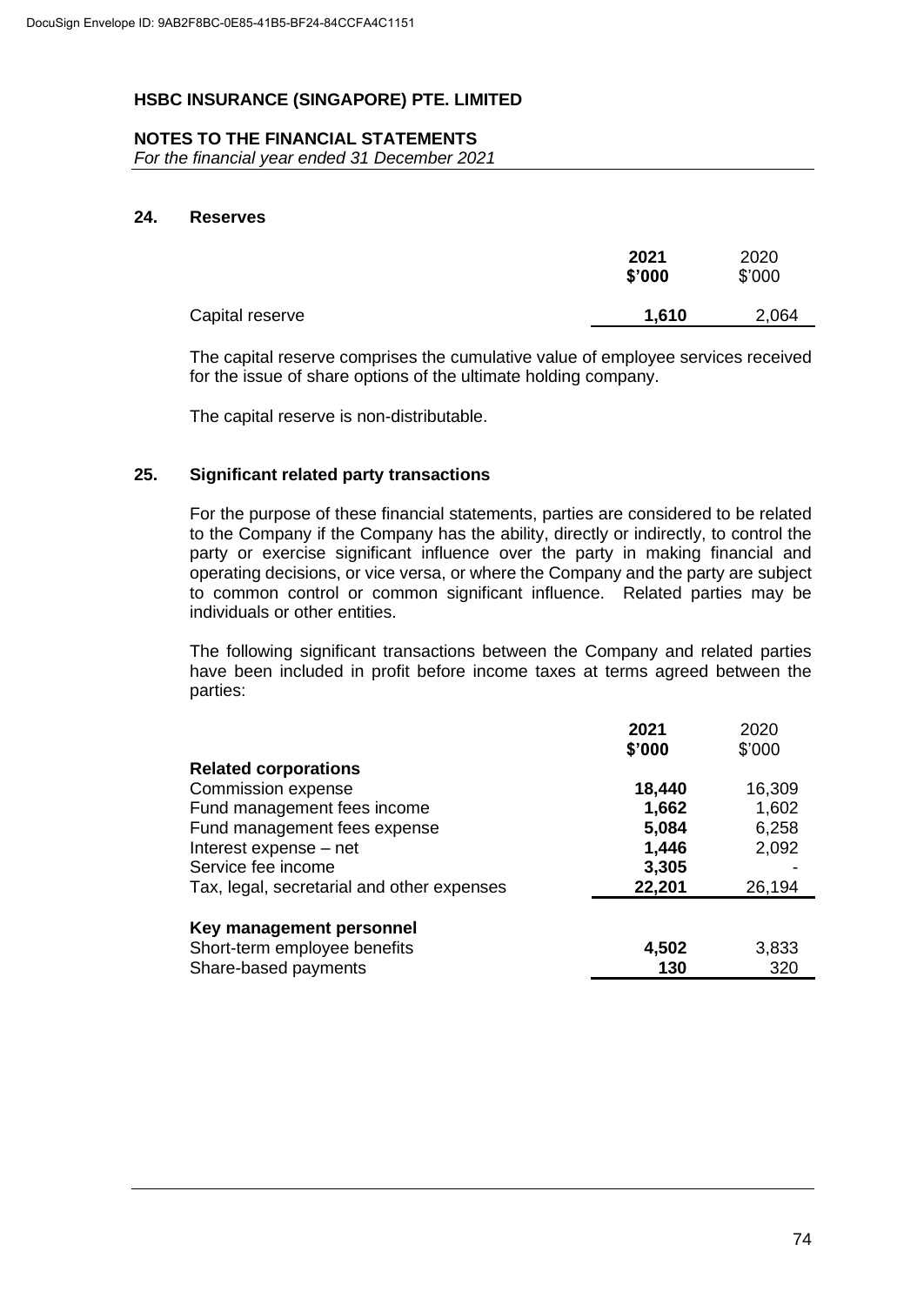# HSBC INSURANCE (SINGAPORE) PTE. LIMITED

## NOTES TO THE FINANCIAL STATEMENTS

*For the financial year ended 31 December 2021*

### 24. Reserves

| | 2021 $'000 | 2020 $'000 |
|---|---|---|
| Capital reserve | **1,610** | 2,064 |

The capital reserve comprises the cumulative value of employee services received for the issue of share options of the ultimate holding company.

The capital reserve is non-distributable.

### 25. Significant related party transactions

For the purpose of these financial statements, parties are considered to be related to the Company if the Company has the ability, directly or indirectly, to control the party or exercise significant influence over the party in making financial and operating decisions, or vice versa, or where the Company and the party are subject to common control or common significant influence. Related parties may be individuals or other entities.

The following significant transactions between the Company and related parties have been included in profit before income taxes at terms agreed between the parties:

| | 2021 $'000 | 2020 $'000 |
|---|---|---|
| **Related corporations** | | |
| Commission expense | **18,440** | 16,309 |
| Fund management fees income | **1,662** | 1,602 |
| Fund management fees expense | **5,084** | 6,258 |
| Interest expense – net | **1,446** | 2,092 |
| Service fee income | **3,305** | - |
| Tax, legal, secretarial and other expenses | **22,201** | 26,194 |
| **Key management personnel** | | |
| Short-term employee benefits | **4,502** | 3,833 |
| Share-based payments | **130** | 320 |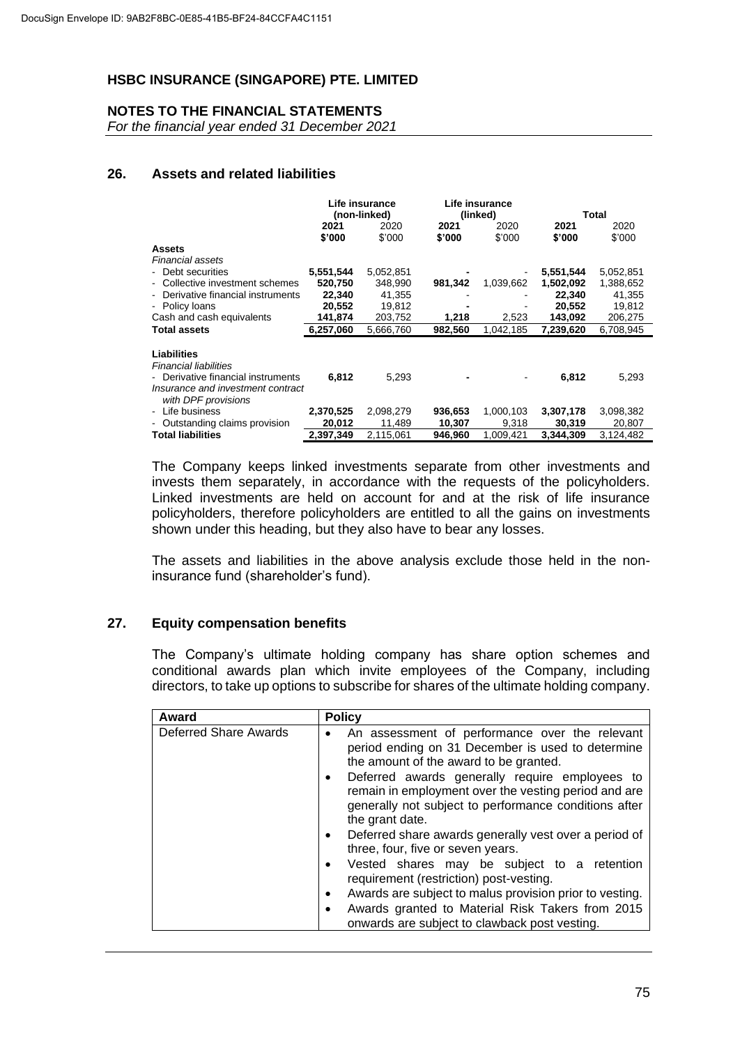# HSBC INSURANCE (SINGAPORE) PTE. LIMITED

## NOTES TO THE FINANCIAL STATEMENTS

*For the financial year ended 31 December 2021*

### 26. Assets and related liabilities

| | Life insurance (non-linked) | | Life insurance (linked) | | Total | |
|---|---|---|---|---|---|---|
| | **2021** | 2020 | **2021** | 2020 | **2021** | 2020 |
| | **\$'000** | \$'000 | **\$'000** | \$'000 | **\$'000** | \$'000 |
| **Assets** | | | | | | |
| *Financial assets* | | | | | | |
| - Debt securities | **5,551,544** | 5,052,851 | **-** | - | **5,551,544** | 5,052,851 |
| - Collective investment schemes | **520,750** | 348,990 | **981,342** | 1,039,662 | **1,502,092** | 1,388,652 |
| - Derivative financial instruments | **22,340** | 41,355 | **-** | - | **22,340** | 41,355 |
| - Policy loans | **20,552** | 19,812 | **-** | - | **20,552** | 19,812 |
| Cash and cash equivalents | **141,874** | 203,752 | **1,218** | 2,523 | **143,092** | 206,275 |
| **Total assets** | **6,257,060** | 5,666,760 | **982,560** | 1,042,185 | **7,239,620** | 6,708,945 |
| | | | | | | |
| **Liabilities** | | | | | | |
| *Financial liabilities* | | | | | | |
| - Derivative financial instruments | **6,812** | 5,293 | **-** | - | **6,812** | 5,293 |
| *Insurance and investment contract with DPF provisions* | | | | | | |
| - Life business | **2,370,525** | 2,098,279 | **936,653** | 1,000,103 | **3,307,178** | 3,098,382 |
| - Outstanding claims provision | **20,012** | 11,489 | **10,307** | 9,318 | **30,319** | 20,807 |
| **Total liabilities** | **2,397,349** | 2,115,061 | **946,960** | 1,009,421 | **3,344,309** | 3,124,482 |

The Company keeps linked investments separate from other investments and invests them separately, in accordance with the requests of the policyholders. Linked investments are held on account for and at the risk of life insurance policyholders, therefore policyholders are entitled to all the gains on investments shown under this heading, but they also have to bear any losses.

The assets and liabilities in the above analysis exclude those held in the non-insurance fund (shareholder's fund).

### 27. Equity compensation benefits

The Company's ultimate holding company has share option schemes and conditional awards plan which invite employees of the Company, including directors, to take up options to subscribe for shares of the ultimate holding company.

| Award | Policy |
|---|---|
| Deferred Share Awards | • An assessment of performance over the relevant period ending on 31 December is used to determine the amount of the award to be granted.<br>• Deferred awards generally require employees to remain in employment over the vesting period and are generally not subject to performance conditions after the grant date.<br>• Deferred share awards generally vest over a period of three, four, five or seven years.<br>• Vested shares may be subject to a retention requirement (restriction) post-vesting.<br>• Awards are subject to malus provision prior to vesting.<br>• Awards granted to Material Risk Takers from 2015 onwards are subject to clawback post vesting. |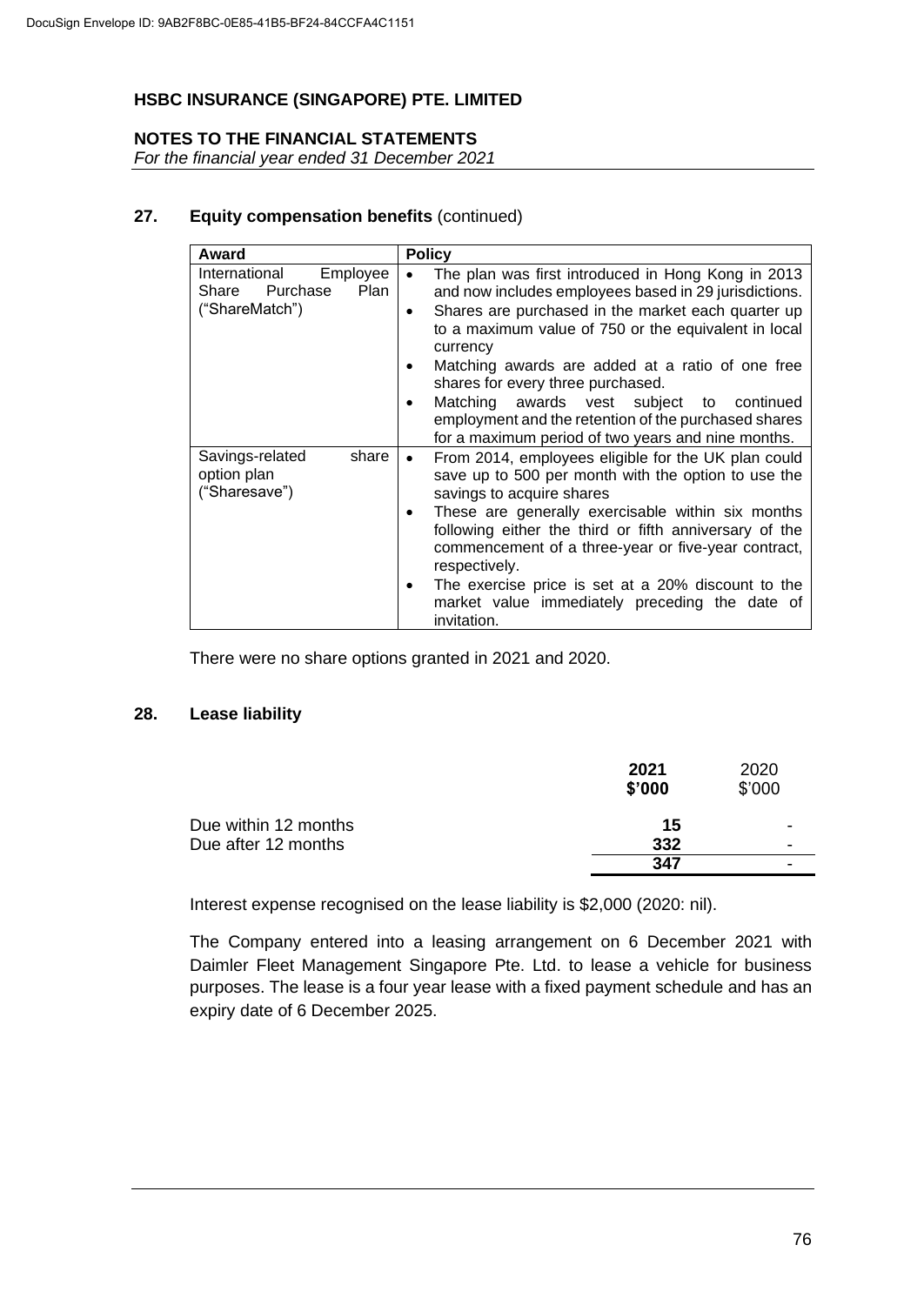# HSBC INSURANCE (SINGAPORE) PTE. LIMITED

## NOTES TO THE FINANCIAL STATEMENTS

*For the financial year ended 31 December 2021*

## 27. Equity compensation benefits (continued)

| Award | Policy |
|---|---|
| International Employee Share Purchase Plan ("ShareMatch") | • The plan was first introduced in Hong Kong in 2013 and now includes employees based in 29 jurisdictions.<br>• Shares are purchased in the market each quarter up to a maximum value of 750 or the equivalent in local currency<br>• Matching awards are added at a ratio of one free shares for every three purchased.<br>• Matching awards vest subject to continued employment and the retention of the purchased shares for a maximum period of two years and nine months. |
| Savings-related share option plan ("Sharesave") | • From 2014, employees eligible for the UK plan could save up to 500 per month with the option to use the savings to acquire shares<br>• These are generally exercisable within six months following either the third or fifth anniversary of the commencement of a three-year or five-year contract, respectively.<br>• The exercise price is set at a 20% discount to the market value immediately preceding the date of invitation. |

There were no share options granted in 2021 and 2020.

## 28. Lease liability

| | **2021**<br>**$'000** | 2020<br>$'000 |
|---|---|---|
| Due within 12 months | **15** | - |
| Due after 12 months | **332** | - |
| | **347** | - |

Interest expense recognised on the lease liability is $2,000 (2020: nil).

The Company entered into a leasing arrangement on 6 December 2021 with Daimler Fleet Management Singapore Pte. Ltd. to lease a vehicle for business purposes. The lease is a four year lease with a fixed payment schedule and has an expiry date of 6 December 2025.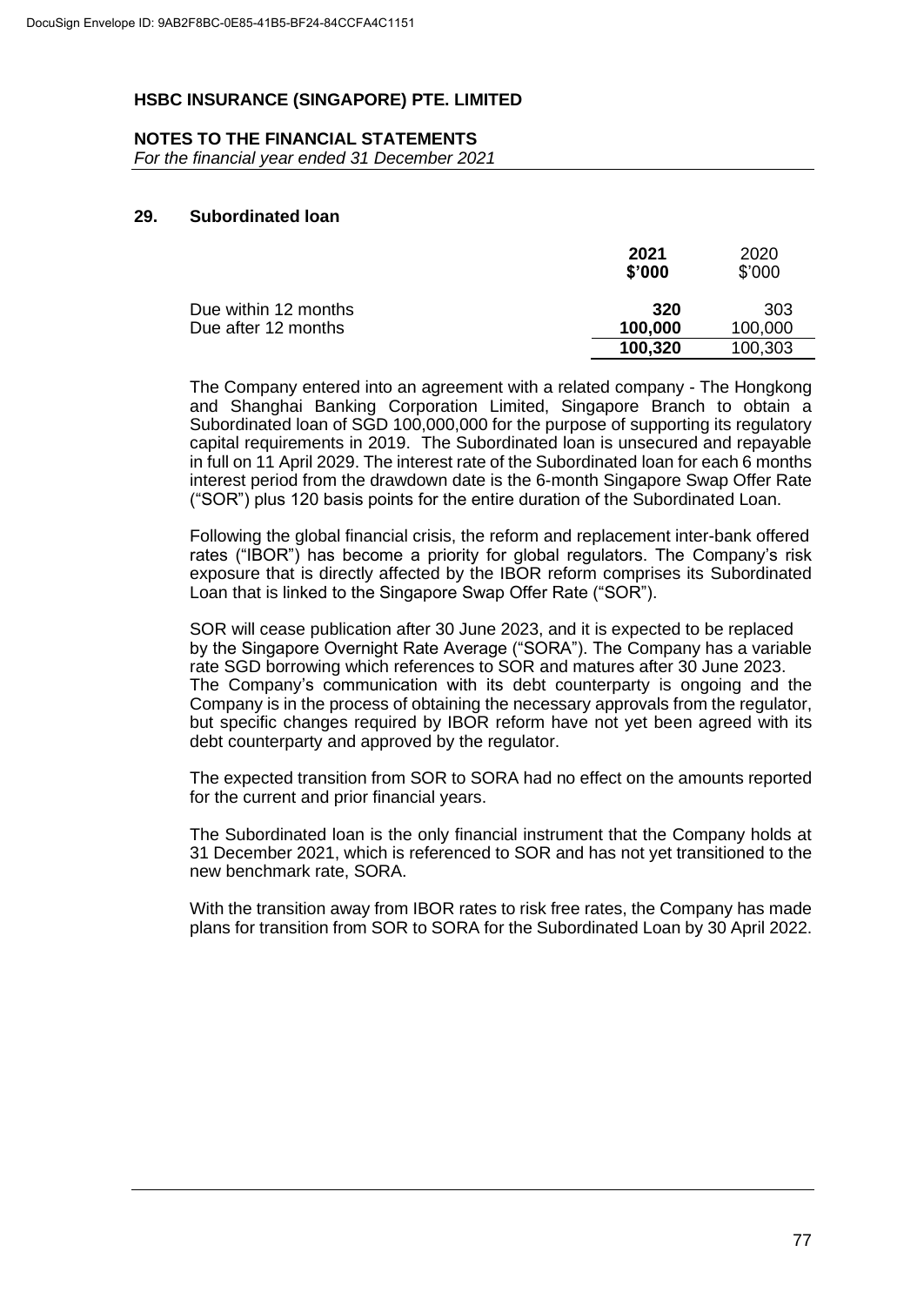# HSBC INSURANCE (SINGAPORE) PTE. LIMITED

**NOTES TO THE FINANCIAL STATEMENTS**
*For the financial year ended 31 December 2021*

## 29. Subordinated loan

| | **2021** **$'000** | 2020 $'000 |
|---|---|---|
| Due within 12 months | **320** | 303 |
| Due after 12 months | **100,000** | 100,000 |
| | **100,320** | 100,303 |

The Company entered into an agreement with a related company - The Hongkong and Shanghai Banking Corporation Limited, Singapore Branch to obtain a Subordinated loan of SGD 100,000,000 for the purpose of supporting its regulatory capital requirements in 2019. The Subordinated loan is unsecured and repayable in full on 11 April 2029. The interest rate of the Subordinated loan for each 6 months interest period from the drawdown date is the 6-month Singapore Swap Offer Rate ("SOR") plus 120 basis points for the entire duration of the Subordinated Loan.

Following the global financial crisis, the reform and replacement inter-bank offered rates ("IBOR") has become a priority for global regulators. The Company's risk exposure that is directly affected by the IBOR reform comprises its Subordinated Loan that is linked to the Singapore Swap Offer Rate ("SOR").

SOR will cease publication after 30 June 2023, and it is expected to be replaced by the Singapore Overnight Rate Average ("SORA"). The Company has a variable rate SGD borrowing which references to SOR and matures after 30 June 2023. The Company's communication with its debt counterparty is ongoing and the Company is in the process of obtaining the necessary approvals from the regulator, but specific changes required by IBOR reform have not yet been agreed with its debt counterparty and approved by the regulator.

The expected transition from SOR to SORA had no effect on the amounts reported for the current and prior financial years.

The Subordinated loan is the only financial instrument that the Company holds at 31 December 2021, which is referenced to SOR and has not yet transitioned to the new benchmark rate, SORA.

With the transition away from IBOR rates to risk free rates, the Company has made plans for transition from SOR to SORA for the Subordinated Loan by 30 April 2022.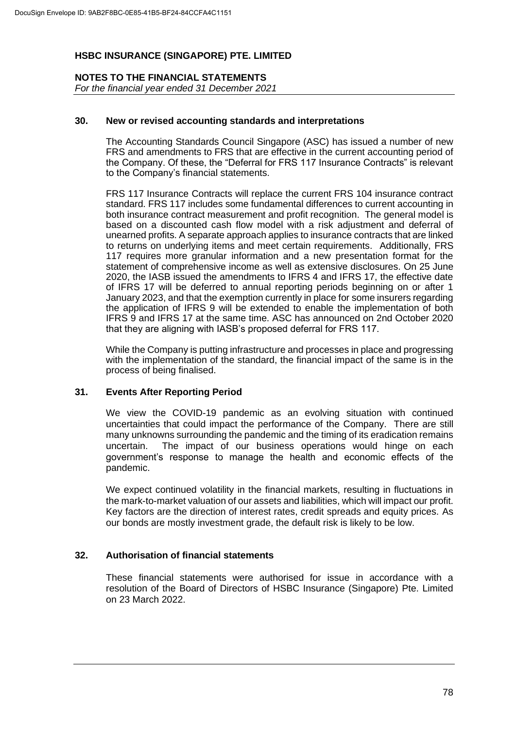# HSBC INSURANCE (SINGAPORE) PTE. LIMITED

## NOTES TO THE FINANCIAL STATEMENTS

*For the financial year ended 31 December 2021*

### 30. New or revised accounting standards and interpretations

The Accounting Standards Council Singapore (ASC) has issued a number of new FRS and amendments to FRS that are effective in the current accounting period of the Company. Of these, the "Deferral for FRS 117 Insurance Contracts" is relevant to the Company's financial statements.

FRS 117 Insurance Contracts will replace the current FRS 104 insurance contract standard. FRS 117 includes some fundamental differences to current accounting in both insurance contract measurement and profit recognition. The general model is based on a discounted cash flow model with a risk adjustment and deferral of unearned profits. A separate approach applies to insurance contracts that are linked to returns on underlying items and meet certain requirements. Additionally, FRS 117 requires more granular information and a new presentation format for the statement of comprehensive income as well as extensive disclosures. On 25 June 2020, the IASB issued the amendments to IFRS 4 and IFRS 17, the effective date of IFRS 17 will be deferred to annual reporting periods beginning on or after 1 January 2023, and that the exemption currently in place for some insurers regarding the application of IFRS 9 will be extended to enable the implementation of both IFRS 9 and IFRS 17 at the same time. ASC has announced on 2nd October 2020 that they are aligning with IASB's proposed deferral for FRS 117.

While the Company is putting infrastructure and processes in place and progressing with the implementation of the standard, the financial impact of the same is in the process of being finalised.

### 31. Events After Reporting Period

We view the COVID-19 pandemic as an evolving situation with continued uncertainties that could impact the performance of the Company. There are still many unknowns surrounding the pandemic and the timing of its eradication remains uncertain. The impact of our business operations would hinge on each government's response to manage the health and economic effects of the pandemic.

We expect continued volatility in the financial markets, resulting in fluctuations in the mark-to-market valuation of our assets and liabilities, which will impact our profit. Key factors are the direction of interest rates, credit spreads and equity prices. As our bonds are mostly investment grade, the default risk is likely to be low.

### 32. Authorisation of financial statements

These financial statements were authorised for issue in accordance with a resolution of the Board of Directors of HSBC Insurance (Singapore) Pte. Limited on 23 March 2022.